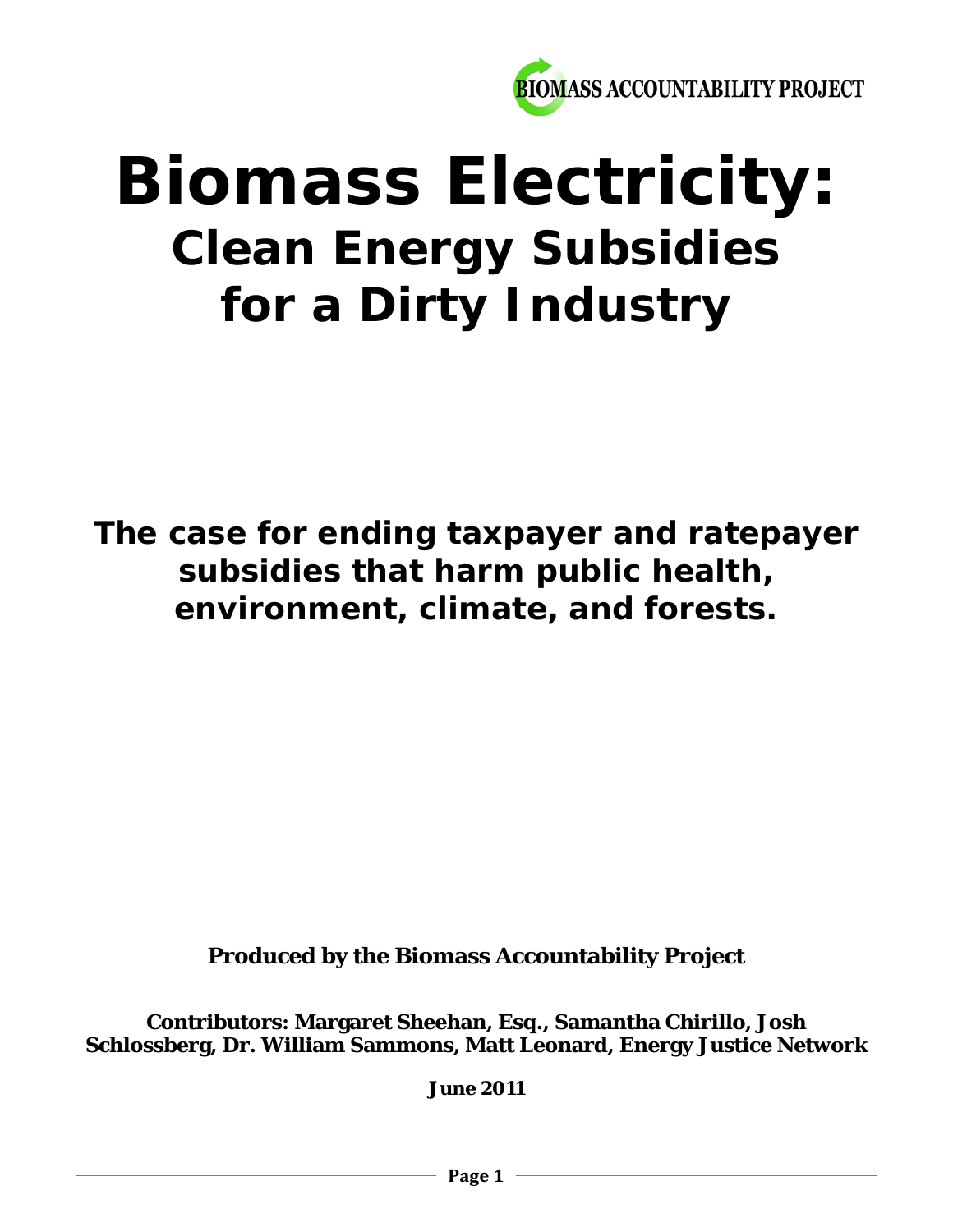BIOMASS ACCOUNTABILITY PROJECT

# Biomass Electricity:

## Clean Energy Subsidies for a Dirty Industry

**The case for ending taxpayer and ratepayer subsidies that harm public health, environment, climate, and forests.**

**Produced by the Biomass Accountability Project**

**Contributors: Margaret Sheehan, Esq., Samantha Chirillo, Josh Schlossberg, Dr. William Sammons, Matt Leonard, Energy Justice Network**

**June 2011**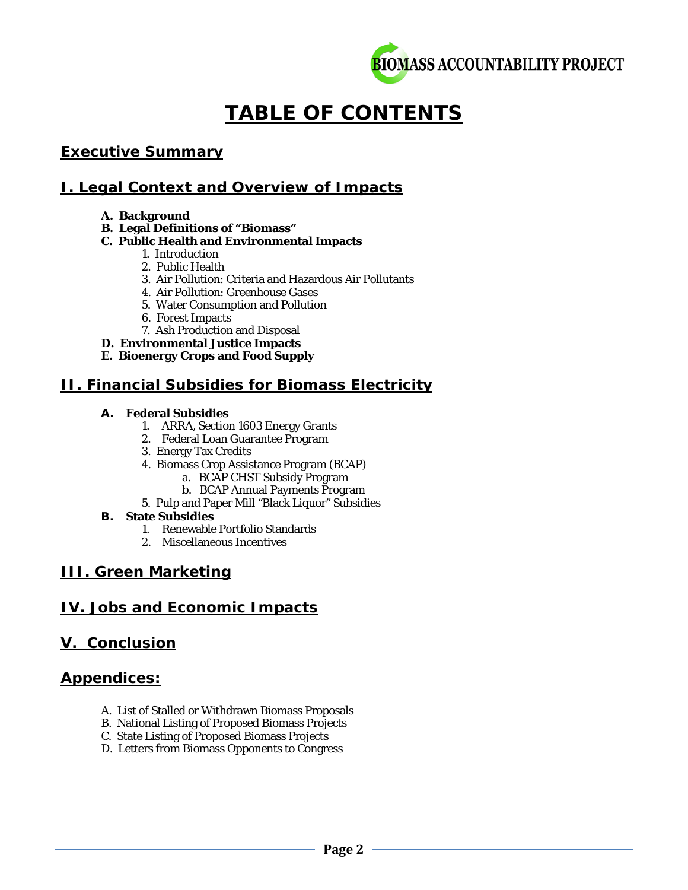# TABLE OF CONTENTS

## Executive Summary

## I. Legal Context and Overview of Impacts

- **A. Background**
- **B. Legal Definitions of "Biomass"**
- **C. Public Health and Environmental Impacts**
  1. Introduction
  2. Public Health
  3. Air Pollution: Criteria and Hazardous Air Pollutants
  4. Air Pollution: Greenhouse Gases
  5. Water Consumption and Pollution
  6. Forest Impacts
  7. Ash Production and Disposal
- **D. Environmental Justice Impacts**
- **E. Bioenergy Crops and Food Supply**

## II. Financial Subsidies for Biomass Electricity

- **A. Federal Subsidies**
  1. ARRA, Section 1603 Energy Grants
  2. Federal Loan Guarantee Program
  3. Energy Tax Credits
  4. Biomass Crop Assistance Program (BCAP)
     - a. BCAP CHST Subsidy Program
     - b. BCAP Annual Payments Program
  5. Pulp and Paper Mill "Black Liquor" Subsidies
- **B. State Subsidies**
  1. Renewable Portfolio Standards
  2. Miscellaneous Incentives

## III. Green Marketing

## IV. Jobs and Economic Impacts

## V. Conclusion

## Appendices:

- A. List of Stalled or Withdrawn Biomass Proposals
- B. National Listing of Proposed Biomass Projects
- C. State Listing of Proposed Biomass Projects
- D. Letters from Biomass Opponents to Congress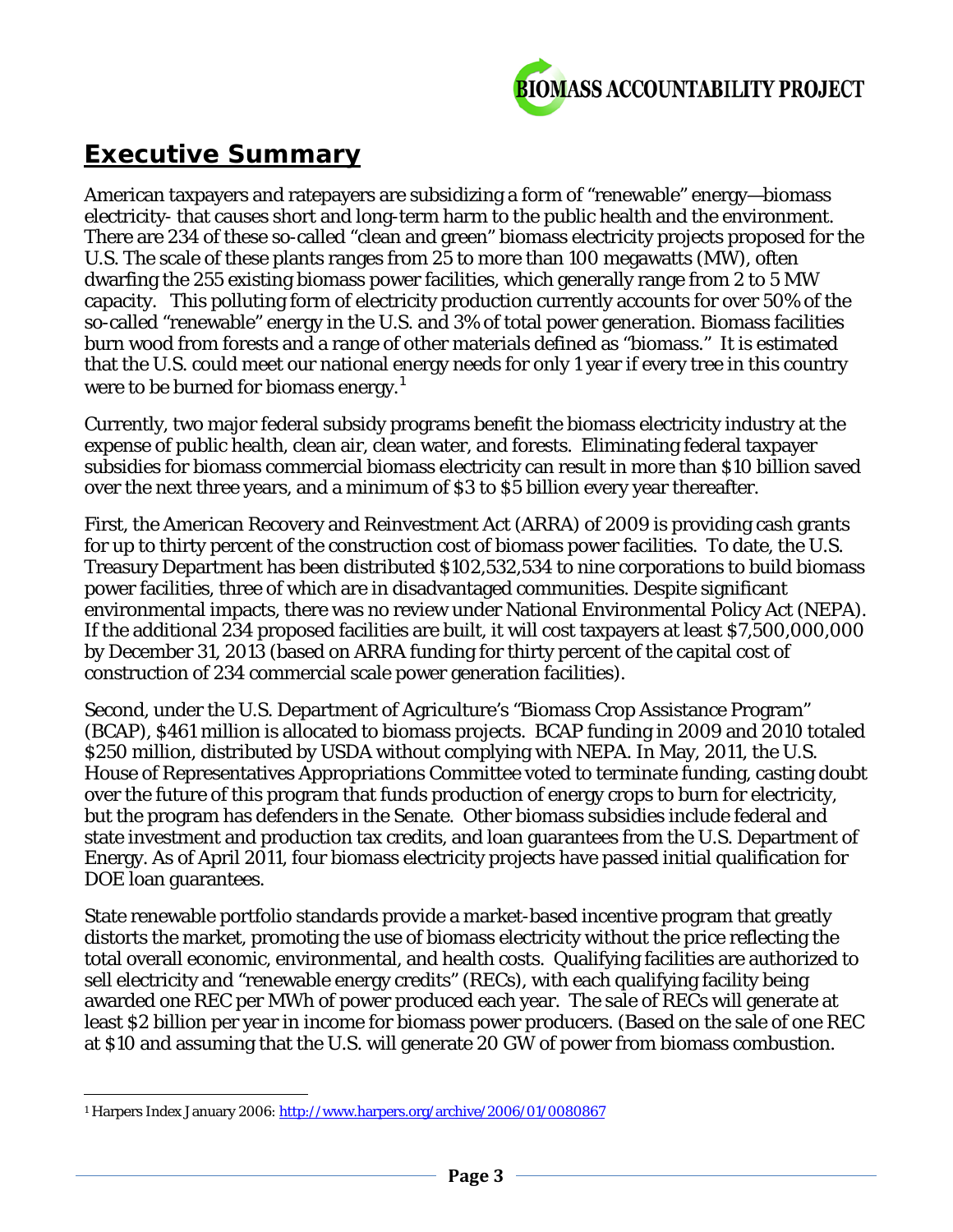## Executive Summary

American taxpayers and ratepayers are subsidizing a form of "renewable" energy—biomass electricity- that causes short and long-term harm to the public health and the environment. There are 234 of these so-called "clean and green" biomass electricity projects proposed for the U.S. The scale of these plants ranges from 25 to more than 100 megawatts (MW), often dwarfing the 255 existing biomass power facilities, which generally range from 2 to 5 MW capacity. This polluting form of electricity production currently accounts for over 50% of the so-called "renewable" energy in the U.S. and 3% of total power generation. Biomass facilities burn wood from forests and a range of other materials defined as "biomass." It is estimated that the U.S. could meet our national energy needs for only 1 year if every tree in this country were to be burned for biomass energy.[1]

Currently, two major federal subsidy programs benefit the biomass electricity industry at the expense of public health, clean air, clean water, and forests. Eliminating federal taxpayer subsidies for biomass commercial biomass electricity can result in more than $10 billion saved over the next three years, and a minimum of $3 to $5 billion every year thereafter.

First, the American Recovery and Reinvestment Act (ARRA) of 2009 is providing cash grants for up to thirty percent of the construction cost of biomass power facilities. To date, the U.S. Treasury Department has been distributed $102,532,534 to nine corporations to build biomass power facilities, three of which are in disadvantaged communities. Despite significant environmental impacts, there was no review under National Environmental Policy Act (NEPA). If the additional 234 proposed facilities are built, it will cost taxpayers at least $7,500,000,000 by December 31, 2013 (based on ARRA funding for thirty percent of the capital cost of construction of 234 commercial scale power generation facilities).

Second, under the U.S. Department of Agriculture's "Biomass Crop Assistance Program" (BCAP), $461 million is allocated to biomass projects. BCAP funding in 2009 and 2010 totaled $250 million, distributed by USDA without complying with NEPA. In May, 2011, the U.S. House of Representatives Appropriations Committee voted to terminate funding, casting doubt over the future of this program that funds production of energy crops to burn for electricity, but the program has defenders in the Senate. Other biomass subsidies include federal and state investment and production tax credits, and loan guarantees from the U.S. Department of Energy. As of April 2011, four biomass electricity projects have passed initial qualification for DOE loan guarantees.

State renewable portfolio standards provide a market-based incentive program that greatly distorts the market, promoting the use of biomass electricity without the price reflecting the total overall economic, environmental, and health costs. Qualifying facilities are authorized to sell electricity and "renewable energy credits" (RECs), with each qualifying facility being awarded one REC per MWh of power produced each year. The sale of RECs will generate at least $2 billion per year in income for biomass power producers. (Based on the sale of one REC at $10 and assuming that the U.S. will generate 20 GW of power from biomass combustion.

---

[1] Harpers Index January 2006: http://www.harpers.org/archive/2006/01/0080867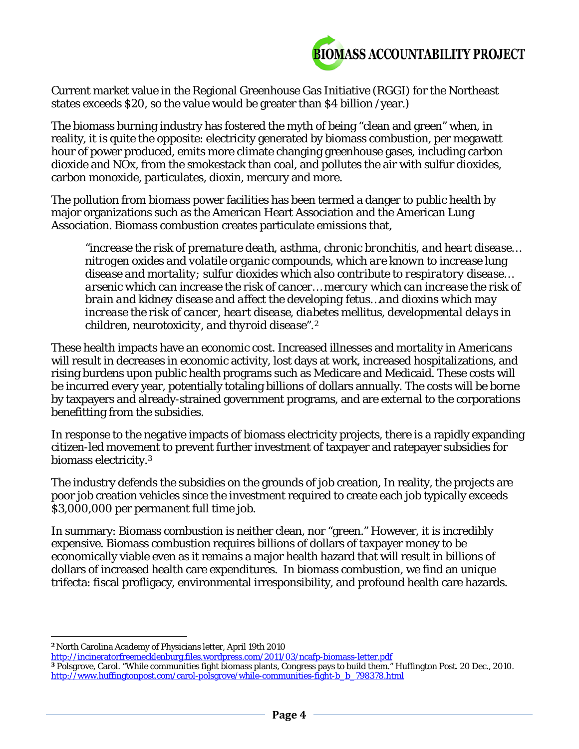Current market value in the Regional Greenhouse Gas Initiative (RGGI) for the Northeast states exceeds $20, so the value would be greater than $4 billion /year.)

The biomass burning industry has fostered the myth of being "clean and green" when, in reality, it is quite the opposite: electricity generated by biomass combustion, per megawatt hour of power produced, emits more climate changing greenhouse gases, including carbon dioxide and NOx, from the smokestack than coal, and pollutes the air with sulfur dioxides, carbon monoxide, particulates, dioxin, mercury and more.

The pollution from biomass power facilities has been termed a danger to public health by major organizations such as the American Heart Association and the American Lung Association. Biomass combustion creates particulate emissions that,

> *"increase the risk of premature death, asthma, chronic bronchitis, and heart disease… nitrogen oxides and volatile organic compounds, which are known to increase lung disease and mortality; sulfur dioxides which also contribute to respiratory disease… arsenic which can increase the risk of cancer… mercury which can increase the risk of brain and kidney disease and affect the developing fetus…and dioxins which may increase the risk of cancer, heart disease, diabetes mellitus, developmental delays in children, neurotoxicity, and thyroid disease".*[2]

These health impacts have an economic cost. Increased illnesses and mortality in Americans will result in decreases in economic activity, lost days at work, increased hospitalizations, and rising burdens upon public health programs such as Medicare and Medicaid. These costs will be incurred every year, potentially totaling billions of dollars annually. The costs will be borne by taxpayers and already-strained government programs, and are external to the corporations benefitting from the subsidies.

In response to the negative impacts of biomass electricity projects, there is a rapidly expanding citizen-led movement to prevent further investment of taxpayer and ratepayer subsidies for biomass electricity.[3]

The industry defends the subsidies on the grounds of job creation, In reality, the projects are poor job creation vehicles since the investment required to create each job typically exceeds $3,000,000 per permanent full time job.

In summary: Biomass combustion is neither clean, nor "green." However, it is incredibly expensive. Biomass combustion requires billions of dollars of taxpayer money to be economically viable even as it remains a major health hazard that will result in billions of dollars of increased health care expenditures. In biomass combustion, we find an unique trifecta: fiscal profligacy, environmental irresponsibility, and profound health care hazards.

---

[2] North Carolina Academy of Physicians letter, April 19th 2010
http://incineratorfreemecklenburg.files.wordpress.com/2011/03/ncafp-biomass-letter.pdf

[3] Polsgrove, Carol. "While communities fight biomass plants, Congress pays to build them." Huffington Post. 20 Dec., 2010.
http://www.huffingtonpost.com/carol-polsgrove/while-communities-fight-b_b_798378.html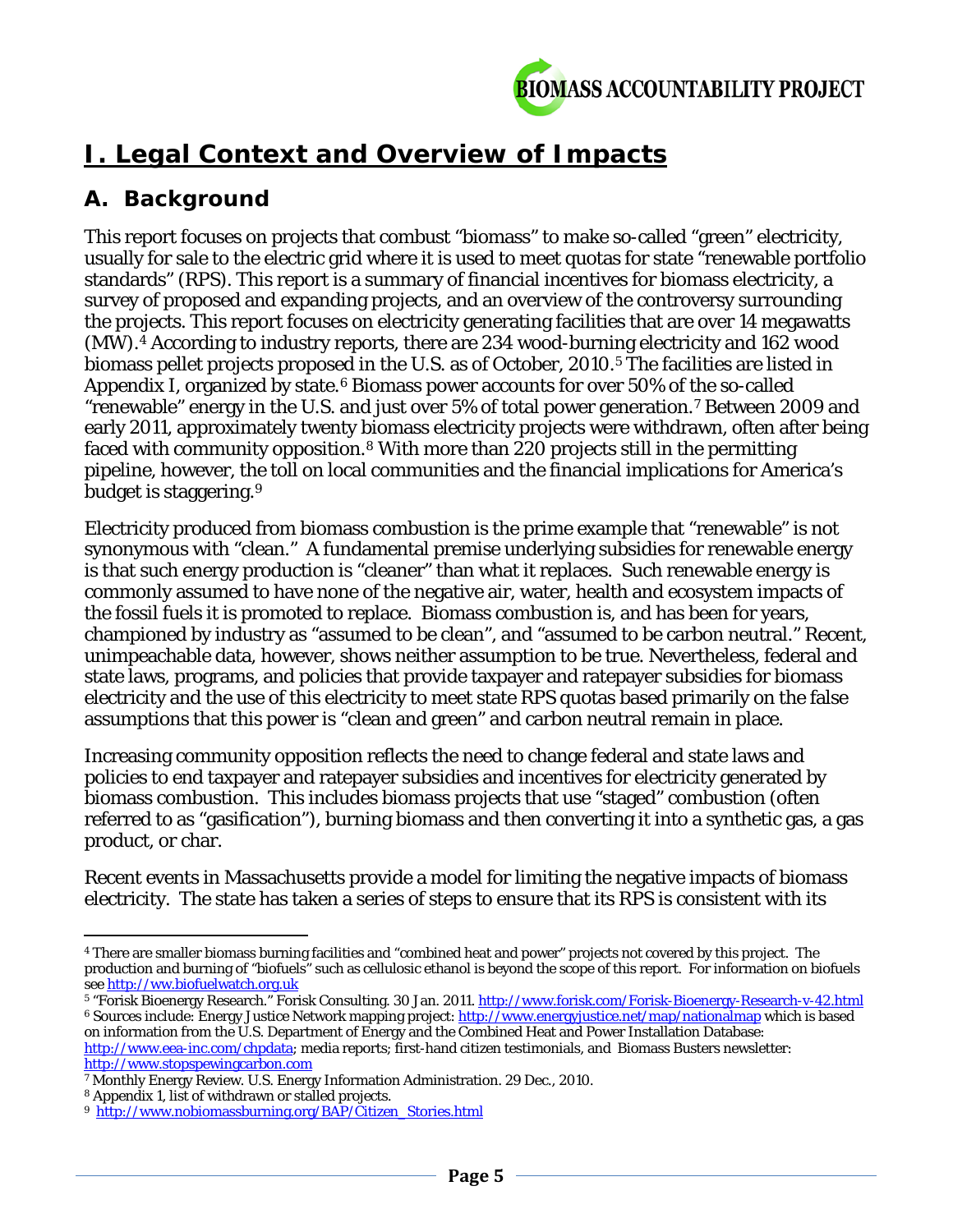# I. Legal Context and Overview of Impacts

## A. Background

This report focuses on projects that combust "biomass" to make so-called "green" electricity, usually for sale to the electric grid where it is used to meet quotas for state "renewable portfolio standards" (RPS). This report is a summary of financial incentives for biomass electricity, a survey of proposed and expanding projects, and an overview of the controversy surrounding the projects. This report focuses on electricity generating facilities that are over 14 megawatts (MW).[4] According to industry reports, there are 234 wood-burning electricity and 162 wood biomass pellet projects proposed in the U.S. as of October, 2010.[5] The facilities are listed in Appendix I, organized by state.[6] Biomass power accounts for over 50% of the so-called "renewable" energy in the U.S. and just over 5% of total power generation.[7] Between 2009 and early 2011, approximately twenty biomass electricity projects were withdrawn, often after being faced with community opposition.[8] With more than 220 projects still in the permitting pipeline, however, the toll on local communities and the financial implications for America's budget is staggering.[9]

Electricity produced from biomass combustion is the prime example that "renewable" is not synonymous with "clean." A fundamental premise underlying subsidies for renewable energy is that such energy production is "cleaner" than what it replaces. Such renewable energy is commonly assumed to have none of the negative air, water, health and ecosystem impacts of the fossil fuels it is promoted to replace. Biomass combustion is, and has been for years, championed by industry as "assumed to be clean", and "assumed to be carbon neutral." Recent, unimpeachable data, however, shows neither assumption to be true. Nevertheless, federal and state laws, programs, and policies that provide taxpayer and ratepayer subsidies for biomass electricity and the use of this electricity to meet state RPS quotas based primarily on the false assumptions that this power is "clean and green" and carbon neutral remain in place.

Increasing community opposition reflects the need to change federal and state laws and policies to end taxpayer and ratepayer subsidies and incentives for electricity generated by biomass combustion. This includes biomass projects that use "staged" combustion (often referred to as "gasification"), burning biomass and then converting it into a synthetic gas, a gas product, or char.

Recent events in Massachusetts provide a model for limiting the negative impacts of biomass electricity. The state has taken a series of steps to ensure that its RPS is consistent with its

---

[4] There are smaller biomass burning facilities and "combined heat and power" projects not covered by this project. The production and burning of "biofuels" such as cellulosic ethanol is beyond the scope of this report. For information on biofuels see http://ww.biofuelwatch.org.uk

[5] "Forisk Bioenergy Research." Forisk Consulting. 30 Jan. 2011. http://www.forisk.com/Forisk-Bioenergy-Research-v-42.html

[6] Sources include: Energy Justice Network mapping project: http://www.energyjustice.net/map/nationalmap which is based on information from the U.S. Department of Energy and the Combined Heat and Power Installation Database: http://www.eea-inc.com/chpdata; media reports; first-hand citizen testimonials, and Biomass Busters newsletter: http://www.stopspewingcarbon.com

[7] Monthly Energy Review. U.S. Energy Information Administration. 29 Dec., 2010.

[8] Appendix 1, list of withdrawn or stalled projects.

[9] http://www.nobiomassburning.org/BAP/Citizen_Stories.html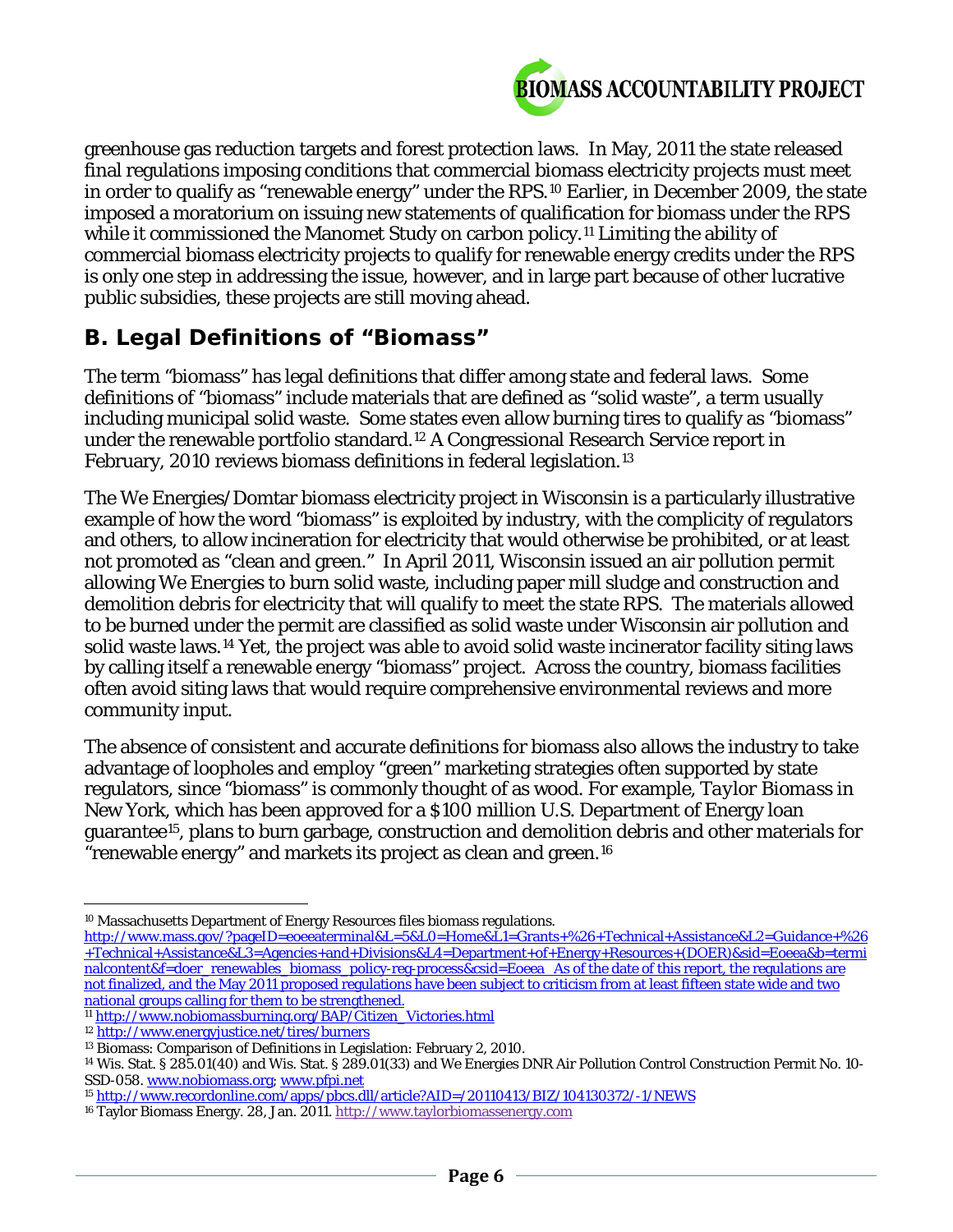greenhouse gas reduction targets and forest protection laws. In May, 2011 the state released final regulations imposing conditions that commercial biomass electricity projects must meet in order to qualify as "renewable energy" under the RPS.[10] Earlier, in December 2009, the state imposed a moratorium on issuing new statements of qualification for biomass under the RPS while it commissioned the Manomet Study on carbon policy.[11] Limiting the ability of commercial biomass electricity projects to qualify for renewable energy credits under the RPS is only one step in addressing the issue, however, and in large part because of other lucrative public subsidies, these projects are still moving ahead.

## B. Legal Definitions of "Biomass"

The term "biomass" has legal definitions that differ among state and federal laws. Some definitions of "biomass" include materials that are defined as "solid waste", a term usually including municipal solid waste. Some states even allow burning tires to qualify as "biomass" under the renewable portfolio standard.[12] A Congressional Research Service report in February, 2010 reviews biomass definitions in federal legislation.[13]

The We Energies/Domtar biomass electricity project in Wisconsin is a particularly illustrative example of how the word "biomass" is exploited by industry, with the complicity of regulators and others, to allow incineration for electricity that would otherwise be prohibited, or at least not promoted as "clean and green." In April 2011, Wisconsin issued an air pollution permit allowing We Energies to burn solid waste, including paper mill sludge and construction and demolition debris for electricity that will qualify to meet the state RPS. The materials allowed to be burned under the permit are classified as solid waste under Wisconsin air pollution and solid waste laws.[14] Yet, the project was able to avoid solid waste incinerator facility siting laws by calling itself a renewable energy "biomass" project. Across the country, biomass facilities often avoid siting laws that would require comprehensive environmental reviews and more community input.

The absence of consistent and accurate definitions for biomass also allows the industry to take advantage of loopholes and employ "green" marketing strategies often supported by state regulators, since "biomass" is commonly thought of as wood. For example, *Taylor Biomass* in New York, which has been approved for a $100 million U.S. Department of Energy loan guarantee[15], plans to burn garbage, construction and demolition debris and other materials for "renewable energy" and markets its project as clean and green.[16]

---

[10] Massachusetts Department of Energy Resources files biomass regulations. http://www.mass.gov/?pageID=eoeeaterminal&L=5&L0=Home&L1=Grants+%26+Technical+Assistance&L2=Guidance+%26+Technical+Assistance&L3=Agencies+and+Divisions&L4=Department+of+Energy+Resources+(DOER)&sid=Eoeea&b=terminalcontent&f=doer_renewables_biomass_policy-reg-process&csid=Eoeea As of the date of this report, the regulations are not finalized, and the May 2011 proposed regulations have been subject to criticism from at least fifteen state wide and two national groups calling for them to be strengthened.

[11] http://www.nobiomassburning.org/BAP/Citizen_Victories.html

[12] http://www.energyjustice.net/tires/burners

[13] Biomass: Comparison of Definitions in Legislation: February 2, 2010.

[14] Wis. Stat. § 285.01(40) and Wis. Stat. § 289.01(33) and We Energies DNR Air Pollution Control Construction Permit No. 10-SSD-058. www.nobiomass.org; www.pfpi.net

[15] http://www.recordonline.com/apps/pbcs.dll/article?AID=/20110413/BIZ/104130372/-1/NEWS

[16] Taylor Biomass Energy. 28, Jan. 2011. http://www.taylorbiomassenergy.com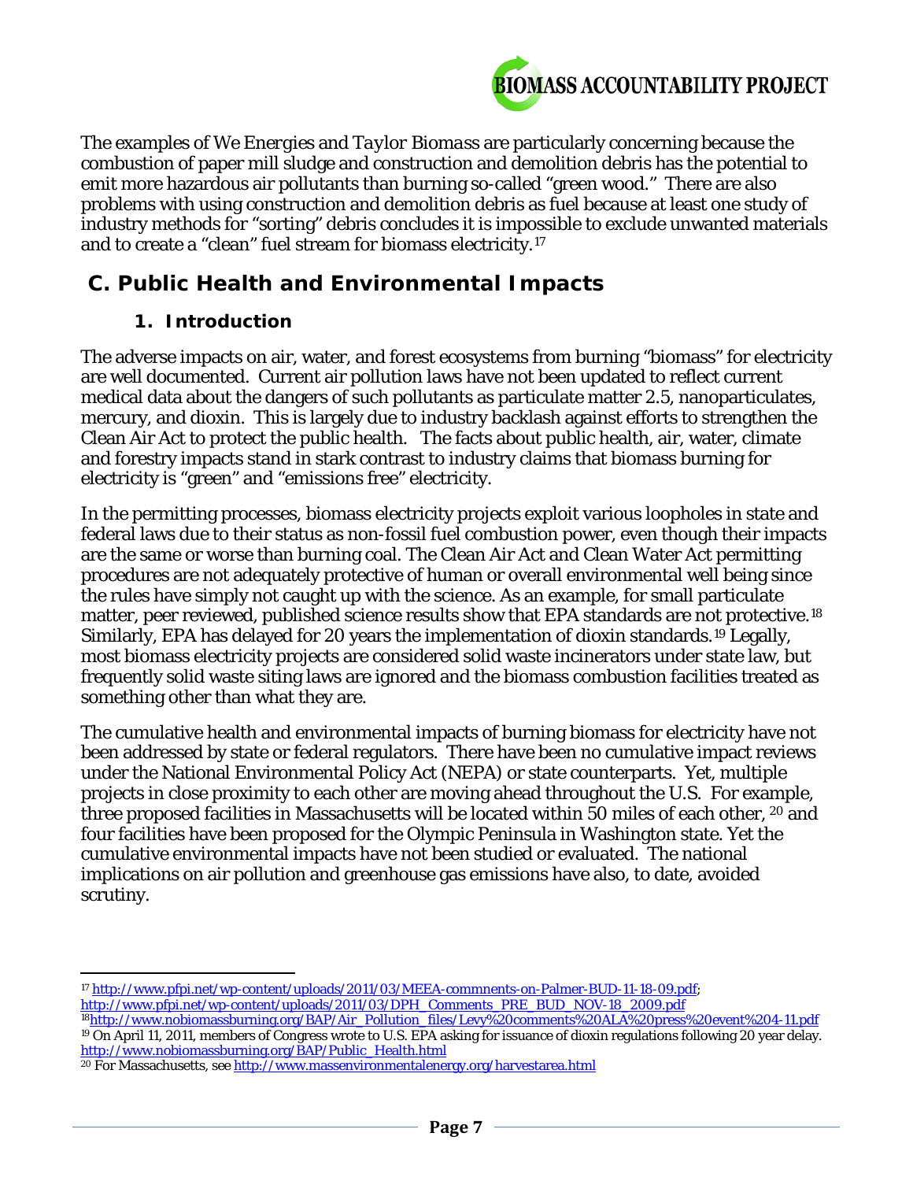The examples of *We Energies* and *Taylor Biomass* are particularly concerning because the combustion of paper mill sludge and construction and demolition debris has the potential to emit more hazardous air pollutants than burning so-called "green wood." There are also problems with using construction and demolition debris as fuel because at least one study of industry methods for "sorting" debris concludes it is impossible to exclude unwanted materials and to create a "clean" fuel stream for biomass electricity.[17]

## C. Public Health and Environmental Impacts

### 1. Introduction

The adverse impacts on air, water, and forest ecosystems from burning "biomass" for electricity are well documented. Current air pollution laws have not been updated to reflect current medical data about the dangers of such pollutants as particulate matter 2.5, nanoparticulates, mercury, and dioxin. This is largely due to industry backlash against efforts to strengthen the Clean Air Act to protect the public health. The facts about public health, air, water, climate and forestry impacts stand in stark contrast to industry claims that biomass burning for electricity is "green" and "emissions free" electricity.

In the permitting processes, biomass electricity projects exploit various loopholes in state and federal laws due to their status as non-fossil fuel combustion power, even though their impacts are the same or worse than burning coal. The Clean Air Act and Clean Water Act permitting procedures are not adequately protective of human or overall environmental well being since the rules have simply not caught up with the science. As an example, for small particulate matter, peer reviewed, published science results show that EPA standards are not protective.[18] Similarly, EPA has delayed for 20 years the implementation of dioxin standards.[19] Legally, most biomass electricity projects are considered solid waste incinerators under state law, but frequently solid waste siting laws are ignored and the biomass combustion facilities treated as something other than what they are.

The cumulative health and environmental impacts of burning biomass for electricity have not been addressed by state or federal regulators. There have been no cumulative impact reviews under the National Environmental Policy Act (NEPA) or state counterparts. Yet, multiple projects in close proximity to each other are moving ahead throughout the U.S. For example, three proposed facilities in Massachusetts will be located within 50 miles of each other, [20] and four facilities have been proposed for the Olympic Peninsula in Washington state. Yet the cumulative environmental impacts have not been studied or evaluated. The national implications on air pollution and greenhouse gas emissions have also, to date, avoided scrutiny.

---

[17] http://www.pfpi.net/wp-content/uploads/2011/03/MEEA-commnents-on-Palmer-BUD-11-18-09.pdf; http://www.pfpi.net/wp-content/uploads/2011/03/DPH_Comments_PRE_BUD_NOV-18_2009.pdf

[18] http://www.nobiomassburning.org/BAP/Air_Pollution_files/Levy%20comments%20ALA%20press%20event%204-11.pdf

[19] On April 11, 2011, members of Congress wrote to U.S. EPA asking for issuance of dioxin regulations following 20 year delay. http://www.nobiomassburning.org/BAP/Public_Health.html

[20] For Massachusetts, see http://www.massenvironmentalenergy.org/harvestarea.html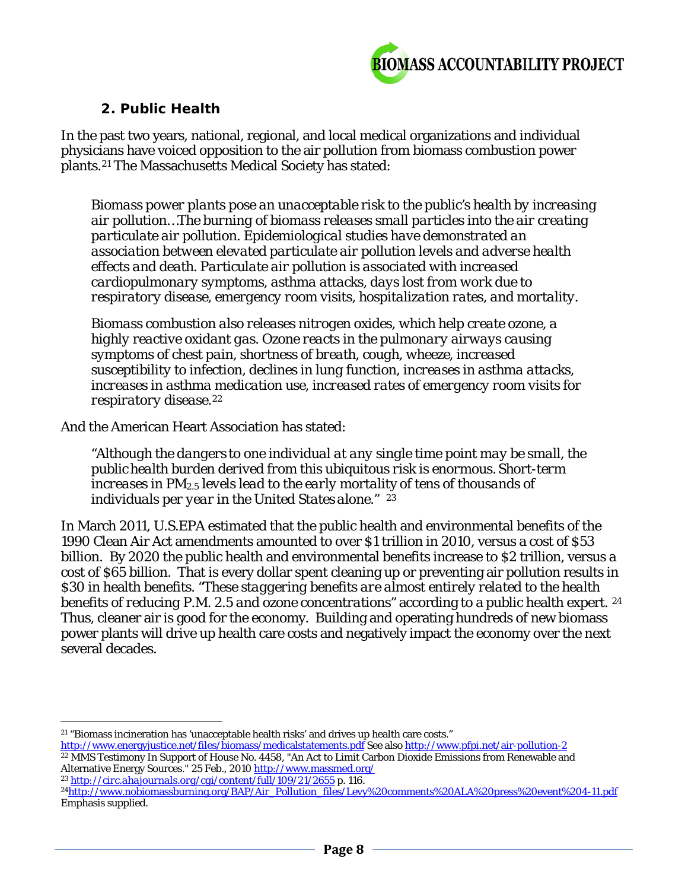## 2. Public Health

In the past two years, national, regional, and local medical organizations and individual physicians have voiced opposition to the air pollution from biomass combustion power plants.[21] The Massachusetts Medical Society has stated:

> *Biomass power plants pose an unacceptable risk to the public's health by increasing air pollution…The burning of biomass releases small particles into the air creating particulate air pollution. Epidemiological studies have demonstrated an association between elevated particulate air pollution levels and adverse health effects and death. Particulate air pollution is associated with increased cardiopulmonary symptoms, asthma attacks, days lost from work due to respiratory disease, emergency room visits, hospitalization rates, and mortality.*
>
> *Biomass combustion also releases nitrogen oxides, which help create ozone, a highly reactive oxidant gas. Ozone reacts in the pulmonary airways causing symptoms of chest pain, shortness of breath, cough, wheeze, increased susceptibility to infection, declines in lung function, increases in asthma attacks, increases in asthma medication use, increased rates of emergency room visits for respiratory disease.*[22]

And the American Heart Association has stated:

> *"Although the dangers to one individual at any single time point may be small, the public health burden derived from this ubiquitous risk is enormous. Short-term increases in $PM_{2.5}$ levels lead to the early mortality of tens of thousands of individuals per year in the United States alone."* [23]

In March 2011, U.S.EPA estimated that the public health and environmental benefits of the 1990 Clean Air Act amendments amounted to over \$1 trillion in 2010, versus a cost of \$53 billion. By 2020 the public health and environmental benefits increase to \$2 trillion, versus a cost of \$65 billion. That is every dollar spent cleaning up or preventing air pollution results in \$30 in health benefits. "*These staggering benefits are almost entirely related to the health benefits of reducing P.M. 2.5 and ozone concentrations*" according to a public health expert. [24] Thus, cleaner air is good for the economy. Building and operating hundreds of new biomass power plants will drive up health care costs and negatively impact the economy over the next several decades.

---

[21] "Biomass incineration has 'unacceptable health risks' and drives up health care costs." http://www.energyjustice.net/files/biomass/medicalstatements.pdf See also http://www.pfpi.net/air-pollution-2

[22] MMS Testimony In Support of House No. 4458, "An Act to Limit Carbon Dioxide Emissions from Renewable and Alternative Energy Sources." 25 Feb., 2010 http://www.massmed.org/

[23] http://circ.ahajournals.org/cgi/content/full/109/21/2655 p. 116.

[24] http://www.nobiomassburning.org/BAP/Air_Pollution_files/Levy%20comments%20ALA%20press%20event%204-11.pdf Emphasis supplied.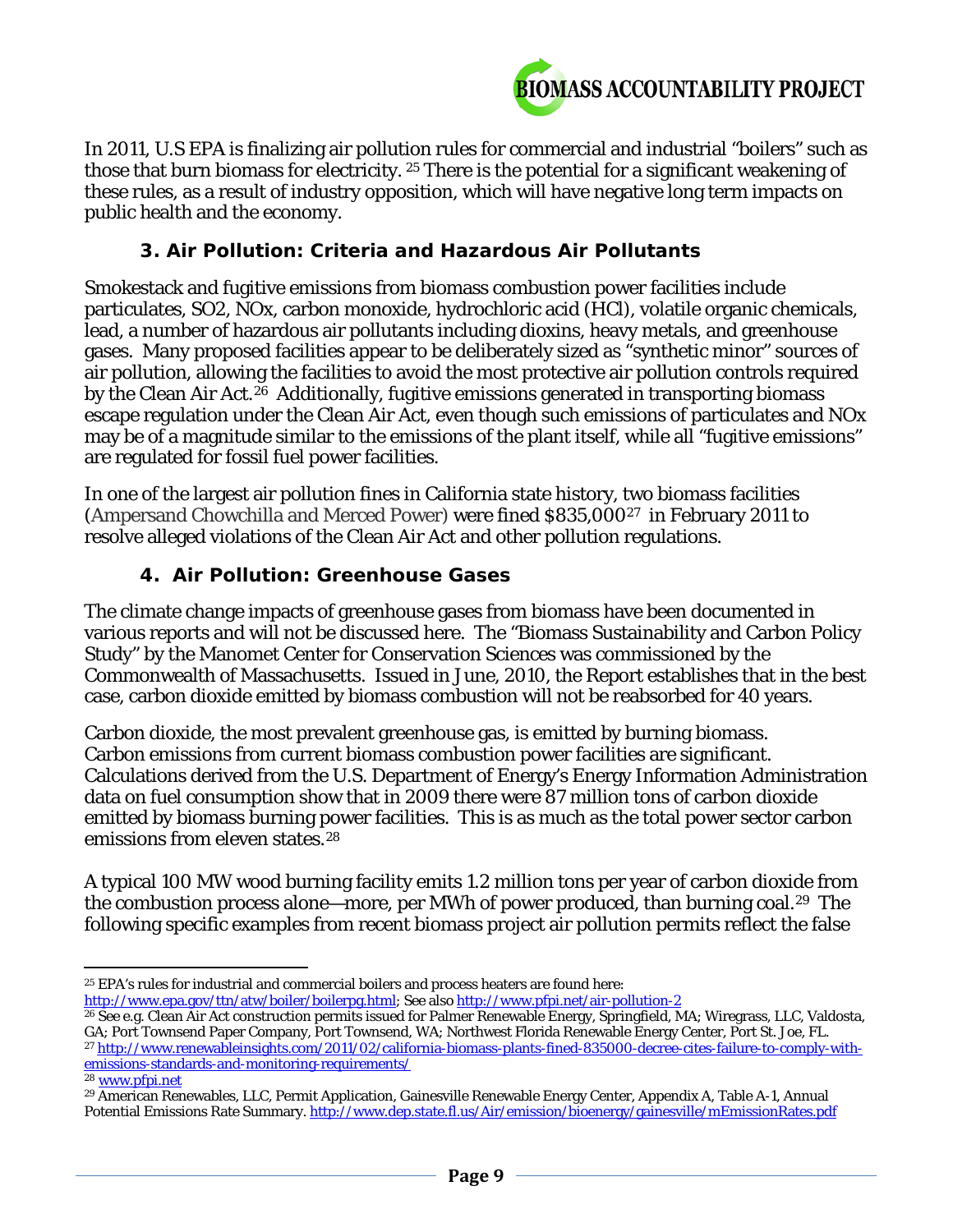In 2011, U.S EPA is finalizing air pollution rules for commercial and industrial "boilers" such as those that burn biomass for electricity. [25] There is the potential for a significant weakening of these rules, as a result of industry opposition, which will have negative long term impacts on public health and the economy.

### 3. Air Pollution: Criteria and Hazardous Air Pollutants

Smokestack and fugitive emissions from biomass combustion power facilities include particulates, SO2, NOx, carbon monoxide, hydrochloric acid (HCl), volatile organic chemicals, lead, a number of hazardous air pollutants including dioxins, heavy metals, and greenhouse gases. Many proposed facilities appear to be deliberately sized as "synthetic minor" sources of air pollution, allowing the facilities to avoid the most protective air pollution controls required by the Clean Air Act.[26] Additionally, fugitive emissions generated in transporting biomass escape regulation under the Clean Air Act, even though such emissions of particulates and NOx may be of a magnitude similar to the emissions of the plant itself, while all "fugitive emissions" are regulated for fossil fuel power facilities.

In one of the largest air pollution fines in California state history, two biomass facilities (Ampersand Chowchilla and Merced Power) were fined $835,000[27] in February 2011 to resolve alleged violations of the Clean Air Act and other pollution regulations.

### 4. Air Pollution: Greenhouse Gases

The climate change impacts of greenhouse gases from biomass have been documented in various reports and will not be discussed here. The "Biomass Sustainability and Carbon Policy Study" by the Manomet Center for Conservation Sciences was commissioned by the Commonwealth of Massachusetts. Issued in June, 2010, the Report establishes that in the best case, carbon dioxide emitted by biomass combustion will not be reabsorbed for 40 years.

Carbon dioxide, the most prevalent greenhouse gas, is emitted by burning biomass. Carbon emissions from current biomass combustion power facilities are significant. Calculations derived from the U.S. Department of Energy's Energy Information Administration data on fuel consumption show that in 2009 there were 87 million tons of carbon dioxide emitted by biomass burning power facilities. This is as much as the total power sector carbon emissions from eleven states.[28]

A typical 100 MW wood burning facility emits 1.2 million tons per year of carbon dioxide from the combustion process alone—more, per MWh of power produced, than burning coal.[29] The following specific examples from recent biomass project air pollution permits reflect the false

---

[25] EPA's rules for industrial and commercial boilers and process heaters are found here: http://www.epa.gov/ttn/atw/boiler/boilerpg.html; See also http://www.pfpi.net/air-pollution-2

[26] See e.g. Clean Air Act construction permits issued for Palmer Renewable Energy, Springfield, MA; Wiregrass, LLC, Valdosta, GA; Port Townsend Paper Company, Port Townsend, WA; Northwest Florida Renewable Energy Center, Port St. Joe, FL.

[27] http://www.renewableinsights.com/2011/02/california-biomass-plants-fined-835000-decree-cites-failure-to-comply-with-emissions-standards-and-monitoring-requirements/

[28] www.pfpi.net

[29] American Renewables, LLC, Permit Application, Gainesville Renewable Energy Center, Appendix A, Table A-1, Annual Potential Emissions Rate Summary. http://www.dep.state.fl.us/Air/emission/bioenergy/gainesville/mEmissionRates.pdf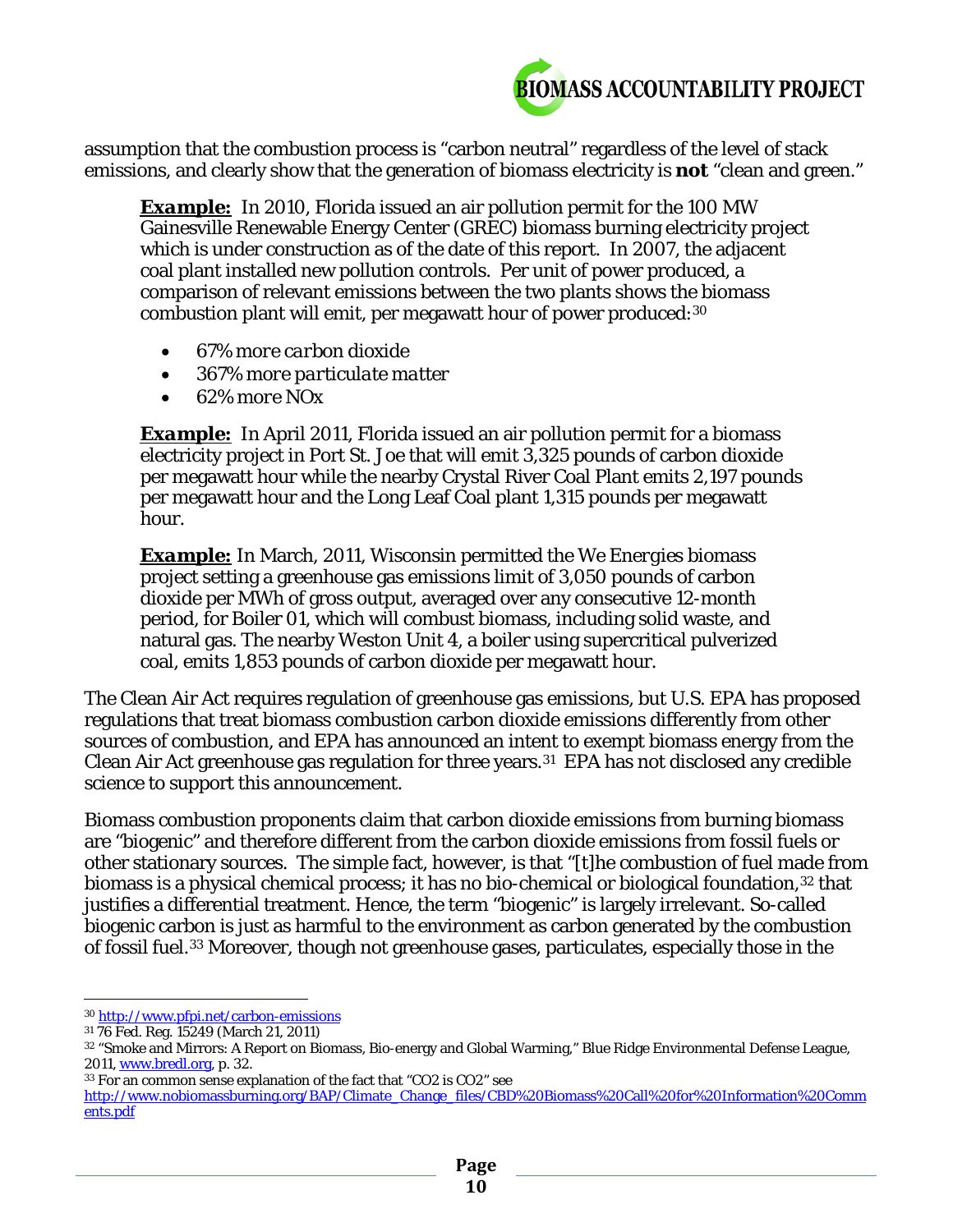assumption that the combustion process is "carbon neutral" regardless of the level of stack emissions, and clearly show that the generation of biomass electricity is **not** "clean and green."

> ***Example:*** In 2010, Florida issued an air pollution permit for the 100 MW Gainesville Renewable Energy Center (GREC) biomass burning electricity project which is under construction as of the date of this report. In 2007, the adjacent coal plant installed new pollution controls. Per unit of power produced, a comparison of relevant emissions between the two plants shows the biomass combustion plant will emit, per megawatt hour of power produced:[30]
>
> - *67% more carbon dioxide*
> - *367% more particulate matter*
> - *62% more NOx*
>
> ***Example:*** In April 2011, Florida issued an air pollution permit for a biomass electricity project in Port St. Joe that will emit 3,325 pounds of carbon dioxide per megawatt hour while the nearby Crystal River Coal Plant emits 2,197 pounds per megawatt hour and the Long Leaf Coal plant 1,315 pounds per megawatt hour.
>
> ***Example:*** In March, 2011, Wisconsin permitted the *We Energies* biomass project setting a greenhouse gas emissions limit of 3,050 pounds of carbon dioxide per MWh of gross output, averaged over any consecutive 12-month period, for Boiler 01, which will combust biomass, including solid waste, and natural gas. The nearby Weston Unit 4, a boiler using supercritical pulverized coal, emits 1,853 pounds of carbon dioxide per megawatt hour.

The Clean Air Act requires regulation of greenhouse gas emissions, but U.S. EPA has proposed regulations that treat biomass combustion carbon dioxide emissions differently from other sources of combustion, and EPA has announced an intent to exempt biomass energy from the Clean Air Act greenhouse gas regulation for three years.[31] EPA has not disclosed any credible science to support this announcement.

Biomass combustion proponents claim that carbon dioxide emissions from burning biomass are "biogenic" and therefore different from the carbon dioxide emissions from fossil fuels or other stationary sources. The simple fact, however, is that "[t]he combustion of fuel made from biomass is a physical chemical process; it has no bio-chemical or biological foundation,[32] that justifies a differential treatment. Hence, the term "biogenic" is largely irrelevant. So-called biogenic carbon is just as harmful to the environment as carbon generated by the combustion of fossil fuel.[33] Moreover, though not greenhouse gases, particulates, especially those in the

---

[30] http://www.pfpi.net/carbon-emissions

[31] 76 Fed. Reg. 15249 (March 21, 2011)

[32] "Smoke and Mirrors: A Report on Biomass, Bio-energy and Global Warming," Blue Ridge Environmental Defense League, 2011, www.bredl.org, p. 32.

[33] For an common sense explanation of the fact that "CO2 is CO2" see http://www.nobiomassburning.org/BAP/Climate_Change_files/CBD%20Biomass%20Call%20for%20Information%20Comments.pdf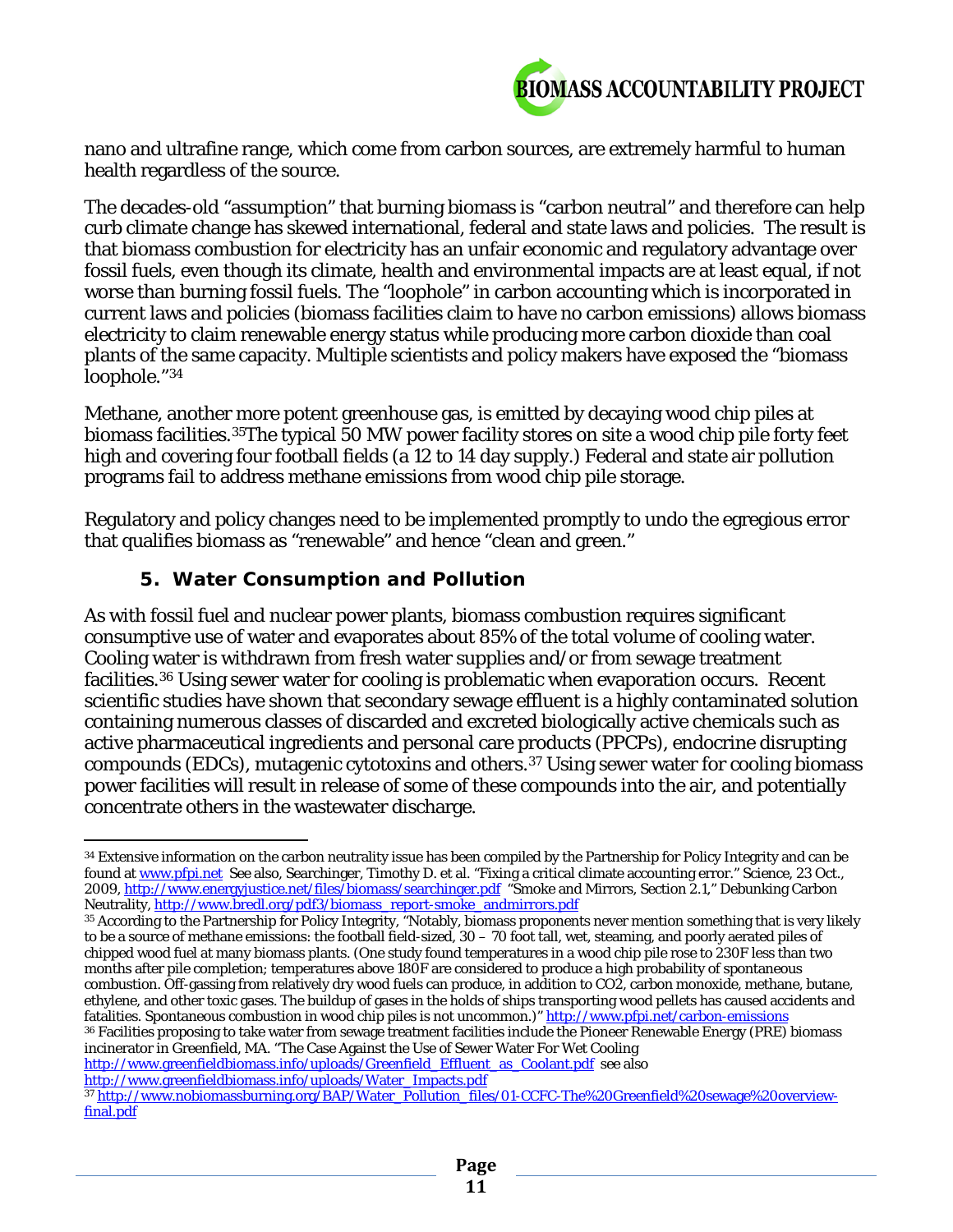nano and ultrafine range, which come from carbon sources, are extremely harmful to human health regardless of the source.

The decades-old "assumption" that burning biomass is "carbon neutral" and therefore can help curb climate change has skewed international, federal and state laws and policies. The result is that biomass combustion for electricity has an unfair economic and regulatory advantage over fossil fuels, even though its climate, health and environmental impacts are at least equal, if not worse than burning fossil fuels. The "loophole" in carbon accounting which is incorporated in current laws and policies (biomass facilities claim to have no carbon emissions) allows biomass electricity to claim renewable energy status while producing more carbon dioxide than coal plants of the same capacity. Multiple scientists and policy makers have exposed the "biomass loophole."[34]

Methane, another more potent greenhouse gas, is emitted by decaying wood chip piles at biomass facilities.[35]The typical 50 MW power facility stores on site a wood chip pile forty feet high and covering four football fields (a 12 to 14 day supply.) Federal and state air pollution programs fail to address methane emissions from wood chip pile storage.

Regulatory and policy changes need to be implemented promptly to undo the egregious error that qualifies biomass as "renewable" and hence "clean and green."

### 5. Water Consumption and Pollution

As with fossil fuel and nuclear power plants, biomass combustion requires significant consumptive use of water and evaporates about 85% of the total volume of cooling water. Cooling water is withdrawn from fresh water supplies and/or from sewage treatment facilities.[36] Using sewer water for cooling is problematic when evaporation occurs. Recent scientific studies have shown that secondary sewage effluent is a highly contaminated solution containing numerous classes of discarded and excreted biologically active chemicals such as active pharmaceutical ingredients and personal care products (PPCPs), endocrine disrupting compounds (EDCs), mutagenic cytotoxins and others.[37] Using sewer water for cooling biomass power facilities will result in release of some of these compounds into the air, and potentially concentrate others in the wastewater discharge.

---

[34] Extensive information on the carbon neutrality issue has been compiled by the Partnership for Policy Integrity and can be found at www.pfpi.net See also, Searchinger, Timothy D. et al. "Fixing a critical climate accounting error." Science, 23 Oct., 2009, http://www.energyjustice.net/files/biomass/searchinger.pdf "Smoke and Mirrors, Section 2.1," Debunking Carbon Neutrality, http://www.bredl.org/pdf3/biomass_report-smoke_andmirrors.pdf

[35] According to the Partnership for Policy Integrity, "Notably, biomass proponents never mention something that is very likely to be a source of methane emissions: the football field-sized, 30 – 70 foot tall, wet, steaming, and poorly aerated piles of chipped wood fuel at many biomass plants. (One study found temperatures in a wood chip pile rose to 230F less than two months after pile completion; temperatures above 180F are considered to produce a high probability of spontaneous combustion. Off-gassing from relatively dry wood fuels can produce, in addition to CO2, carbon monoxide, methane, butane, ethylene, and other toxic gases. The buildup of gases in the holds of ships transporting wood pellets has caused accidents and fatalities. Spontaneous combustion in wood chip piles is not uncommon.)" http://www.pfpi.net/carbon-emissions

[36] Facilities proposing to take water from sewage treatment facilities include the Pioneer Renewable Energy (PRE) biomass incinerator in Greenfield, MA. "The Case Against the Use of Sewer Water For Wet Cooling http://www.greenfieldbiomass.info/uploads/Greenfield_Effluent_as_Coolant.pdf see also http://www.greenfieldbiomass.info/uploads/Water_Impacts.pdf

[37] http://www.nobiomassburning.org/BAP/Water_Pollution_files/01-CCFC-The%20Greenfield%20sewage%20overview-final.pdf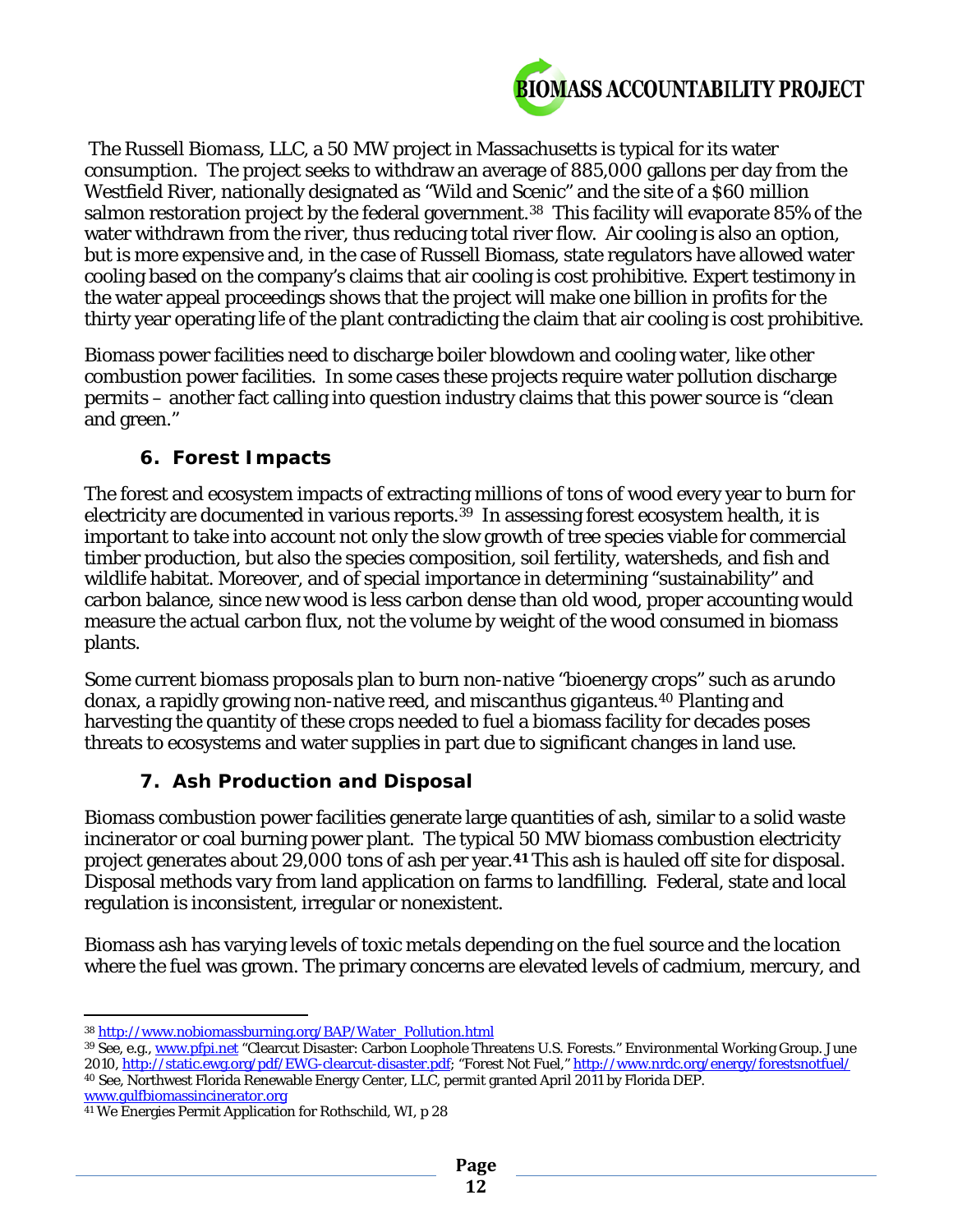The Russell Biomass, LLC, a 50 MW project in Massachusetts is typical for its water consumption. The project seeks to withdraw an average of 885,000 gallons per day from the Westfield River, nationally designated as "Wild and Scenic" and the site of a $60 million salmon restoration project by the federal government.[38] This facility will evaporate 85% of the water withdrawn from the river, thus reducing total river flow. Air cooling is also an option, but is more expensive and, in the case of Russell Biomass, state regulators have allowed water cooling based on the company's claims that air cooling is cost prohibitive. Expert testimony in the water appeal proceedings shows that the project will make one billion in profits for the thirty year operating life of the plant contradicting the claim that air cooling is cost prohibitive.

Biomass power facilities need to discharge boiler blowdown and cooling water, like other combustion power facilities. In some cases these projects require water pollution discharge permits – another fact calling into question industry claims that this power source is "clean and green."

### 6. Forest Impacts

The forest and ecosystem impacts of extracting millions of tons of wood every year to burn for electricity are documented in various reports.[39] In assessing forest ecosystem health, it is important to take into account not only the slow growth of tree species viable for commercial timber production, but also the species composition, soil fertility, watersheds, and fish and wildlife habitat. Moreover, and of special importance in determining "sustainability" and carbon balance, since new wood is less carbon dense than old wood, proper accounting would measure the actual carbon flux, not the volume by weight of the wood consumed in biomass plants.

Some current biomass proposals plan to burn non-native "bioenergy crops" such as *arundo donax*, a rapidly growing non-native reed, and *miscanthus giganteus*.[40] Planting and harvesting the quantity of these crops needed to fuel a biomass facility for decades poses threats to ecosystems and water supplies in part due to significant changes in land use.

### 7. Ash Production and Disposal

Biomass combustion power facilities generate large quantities of ash, similar to a solid waste incinerator or coal burning power plant. The typical 50 MW biomass combustion electricity project generates about 29,000 tons of ash per year.[41] This ash is hauled off site for disposal. Disposal methods vary from land application on farms to landfilling. Federal, state and local regulation is inconsistent, irregular or nonexistent.

Biomass ash has varying levels of toxic metals depending on the fuel source and the location where the fuel was grown. The primary concerns are elevated levels of cadmium, mercury, and

---

[38] http://www.nobiomassburning.org/BAP/Water_Pollution.html

[39] See, e.g., www.pfpi.net "Clearcut Disaster: Carbon Loophole Threatens U.S. Forests." Environmental Working Group. June 2010, http://static.ewg.org/pdf/EWG-clearcut-disaster.pdf; "Forest Not Fuel," http://www.nrdc.org/energy/forestsnotfuel/

[40] See, Northwest Florida Renewable Energy Center, LLC, permit granted April 2011 by Florida DEP. www.gulfbiomassincinerator.org

[41] We Energies Permit Application for Rothschild, WI, p 28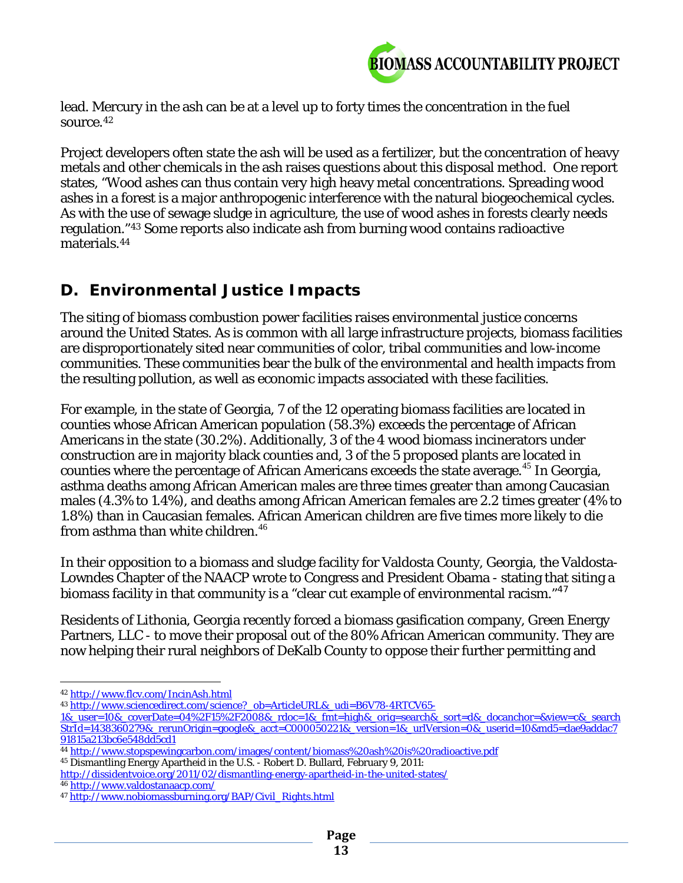lead. Mercury in the ash can be at a level up to forty times the concentration in the fuel source.[42]

Project developers often state the ash will be used as a fertilizer, but the concentration of heavy metals and other chemicals in the ash raises questions about this disposal method. One report states, "Wood ashes can thus contain very high heavy metal concentrations. Spreading wood ashes in a forest is a major anthropogenic interference with the natural biogeochemical cycles. As with the use of sewage sludge in agriculture, the use of wood ashes in forests clearly needs regulation."[43] Some reports also indicate ash from burning wood contains radioactive materials.[44]

## D. Environmental Justice Impacts

The siting of biomass combustion power facilities raises environmental justice concerns around the United States. As is common with all large infrastructure projects, biomass facilities are disproportionately sited near communities of color, tribal communities and low-income communities. These communities bear the bulk of the environmental and health impacts from the resulting pollution, as well as economic impacts associated with these facilities.

For example, in the state of Georgia, 7 of the 12 operating biomass facilities are located in counties whose African American population (58.3%) exceeds the percentage of African Americans in the state (30.2%). Additionally, 3 of the 4 wood biomass incinerators under construction are in majority black counties and, 3 of the 5 proposed plants are located in counties where the percentage of African Americans exceeds the state average.[45] In Georgia, asthma deaths among African American males are three times greater than among Caucasian males (4.3% to 1.4%), and deaths among African American females are 2.2 times greater (4% to 1.8%) than in Caucasian females. African American children are five times more likely to die from asthma than white children.[46]

In their opposition to a biomass and sludge facility for Valdosta County, Georgia, the Valdosta-Lowndes Chapter of the NAACP wrote to Congress and President Obama - stating that siting a biomass facility in that community is a "clear cut example of environmental racism."[47]

Residents of Lithonia, Georgia recently forced a biomass gasification company, Green Energy Partners, LLC - to move their proposal out of the 80% African American community. They are now helping their rural neighbors of DeKalb County to oppose their further permitting and

---

[42] http://www.flcv.com/IncinAsh.html

[43] http://www.sciencedirect.com/science?_ob=ArticleURL&_udi=B6V78-4RTCV65-1&_user=10&_coverDate=04%2F15%2F2008&_rdoc=1&_fmt=high&_orig=search&_sort=d&_docanchor=&view=c&_searchStrId=1438360279&_rerunOrigin=google&_acct=C000050221&_version=1&_urlVersion=0&_userid=10&md5=dae9addac791815a213bc6e548dd5cd1

[44] http://www.stopspewingcarbon.com/images/content/biomass%20ash%20is%20radioactive.pdf

[45] Dismantling Energy Apartheid in the U.S. - Robert D. Bullard, February 9, 2011: http://dissidentvoice.org/2011/02/dismantling-energy-apartheid-in-the-united-states/

[46] http://www.valdostanaacp.com/

[47] http://www.nobiomassburning.org/BAP/Civil_Rights.html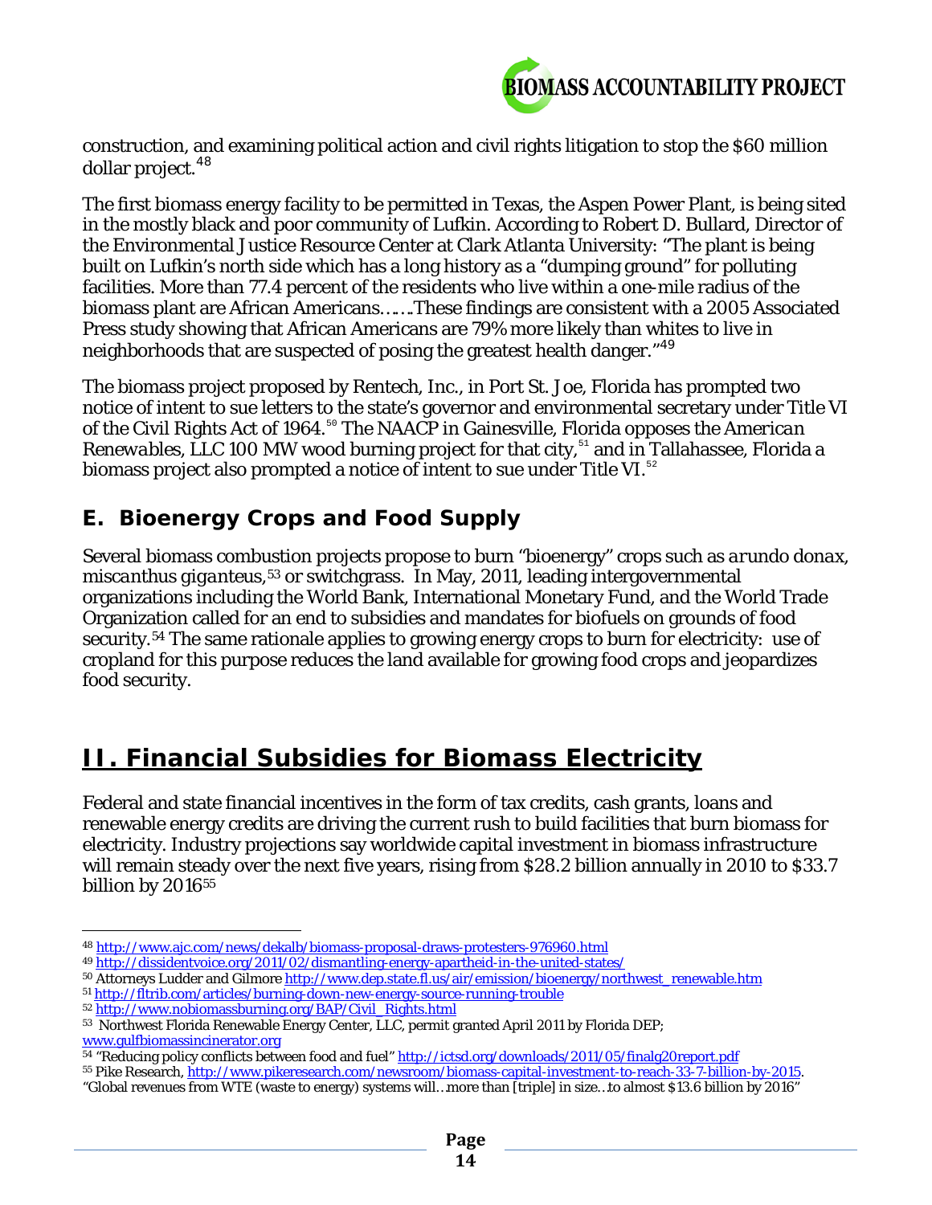construction, and examining political action and civil rights litigation to stop the $60 million dollar project.[48]

The first biomass energy facility to be permitted in Texas, the Aspen Power Plant, is being sited in the mostly black and poor community of Lufkin. According to Robert D. Bullard, Director of the Environmental Justice Resource Center at Clark Atlanta University: "The plant is being built on Lufkin's north side which has a long history as a "dumping ground" for polluting facilities. More than 77.4 percent of the residents who live within a one-mile radius of the biomass plant are African Americans…….These findings are consistent with a 2005 Associated Press study showing that African Americans are 79% more likely than whites to live in neighborhoods that are suspected of posing the greatest health danger."[49]

The biomass project proposed by Rentech, Inc., in Port St. Joe, Florida has prompted two notice of intent to sue letters to the state's governor and environmental secretary under Title VI of the Civil Rights Act of 1964.[50] The NAACP in Gainesville, Florida opposes the *American Renewables*, LLC 100 MW wood burning project for that city,[51] and in Tallahassee, Florida a biomass project also prompted a notice of intent to sue under Title VI.[52]

## E. Bioenergy Crops and Food Supply

Several biomass combustion projects propose to burn "bioenergy" crops such as *arundo donax*, *miscanthus giganteus*,[53] or switchgrass. In May, 2011, leading intergovernmental organizations including the World Bank, International Monetary Fund, and the World Trade Organization called for an end to subsidies and mandates for biofuels on grounds of food security.[54] The same rationale applies to growing energy crops to burn for electricity: use of cropland for this purpose reduces the land available for growing food crops and jeopardizes food security.

# II. Financial Subsidies for Biomass Electricity

Federal and state financial incentives in the form of tax credits, cash grants, loans and renewable energy credits are driving the current rush to build facilities that burn biomass for electricity. Industry projections say worldwide capital investment in biomass infrastructure will remain steady over the next five years, rising from $28.2 billion annually in 2010 to $33.7 billion by 2016[55]

---

[48] http://www.ajc.com/news/dekalb/biomass-proposal-draws-protesters-976960.html

[49] http://dissidentvoice.org/2011/02/dismantling-energy-apartheid-in-the-united-states/

[50] Attorneys Ludder and Gilmore http://www.dep.state.fl.us/air/emission/bioenergy/northwest_renewable.htm

[51] http://fltrib.com/articles/burning-down-new-energy-source-running-trouble

[52] http://www.nobiomassburning.org/BAP/Civil_Rights.html

[53] Northwest Florida Renewable Energy Center, LLC, permit granted April 2011 by Florida DEP; www.gulfbiomassincinerator.org

[54] "Reducing policy conflicts between food and fuel" http://ictsd.org/downloads/2011/05/finalg20report.pdf

[55] Pike Research, http://www.pikeresearch.com/newsroom/biomass-capital-investment-to-reach-33-7-billion-by-2015. "Global revenues from WTE (waste to energy) systems will…more than [triple] in size…to almost $13.6 billion by 2016"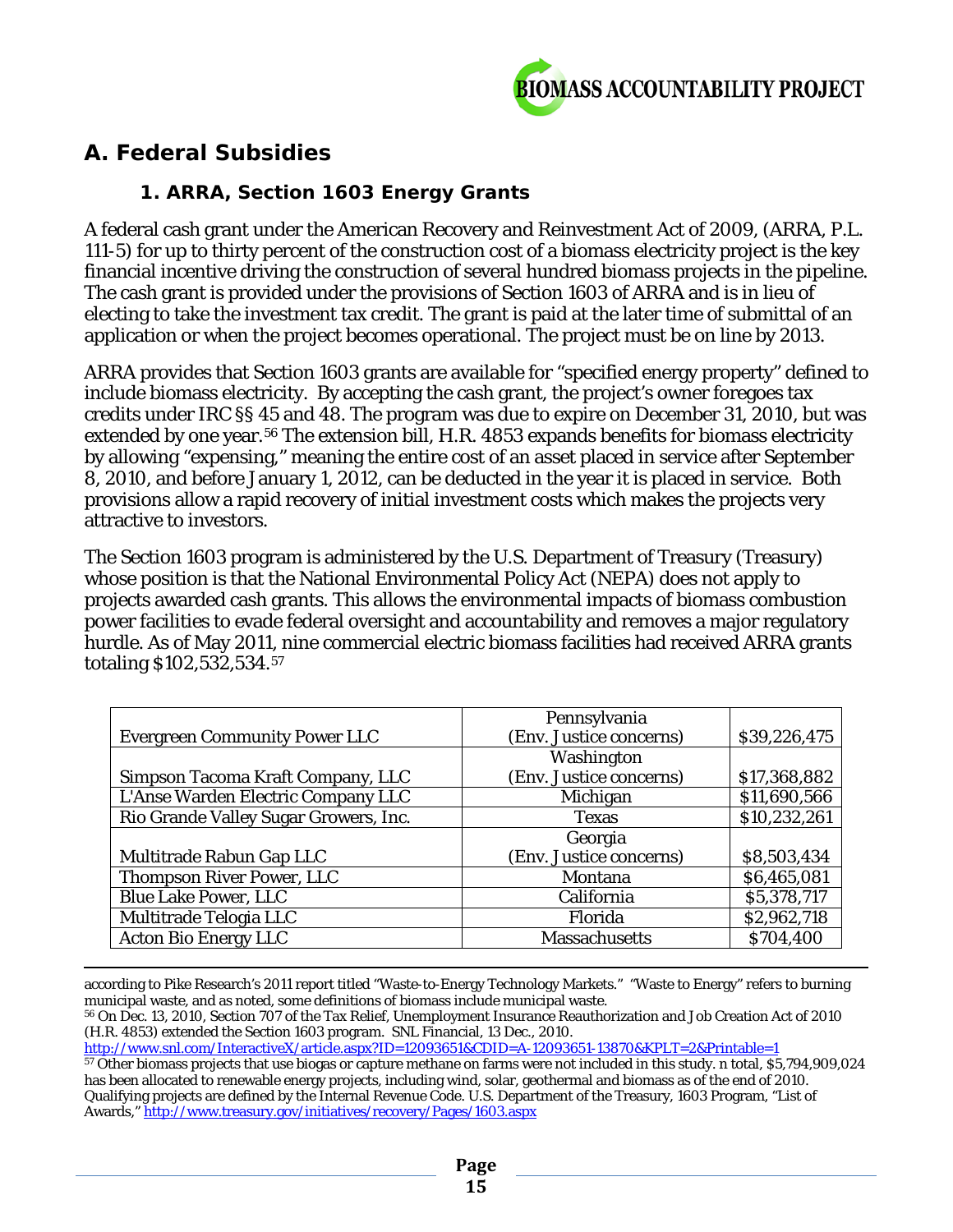## A. Federal Subsidies

### 1. ARRA, Section 1603 Energy Grants

A federal cash grant under the American Recovery and Reinvestment Act of 2009, (ARRA, P.L. 111-5) for up to thirty percent of the construction cost of a biomass electricity project is the key financial incentive driving the construction of several hundred biomass projects in the pipeline. The cash grant is provided under the provisions of Section 1603 of ARRA and is in lieu of electing to take the investment tax credit. The grant is paid at the later time of submittal of an application or when the project becomes operational. The project must be on line by 2013.

ARRA provides that Section 1603 grants are available for "specified energy property" defined to include biomass electricity. By accepting the cash grant, the project's owner foregoes tax credits under IRC §§ 45 and 48. The program was due to expire on December 31, 2010, but was extended by one year.[56] The extension bill, H.R. 4853 expands benefits for biomass electricity by allowing "expensing," meaning the entire cost of an asset placed in service after September 8, 2010, and before January 1, 2012, can be deducted in the year it is placed in service. Both provisions allow a rapid recovery of initial investment costs which makes the projects very attractive to investors.

The Section 1603 program is administered by the U.S. Department of Treasury (Treasury) whose position is that the National Environmental Policy Act (NEPA) does not apply to projects awarded cash grants. This allows the environmental impacts of biomass combustion power facilities to evade federal oversight and accountability and removes a major regulatory hurdle. As of May 2011, nine commercial electric biomass facilities had received ARRA grants totaling $102,532,534.[57]

| | | |
|---|---|---|
| Evergreen Community Power LLC | Pennsylvania (Env. Justice concerns) | $39,226,475 |
| Simpson Tacoma Kraft Company, LLC | Washington (Env. Justice concerns) | $17,368,882 |
| L'Anse Warden Electric Company LLC | Michigan | $11,690,566 |
| Rio Grande Valley Sugar Growers, Inc. | Texas | $10,232,261 |
| Multitrade Rabun Gap LLC | Georgia (Env. Justice concerns) | $8,503,434 |
| Thompson River Power, LLC | Montana | $6,465,081 |
| Blue Lake Power, LLC | California | $5,378,717 |
| Multitrade Telogia LLC | Florida | $2,962,718 |
| Acton Bio Energy LLC | Massachusetts | $704,400 |

---

according to Pike Research's 2011 report titled "Waste-to-Energy Technology Markets." "Waste to Energy" refers to burning municipal waste, and as noted, some definitions of biomass include municipal waste.

[56] On Dec. 13, 2010, Section 707 of the Tax Relief, Unemployment Insurance Reauthorization and Job Creation Act of 2010 (H.R. 4853) extended the Section 1603 program. SNL Financial, 13 Dec., 2010. http://www.snl.com/InteractiveX/article.aspx?ID=12093651&CDID=A-12093651-13870&KPLT=2&Printable=1

[57] Other biomass projects that use biogas or capture methane on farms were not included in this study. n total, $5,794,909,024 has been allocated to renewable energy projects, including wind, solar, geothermal and biomass as of the end of 2010. Qualifying projects are defined by the Internal Revenue Code. U.S. Department of the Treasury, 1603 Program, "List of Awards," http://www.treasury.gov/initiatives/recovery/Pages/1603.aspx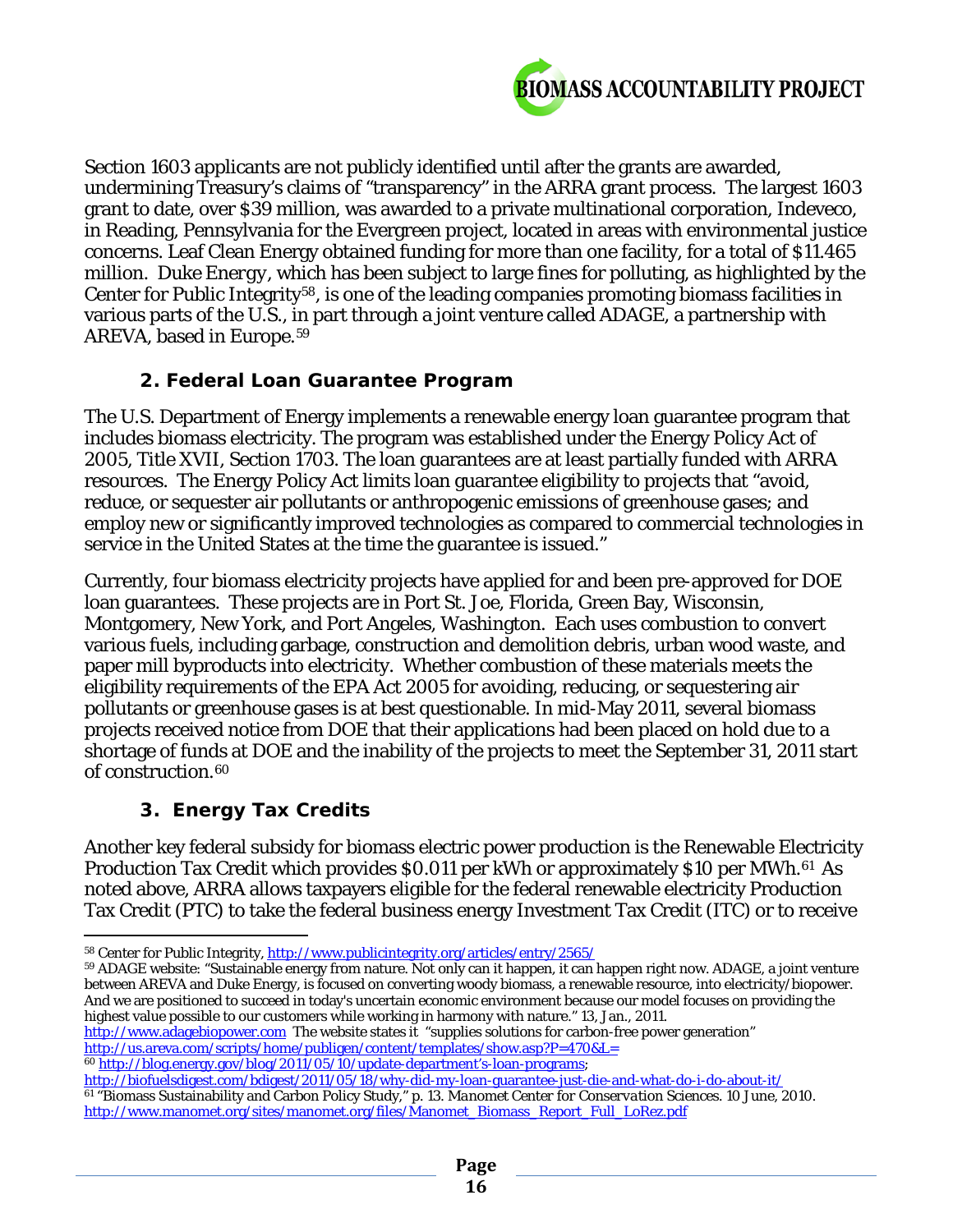Section 1603 applicants are not publicly identified until after the grants are awarded, undermining Treasury's claims of "transparency" in the ARRA grant process. The largest 1603 grant to date, over $39 million, was awarded to a private multinational corporation, Indeveco, in Reading, Pennsylvania for the Evergreen project, located in areas with environmental justice concerns. Leaf Clean Energy obtained funding for more than one facility, for a total of $11.465 million. Duke Energy, which has been subject to large fines for polluting, as highlighted by the Center for Public Integrity[58], is one of the leading companies promoting biomass facilities in various parts of the U.S., in part through a joint venture called ADAGE, a partnership with AREVA, based in Europe.[59]

### 2. Federal Loan Guarantee Program

The U.S. Department of Energy implements a renewable energy loan guarantee program that includes biomass electricity. The program was established under the Energy Policy Act of 2005, Title XVII, Section 1703. The loan guarantees are at least partially funded with ARRA resources. The Energy Policy Act limits loan guarantee eligibility to projects that "avoid, reduce, or sequester air pollutants or anthropogenic emissions of greenhouse gases; and employ new or significantly improved technologies as compared to commercial technologies in service in the United States at the time the guarantee is issued."

Currently, four biomass electricity projects have applied for and been pre-approved for DOE loan guarantees. These projects are in Port St. Joe, Florida, Green Bay, Wisconsin, Montgomery, New York, and Port Angeles, Washington. Each uses combustion to convert various fuels, including garbage, construction and demolition debris, urban wood waste, and paper mill byproducts into electricity. Whether combustion of these materials meets the eligibility requirements of the EPA Act 2005 for avoiding, reducing, or sequestering air pollutants or greenhouse gases is at best questionable. In mid-May 2011, several biomass projects received notice from DOE that their applications had been placed on hold due to a shortage of funds at DOE and the inability of the projects to meet the September 31, 2011 start of construction.[60]

### 3. Energy Tax Credits

Another key federal subsidy for biomass electric power production is the Renewable Electricity Production Tax Credit which provides $0.011 per kWh or approximately $10 per MWh.[61] As noted above, ARRA allows taxpayers eligible for the federal renewable electricity Production Tax Credit (PTC) to take the federal business energy Investment Tax Credit (ITC) or to receive

---

[58] Center for Public Integrity, http://www.publicintegrity.org/articles/entry/2565/

[59] ADAGE website: "Sustainable energy from nature. Not only can it happen, it can happen right now. ADAGE, a joint venture between AREVA and Duke Energy, is focused on converting woody biomass, a renewable resource, into electricity/biopower. And we are positioned to succeed in today's uncertain economic environment because our model focuses on providing the highest value possible to our customers while working in harmony with nature." 13, Jan., 2011. http://www.adagebiopower.com The website states it "supplies solutions for carbon-free power generation" http://us.areva.com/scripts/home/publigen/content/templates/show.asp?P=470&L=

[60] http://blog.energy.gov/blog/2011/05/10/update-department's-loan-programs; http://biofuelsdigest.com/bdigest/2011/05/18/why-did-my-loan-guarantee-just-die-and-what-do-i-do-about-it/

[61] "Biomass Sustainability and Carbon Policy Study," p. 13. *Manomet Center for Conservation Sciences.* 10 June, 2010. http://www.manomet.org/sites/manomet.org/files/Manomet_Biomass_Report_Full_LoRez.pdf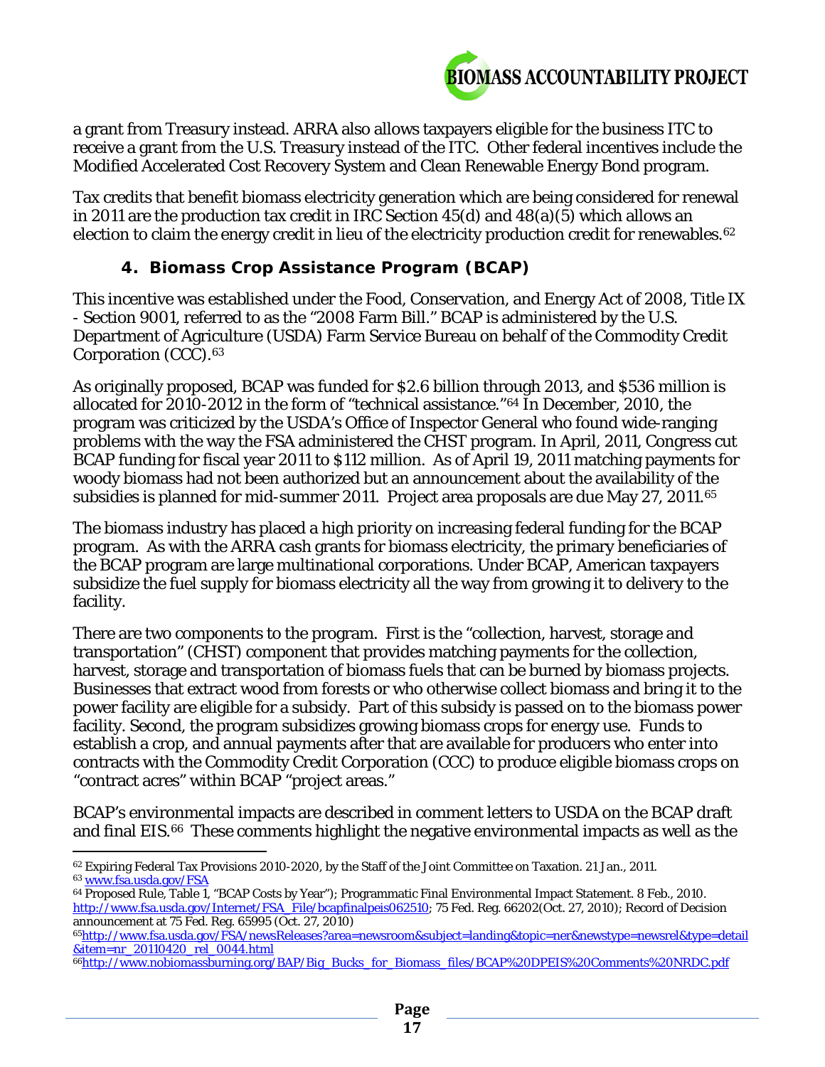a grant from Treasury instead. ARRA also allows taxpayers eligible for the business ITC to receive a grant from the U.S. Treasury instead of the ITC. Other federal incentives include the Modified Accelerated Cost Recovery System and Clean Renewable Energy Bond program.

Tax credits that benefit biomass electricity generation which are being considered for renewal in 2011 are the production tax credit in IRC Section 45(d) and 48(a)(5) which allows an election to claim the energy credit in lieu of the electricity production credit for renewables.[62]

### 4. Biomass Crop Assistance Program (BCAP)

This incentive was established under the Food, Conservation, and Energy Act of 2008, Title IX - Section 9001, referred to as the "2008 Farm Bill." BCAP is administered by the U.S. Department of Agriculture (USDA) Farm Service Bureau on behalf of the Commodity Credit Corporation (CCC).[63]

As originally proposed, BCAP was funded for $2.6 billion through 2013, and $536 million is allocated for 2010-2012 in the form of "technical assistance."[64] In December, 2010, the program was criticized by the USDA's Office of Inspector General who found wide-ranging problems with the way the FSA administered the CHST program. In April, 2011, Congress cut BCAP funding for fiscal year 2011 to $112 million. As of April 19, 2011 matching payments for woody biomass had not been authorized but an announcement about the availability of the subsidies is planned for mid-summer 2011. Project area proposals are due May 27, 2011.[65]

The biomass industry has placed a high priority on increasing federal funding for the BCAP program. As with the ARRA cash grants for biomass electricity, the primary beneficiaries of the BCAP program are large multinational corporations. Under BCAP, American taxpayers subsidize the fuel supply for biomass electricity all the way from growing it to delivery to the facility.

There are two components to the program. First is the "collection, harvest, storage and transportation" (CHST) component that provides matching payments for the collection, harvest, storage and transportation of biomass fuels that can be burned by biomass projects. Businesses that extract wood from forests or who otherwise collect biomass and bring it to the power facility are eligible for a subsidy. Part of this subsidy is passed on to the biomass power facility. Second, the program subsidizes growing biomass crops for energy use. Funds to establish a crop, and annual payments after that are available for producers who enter into contracts with the Commodity Credit Corporation (CCC) to produce eligible biomass crops on "contract acres" within BCAP "project areas."

BCAP's environmental impacts are described in comment letters to USDA on the BCAP draft and final EIS.[66] These comments highlight the negative environmental impacts as well as the

---

[62] Expiring Federal Tax Provisions 2010-2020, by the Staff of the Joint Committee on Taxation. 21 Jan., 2011.

[63] www.fsa.usda.gov/FSA

[64] Proposed Rule, Table 1, "BCAP Costs by Year"); Programmatic Final Environmental Impact Statement. 8 Feb., 2010. http://www.fsa.usda.gov/Internet/FSA_File/bcapfinalpeis062510; 75 Fed. Reg. 66202(Oct. 27, 2010); Record of Decision announcement at 75 Fed. Reg. 65995 (Oct. 27, 2010)

[65] http://www.fsa.usda.gov/FSA/newsReleases?area=newsroom&subject=landing&topic=ner&newstype=newsrel&type=detail&item=nr_20110420_rel_0044.html

[66] http://www.nobiomassburning.org/BAP/Big_Bucks_for_Biomass_files/BCAP%20DPEIS%20Comments%20NRDC.pdf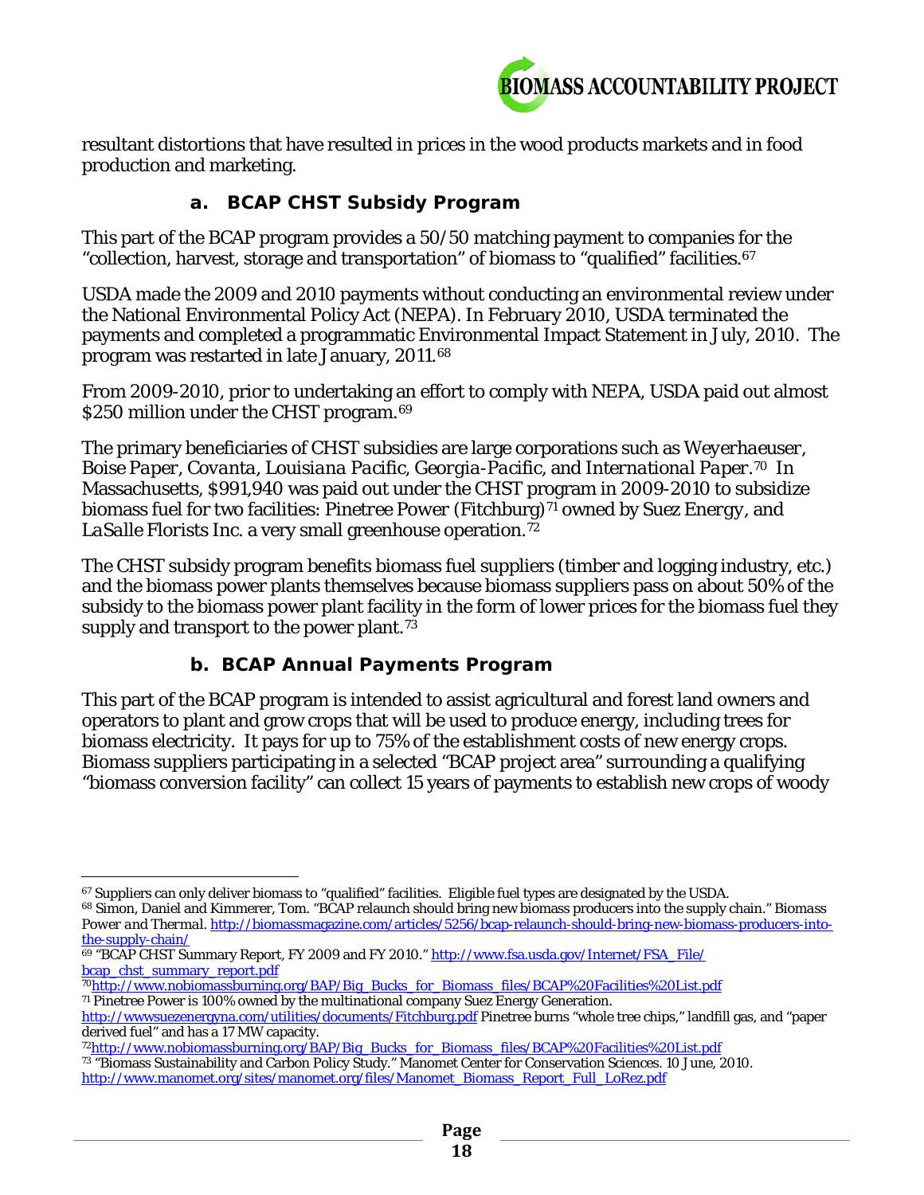resultant distortions that have resulted in prices in the wood products markets and in food production and marketing.

### a. BCAP CHST Subsidy Program

This part of the BCAP program provides a 50/50 matching payment to companies for the "collection, harvest, storage and transportation" of biomass to "qualified" facilities.[67]

USDA made the 2009 and 2010 payments without conducting an environmental review under the National Environmental Policy Act (NEPA). In February 2010, USDA terminated the payments and completed a programmatic Environmental Impact Statement in July, 2010. The program was restarted in late January, 2011.[68]

From 2009-2010, prior to undertaking an effort to comply with NEPA, USDA paid out almost $250 million under the CHST program.[69]

The primary beneficiaries of CHST subsidies are large corporations such as *Weyerhaeuser, Boise Paper, Covanta, Louisiana Pacific, Georgia-Pacific,* and *International Paper.*[70] In Massachusetts, $991,940 was paid out under the CHST program in 2009-2010 to subsidize biomass fuel for two facilities: *Pinetree Power* (Fitchburg)[71] owned by *Suez Energy*, and *LaSalle Florists Inc.* a very small greenhouse operation.[72]

The CHST subsidy program benefits biomass fuel suppliers (timber and logging industry, etc.) and the biomass power plants themselves because biomass suppliers pass on about 50% of the subsidy to the biomass power plant facility in the form of lower prices for the biomass fuel they supply and transport to the power plant.[73]

### b. BCAP Annual Payments Program

This part of the BCAP program is intended to assist agricultural and forest land owners and operators to plant and grow crops that will be used to produce energy, including trees for biomass electricity. It pays for up to 75% of the establishment costs of new energy crops. Biomass suppliers participating in a selected "BCAP project area" surrounding a qualifying "biomass conversion facility" can collect 15 years of payments to establish new crops of woody

---

[67] Suppliers can only deliver biomass to "qualified" facilities. Eligible fuel types are designated by the USDA.

[68] Simon, Daniel and Kimmerer, Tom. "BCAP relaunch should bring new biomass producers into the supply chain." *Biomass Power and Thermal.* http://biomassmagazine.com/articles/5256/bcap-relaunch-should-bring-new-biomass-producers-into-the-supply-chain/

[69] "BCAP CHST Summary Report, FY 2009 and FY 2010." http://www.fsa.usda.gov/Internet/FSA_File/bcap_chst_summary_report.pdf

[70] http://www.nobiomassburning.org/BAP/Big_Bucks_for_Biomass_files/BCAP%20Facilities%20List.pdf

[71] Pinetree Power is 100% owned by the multinational company Suez Energy Generation. http://wwwsuezenergyna.com/utilities/documents/Fitchburg.pdf Pinetree burns "whole tree chips," landfill gas, and "paper derived fuel" and has a 17 MW capacity.

[72] http://www.nobiomassburning.org/BAP/Big_Bucks_for_Biomass_files/BCAP%20Facilities%20List.pdf

[73] "Biomass Sustainability and Carbon Policy Study." Manomet Center for Conservation Sciences. 10 June, 2010. http://www.manomet.org/sites/manomet.org/files/Manomet_Biomass_Report_Full_LoRez.pdf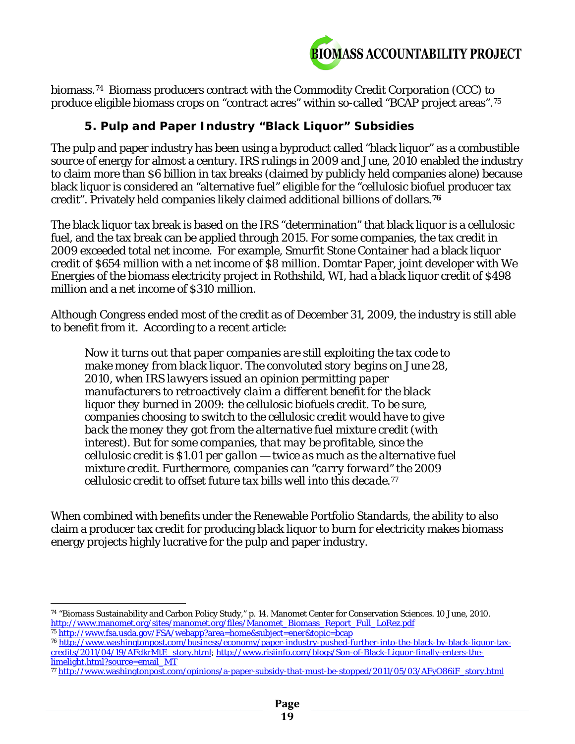biomass.[74] Biomass producers contract with the Commodity Credit Corporation (CCC) to produce eligible biomass crops on "contract acres" within so-called "BCAP project areas".[75]

### 5. Pulp and Paper Industry "Black Liquor" Subsidies

The pulp and paper industry has been using a byproduct called "black liquor" as a combustible source of energy for almost a century. IRS rulings in 2009 and June, 2010 enabled the industry to claim more than $6 billion in tax breaks (claimed by publicly held companies alone) because black liquor is considered an "alternative fuel" eligible for the "cellulosic biofuel producer tax credit". Privately held companies likely claimed additional billions of dollars.[76]

The black liquor tax break is based on the IRS "determination" that black liquor is a cellulosic fuel, and the tax break can be applied through 2015. For some companies, the tax credit in 2009 exceeded total net income. For example, Smurfit Stone Container had a black liquor credit of $654 million with a net income of $8 million. Domtar Paper, joint developer with We Energies of the biomass electricity project in Rothshild, WI, had a black liquor credit of $498 million and a net income of $310 million.

Although Congress ended most of the credit as of December 31, 2009, the industry is still able to benefit from it. According to a recent article:

> *Now it turns out that paper companies are still exploiting the tax code to make money from black liquor. The convoluted story begins on June 28, 2010, when IRS lawyers issued an opinion permitting paper manufacturers to retroactively claim a different benefit for the black liquor they burned in 2009: the cellulosic biofuels credit. To be sure, companies choosing to switch to the cellulosic credit would have to give back the money they got from the alternative fuel mixture credit (with interest). But for some companies, that may be profitable, since the cellulosic credit is $1.01 per gallon — twice as much as the alternative fuel mixture credit. Furthermore, companies can "carry forward" the 2009 cellulosic credit to offset future tax bills well into this decade.*[77]

When combined with benefits under the Renewable Portfolio Standards, the ability to also claim a producer tax credit for producing black liquor to burn for electricity makes biomass energy projects highly lucrative for the pulp and paper industry.

---

[74] "Biomass Sustainability and Carbon Policy Study," p. 14. Manomet Center for Conservation Sciences. 10 June, 2010. http://www.manomet.org/sites/manomet.org/files/Manomet_Biomass_Report_Full_LoRez.pdf

[75] http://www.fsa.usda.gov/FSA/webapp?area=home&subject=ener&topic=bcap

[76] http://www.washingtonpost.com/business/economy/paper-industry-pushed-further-into-the-black-by-black-liquor-tax-credits/2011/04/19/AFdkrMtE_story.html; http://www.risiinfo.com/blogs/Son-of-Black-Liquor-finally-enters-the-limelight.html?source=email_MT

[77] http://www.washingtonpost.com/opinions/a-paper-subsidy-that-must-be-stopped/2011/05/03/AFyO86iF_story.html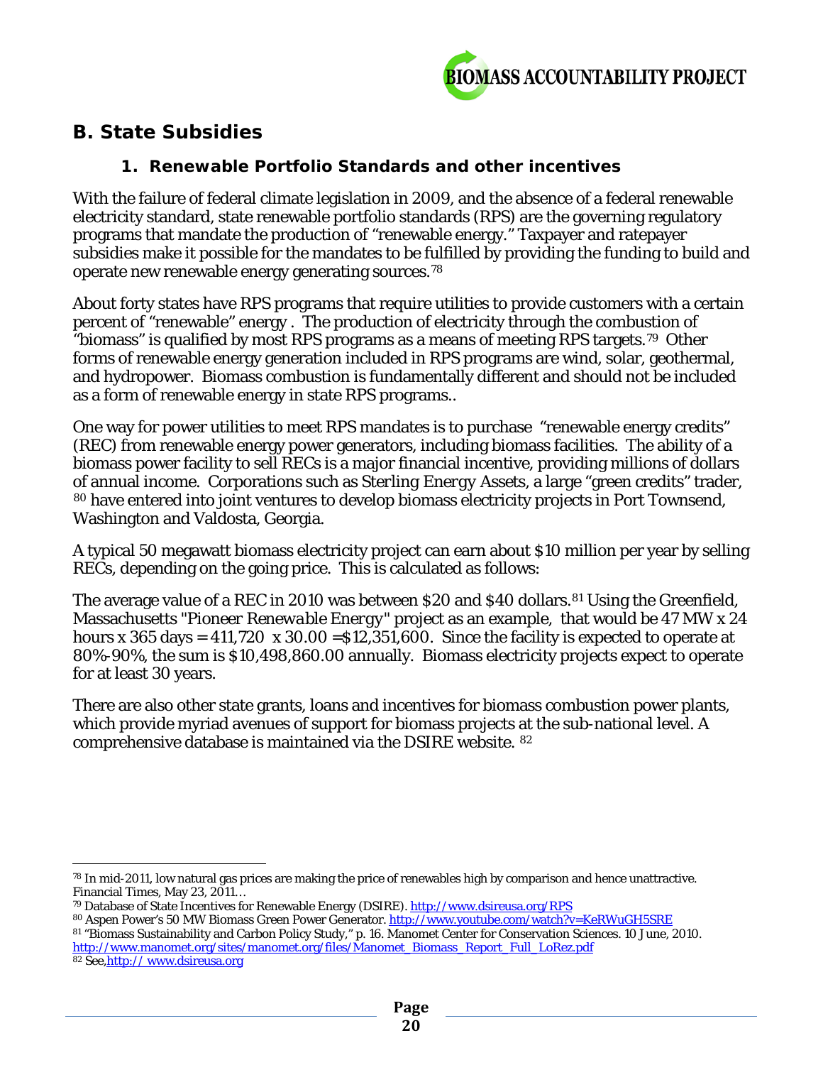## B. State Subsidies

### 1. Renewable Portfolio Standards and other incentives

With the failure of federal climate legislation in 2009, and the absence of a federal renewable electricity standard, state renewable portfolio standards (RPS) are the governing regulatory programs that mandate the production of "renewable energy." Taxpayer and ratepayer subsidies make it possible for the mandates to be fulfilled by providing the funding to build and operate new renewable energy generating sources.[78]

About forty states have RPS programs that require utilities to provide customers with a certain percent of "renewable" energy . The production of electricity through the combustion of "biomass" is qualified by most RPS programs as a means of meeting RPS targets.[79] Other forms of renewable energy generation included in RPS programs are wind, solar, geothermal, and hydropower. Biomass combustion is fundamentally different and should not be included as a form of renewable energy in state RPS programs..

One way for power utilities to meet RPS mandates is to purchase "renewable energy credits" (REC) from renewable energy power generators, including biomass facilities. The ability of a biomass power facility to sell RECs is a major financial incentive, providing millions of dollars of annual income. Corporations such as Sterling Energy Assets, a large "green credits" trader, [80] have entered into joint ventures to develop biomass electricity projects in Port Townsend, Washington and Valdosta, Georgia.

A typical 50 megawatt biomass electricity project can earn about $10 million per year by selling RECs, depending on the going price. This is calculated as follows:

The average value of a REC in 2010 was between $20 and $40 dollars.[81] Using the Greenfield, Massachusetts "*Pioneer Renewable Energy*" project as an example, that would be 47 MW x 24 hours x 365 days = 411,720 x 30.00 =$12,351,600. Since the facility is expected to operate at 80%-90%, the sum is $10,498,860.00 annually. Biomass electricity projects expect to operate for at least 30 years.

There are also other state grants, loans and incentives for biomass combustion power plants, which provide myriad avenues of support for biomass projects at the sub-national level. A comprehensive database is maintained via the DSIRE website. [82]

---

[78] In mid-2011, low natural gas prices are making the price of renewables high by comparison and hence unattractive. Financial Times, May 23, 2011…

[79] Database of State Incentives for Renewable Energy (DSIRE). http://www.dsireusa.org/RPS

[80] Aspen Power's 50 MW Biomass Green Power Generator. http://www.youtube.com/watch?v=KeRWuGH5SRE

[81] "Biomass Sustainability and Carbon Policy Study," p. 16. Manomet Center for Conservation Sciences. 10 June, 2010. http://www.manomet.org/sites/manomet.org/files/Manomet_Biomass_Report_Full_LoRez.pdf

[82] See, http:// www.dsireusa.org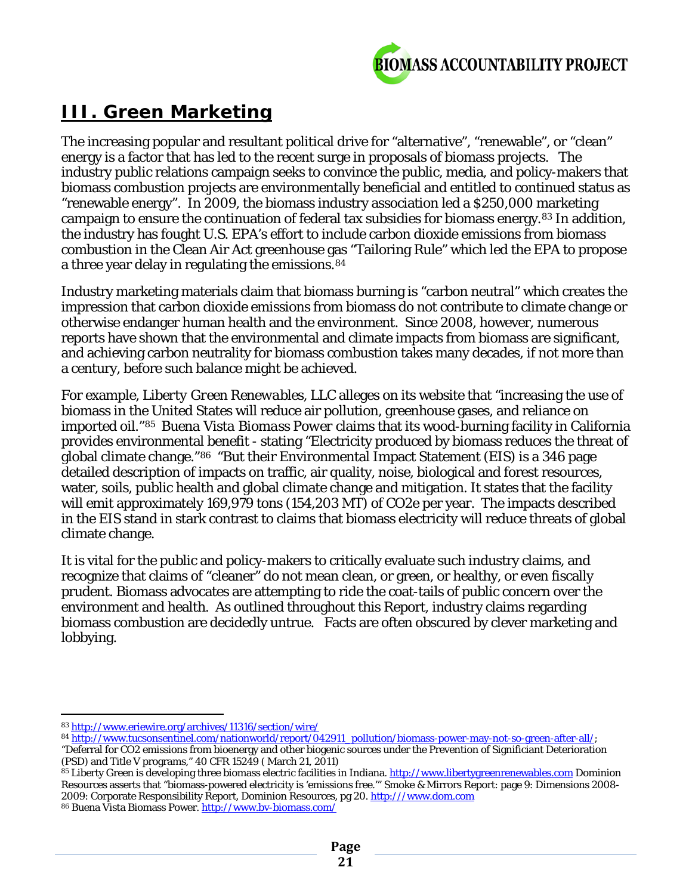## III. Green Marketing

The increasing popular and resultant political drive for "alternative", "renewable", or "clean" energy is a factor that has led to the recent surge in proposals of biomass projects. The industry public relations campaign seeks to convince the public, media, and policy-makers that biomass combustion projects are environmentally beneficial and entitled to continued status as "renewable energy". In 2009, the biomass industry association led a $250,000 marketing campaign to ensure the continuation of federal tax subsidies for biomass energy.[83] In addition, the industry has fought U.S. EPA's effort to include carbon dioxide emissions from biomass combustion in the Clean Air Act greenhouse gas "Tailoring Rule" which led the EPA to propose a three year delay in regulating the emissions.[84]

Industry marketing materials claim that biomass burning is "carbon neutral" which creates the impression that carbon dioxide emissions from biomass do not contribute to climate change or otherwise endanger human health and the environment. Since 2008, however, numerous reports have shown that the environmental and climate impacts from biomass are significant, and achieving carbon neutrality for biomass combustion takes many decades, if not more than a century, before such balance might be achieved.

For example, *Liberty Green Renewables, LLC* alleges on its website that "increasing the use of biomass in the United States will reduce air pollution, greenhouse gases, and reliance on imported oil."[85] *Buena Vista Biomass Power* claims that its wood-burning facility in California provides environmental benefit - stating "Electricity produced by biomass reduces the threat of global climate change."[86] "But their Environmental Impact Statement (EIS) is a 346 page detailed description of impacts on traffic, air quality, noise, biological and forest resources, water, soils, public health and global climate change and mitigation. It states that the facility will emit approximately 169,979 tons (154,203 MT) of CO2e per year. The impacts described in the EIS stand in stark contrast to claims that biomass electricity will reduce threats of global climate change.

It is vital for the public and policy-makers to critically evaluate such industry claims, and recognize that claims of "cleaner" do not mean clean, or green, or healthy, or even fiscally prudent. Biomass advocates are attempting to ride the coat-tails of public concern over the environment and health. As outlined throughout this Report, industry claims regarding biomass combustion are decidedly untrue. Facts are often obscured by clever marketing and lobbying.

---

[83] http://www.eriewire.org/archives/11316/section/wire/

[84] http://www.tucsonsentinel.com/nationworld/report/042911_pollution/biomass-power-may-not-so-green-after-all/; "Deferral for CO2 emissions from bioenergy and other biogenic sources under the Prevention of Significiant Deterioration (PSD) and Title V programs," 40 CFR 15249 ( March 21, 2011)

[85] Liberty Green is developing three biomass electric facilities in Indiana. http://www.libertygreenrenewables.com Dominion Resources asserts that "biomass-powered electricity is 'emissions free.'" Smoke & Mirrors Report: page 9: Dimensions 2008-2009: Corporate Responsibility Report, Dominion Resources, pg 20. http:///www.dom.com

[86] Buena Vista Biomass Power. http://www.bv-biomass.com/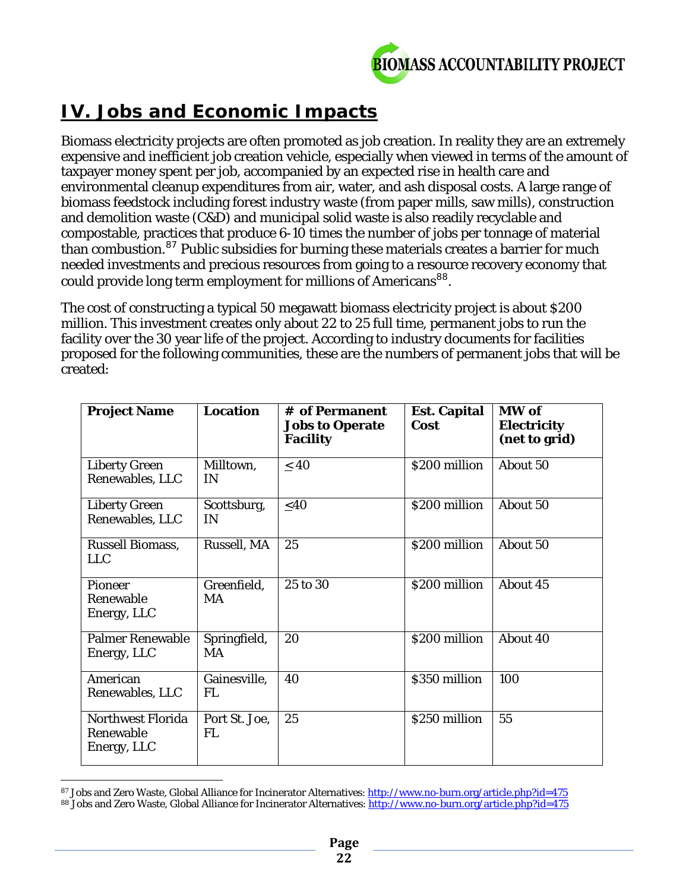## IV. Jobs and Economic Impacts

Biomass electricity projects are often promoted as job creation. In reality they are an extremely expensive and inefficient job creation vehicle, especially when viewed in terms of the amount of taxpayer money spent per job, accompanied by an expected rise in health care and environmental cleanup expenditures from air, water, and ash disposal costs. A large range of biomass feedstock including forest industry waste (from paper mills, saw mills), construction and demolition waste (C&D) and municipal solid waste is also readily recyclable and compostable, practices that produce 6-10 times the number of jobs per tonnage of material than combustion.[87] Public subsidies for burning these materials creates a barrier for much needed investments and precious resources from going to a resource recovery economy that could provide long term employment for millions of Americans[88].

The cost of constructing a typical 50 megawatt biomass electricity project is about $200 million. This investment creates only about 22 to 25 full time, permanent jobs to run the facility over the 30 year life of the project. According to industry documents for facilities proposed for the following communities, these are the numbers of permanent jobs that will be created:

| Project Name | Location | # of Permanent Jobs to Operate Facility | Est. Capital Cost | MW of Electricity (net to grid) |
|---|---|---|---|---|
| Liberty Green Renewables, LLC | Milltown, IN | ≤ 40 | $200 million | About 50 |
| Liberty Green Renewables, LLC | Scottsburg, IN | ≤40 | $200 million | About 50 |
| Russell Biomass, LLC | Russell, MA | 25 | $200 million | About 50 |
| Pioneer Renewable Energy, LLC | Greenfield, MA | 25 to 30 | $200 million | About 45 |
| Palmer Renewable Energy, LLC | Springfield, MA | 20 | $200 million | About 40 |
| American Renewables, LLC | Gainesville, FL | 40 | $350 million | 100 |
| Northwest Florida Renewable Energy, LLC | Port St. Joe, FL | 25 | $250 million | 55 |

[87] Jobs and Zero Waste, Global Alliance for Incinerator Alternatives: http://www.no-burn.org/article.php?id=475

[88] Jobs and Zero Waste, Global Alliance for Incinerator Alternatives: http://www.no-burn.org/article.php?id=475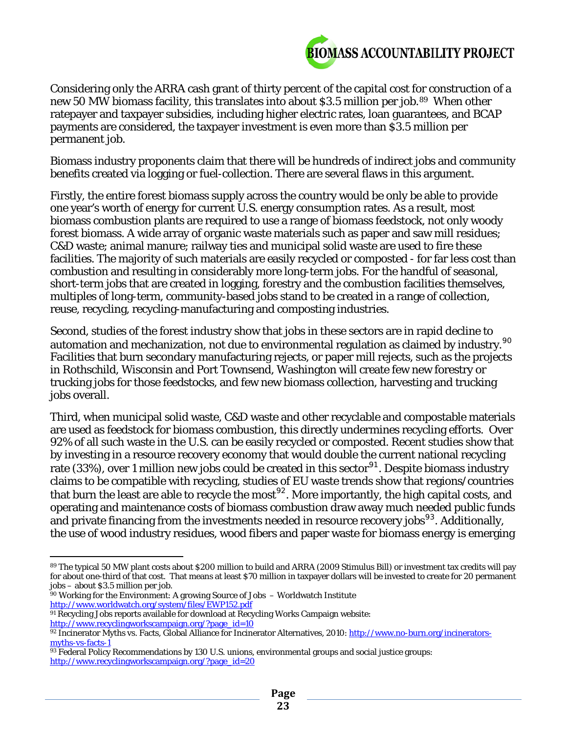Considering only the ARRA cash grant of thirty percent of the capital cost for construction of a new 50 MW biomass facility, this translates into about $3.5 million per job.[89] When other ratepayer and taxpayer subsidies, including higher electric rates, loan guarantees, and BCAP payments are considered, the taxpayer investment is even more than $3.5 million per permanent job.

Biomass industry proponents claim that there will be hundreds of indirect jobs and community benefits created via logging or fuel-collection. There are several flaws in this argument.

Firstly, the entire forest biomass supply across the country would be only be able to provide one year's worth of energy for current U.S. energy consumption rates. As a result, most biomass combustion plants are required to use a range of biomass feedstock, not only woody forest biomass. A wide array of organic waste materials such as paper and saw mill residues; C&D waste; animal manure; railway ties and municipal solid waste are used to fire these facilities. The majority of such materials are easily recycled or composted - for far less cost than combustion and resulting in considerably more long-term jobs. For the handful of seasonal, short-term jobs that are created in logging, forestry and the combustion facilities themselves, multiples of long-term, community-based jobs stand to be created in a range of collection, reuse, recycling, recycling-manufacturing and composting industries.

Second, studies of the forest industry show that jobs in these sectors are in rapid decline to automation and mechanization, not due to environmental regulation as claimed by industry.[90] Facilities that burn secondary manufacturing rejects, or paper mill rejects, such as the projects in Rothschild, Wisconsin and Port Townsend, Washington will create few new forestry or trucking jobs for those feedstocks, and few new biomass collection, harvesting and trucking jobs overall.

Third, when municipal solid waste, C&D waste and other recyclable and compostable materials are used as feedstock for biomass combustion, this directly undermines recycling efforts. Over 92% of all such waste in the U.S. can be easily recycled or composted. Recent studies show that by investing in a resource recovery economy that would double the current national recycling rate (33%), over 1 million new jobs could be created in this sector[91]. Despite biomass industry claims to be compatible with recycling, studies of EU waste trends show that regions/countries that burn the least are able to recycle the most[92]. More importantly, the high capital costs, and operating and maintenance costs of biomass combustion draw away much needed public funds and private financing from the investments needed in resource recovery jobs[93]. Additionally, the use of wood industry residues, wood fibers and paper waste for biomass energy is emerging

---

[89] The typical 50 MW plant costs about $200 million to build and ARRA (2009 Stimulus Bill) or investment tax credits will pay for about one-third of that cost. That means at least $70 million in taxpayer dollars will be invested to create for 20 permanent jobs – about $3.5 million per job.

[90] Working for the Environment: A growing Source of Jobs – Worldwatch Institute http://www.worldwatch.org/system/files/EWP152.pdf

[91] Recycling Jobs reports available for download at Recycling Works Campaign website: http://www.recyclingworkscampaign.org/?page_id=10

[92] Incinerator Myths vs. Facts, Global Alliance for Incinerator Alternatives, 2010: http://www.no-burn.org/incinerators-myths-vs-facts-1

[93] Federal Policy Recommendations by 130 U.S. unions, environmental groups and social justice groups: http://www.recyclingworkscampaign.org/?page_id=20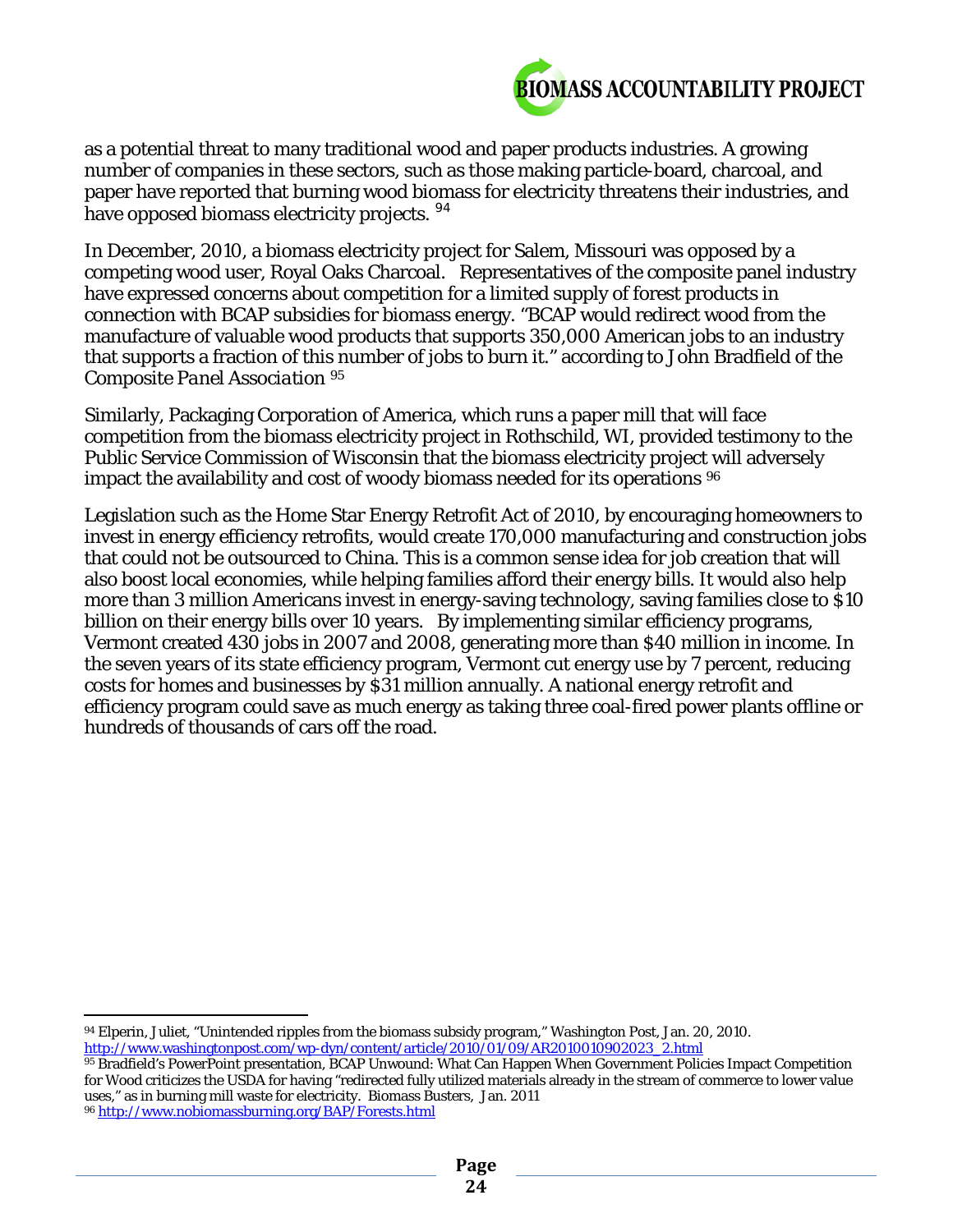as a potential threat to many traditional wood and paper products industries. A growing number of companies in these sectors, such as those making particle-board, charcoal, and paper have reported that burning wood biomass for electricity threatens their industries, and have opposed biomass electricity projects. [94]

In December, 2010, a biomass electricity project for Salem, Missouri was opposed by a competing wood user, Royal Oaks Charcoal. Representatives of the composite panel industry have expressed concerns about competition for a limited supply of forest products in connection with BCAP subsidies for biomass energy. "BCAP would redirect wood from the manufacture of valuable wood products that supports 350,000 American jobs to an industry that supports a fraction of this number of jobs to burn it." according to John Bradfield of the *Composite Panel Association* [95]

Similarly, Packaging Corporation of America, which runs a paper mill that will face competition from the biomass electricity project in Rothschild, WI, provided testimony to the Public Service Commission of Wisconsin that the biomass electricity project will adversely impact the availability and cost of woody biomass needed for its operations [96]

Legislation such as the Home Star Energy Retrofit Act of 2010, by encouraging homeowners to invest in energy efficiency retrofits, would create 170,000 manufacturing and construction jobs that could not be outsourced to China. This is a common sense idea for job creation that will also boost local economies, while helping families afford their energy bills. It would also help more than 3 million Americans invest in energy-saving technology, saving families close to $10 billion on their energy bills over 10 years. By implementing similar efficiency programs, Vermont created 430 jobs in 2007 and 2008, generating more than $40 million in income. In the seven years of its state efficiency program, Vermont cut energy use by 7 percent, reducing costs for homes and businesses by $31 million annually. A national energy retrofit and efficiency program could save as much energy as taking three coal-fired power plants offline or hundreds of thousands of cars off the road.

---

[94] Elperin, Juliet, "Unintended ripples from the biomass subsidy program," Washington Post, Jan. 20, 2010. http://www.washingtonpost.com/wp-dyn/content/article/2010/01/09/AR2010010902023_2.html

[95] Bradfield's PowerPoint presentation, BCAP Unwound: What Can Happen When Government Policies Impact Competition for Wood criticizes the USDA for having "redirected fully utilized materials already in the stream of commerce to lower value uses," as in burning mill waste for electricity. Biomass Busters, Jan. 2011

[96] http://www.nobiomassburning.org/BAP/Forests.html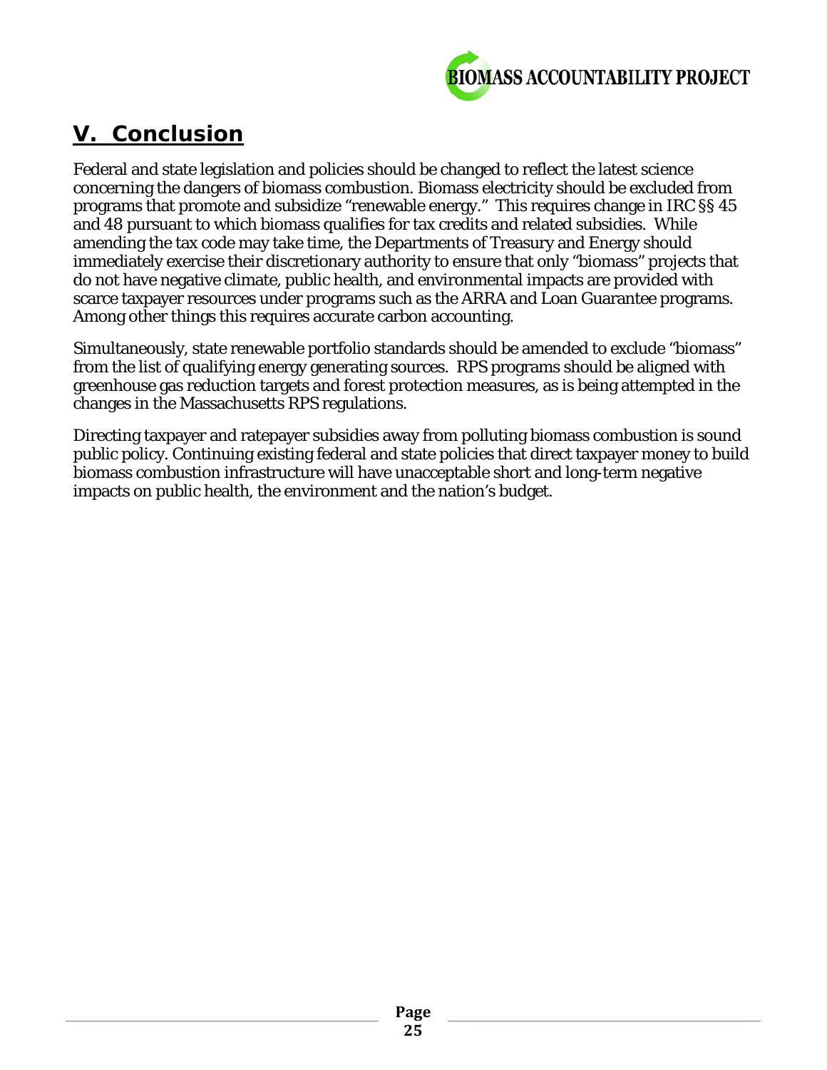## V. Conclusion

Federal and state legislation and policies should be changed to reflect the latest science concerning the dangers of biomass combustion. Biomass electricity should be excluded from programs that promote and subsidize "renewable energy." This requires change in IRC §§ 45 and 48 pursuant to which biomass qualifies for tax credits and related subsidies. While amending the tax code may take time, the Departments of Treasury and Energy should immediately exercise their discretionary authority to ensure that only "biomass" projects that do not have negative climate, public health, and environmental impacts are provided with scarce taxpayer resources under programs such as the ARRA and Loan Guarantee programs. Among other things this requires accurate carbon accounting.

Simultaneously, state renewable portfolio standards should be amended to exclude "biomass" from the list of qualifying energy generating sources. RPS programs should be aligned with greenhouse gas reduction targets and forest protection measures, as is being attempted in the changes in the Massachusetts RPS regulations.

Directing taxpayer and ratepayer subsidies away from polluting biomass combustion is sound public policy. Continuing existing federal and state policies that direct taxpayer money to build biomass combustion infrastructure will have unacceptable short and long-term negative impacts on public health, the environment and the nation's budget.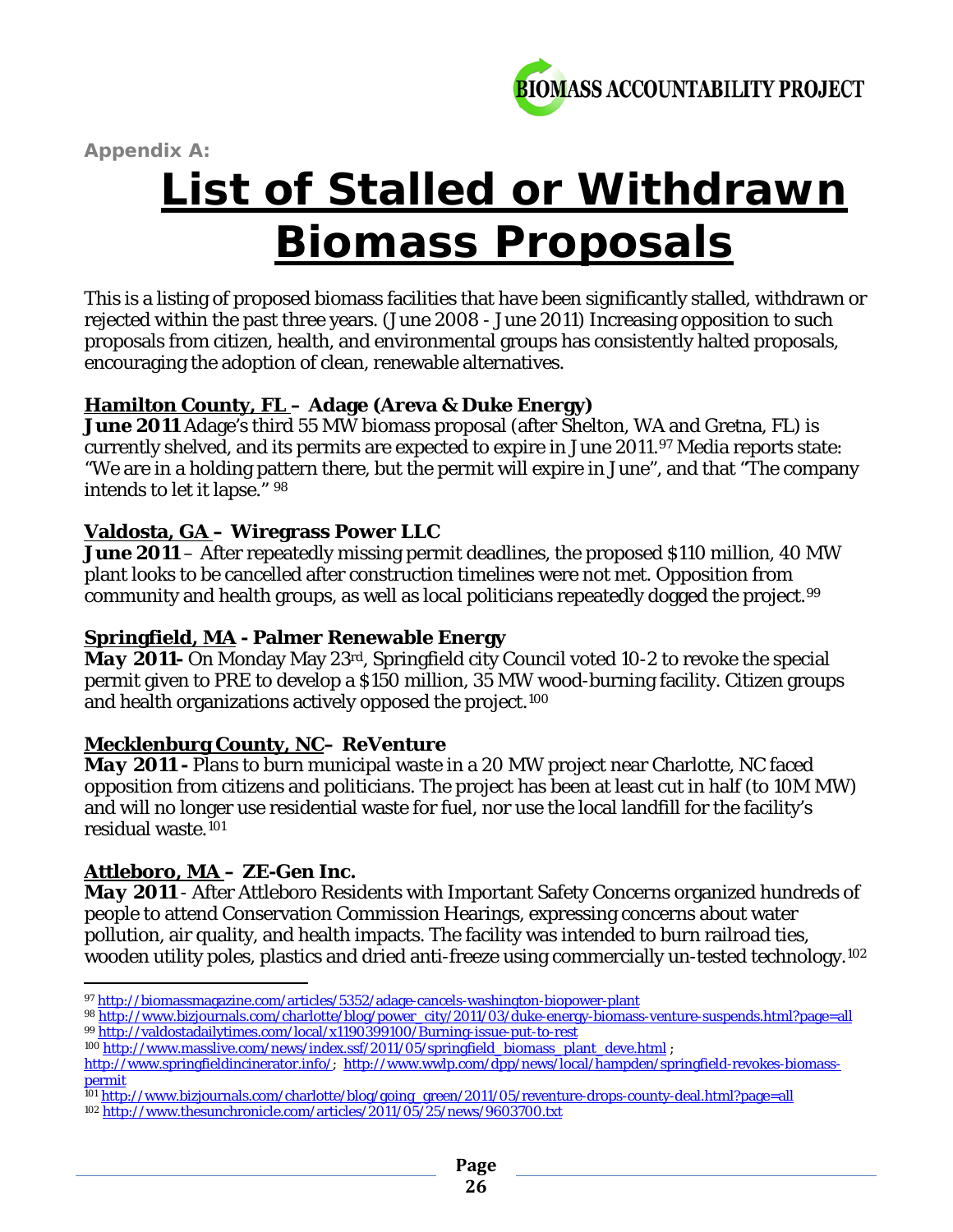Appendix A:

# List of Stalled or Withdrawn Biomass Proposals

This is a listing of proposed biomass facilities that have been significantly stalled, withdrawn or rejected within the past three years. (June 2008 - June 2011) Increasing opposition to such proposals from citizen, health, and environmental groups has consistently halted proposals, encouraging the adoption of clean, renewable alternatives.

### Hamilton County, FL – Adage (Areva & Duke Energy)

**June 2011** Adage's third 55 MW biomass proposal (after Shelton, WA and Gretna, FL) is currently shelved, and its permits are expected to expire in June 2011.[97] Media reports state: "We are in a holding pattern there, but the permit will expire in June", and that "The company intends to let it lapse." [98]

### Valdosta, GA – Wiregrass Power LLC

**June 2011** – After repeatedly missing permit deadlines, the proposed $110 million, 40 MW plant looks to be cancelled after construction timelines were not met. Opposition from community and health groups, as well as local politicians repeatedly dogged the project.[99]

### Springfield, MA - Palmer Renewable Energy

**May 2011-** On Monday May 23rd, Springfield city Council voted 10-2 to revoke the special permit given to PRE to develop a $150 million, 35 MW wood-burning facility. Citizen groups and health organizations actively opposed the project.[100]

### Mecklenburg County, NC– ReVenture

**May 2011 -** Plans to burn municipal waste in a 20 MW project near Charlotte, NC faced opposition from citizens and politicians. The project has been at least cut in half (to 10M MW) and will no longer use residential waste for fuel, nor use the local landfill for the facility's residual waste.[101]

### Attleboro, MA – ZE-Gen Inc.

**May 2011** - After Attleboro Residents with Important Safety Concerns organized hundreds of people to attend Conservation Commission Hearings, expressing concerns about water pollution, air quality, and health impacts. The facility was intended to burn railroad ties, wooden utility poles, plastics and dried anti-freeze using commercially un-tested technology.[102]

---

[97] http://biomassmagazine.com/articles/5352/adage-cancels-washington-biopower-plant

[98] http://www.bizjournals.com/charlotte/blog/power_city/2011/03/duke-energy-biomass-venture-suspends.html?page=all

[99] http://valdostadailytimes.com/local/x1190399100/Burning-issue-put-to-rest

[100] http://www.masslive.com/news/index.ssf/2011/05/springfield_biomass_plant_deve.html ; http://www.springfieldincinerator.info/; http://www.wwlp.com/dpp/news/local/hampden/springfield-revokes-biomass-permit

[101] http://www.bizjournals.com/charlotte/blog/going_green/2011/05/reventure-drops-county-deal.html?page=all

[102] http://www.thesunchronicle.com/articles/2011/05/25/news/9603700.txt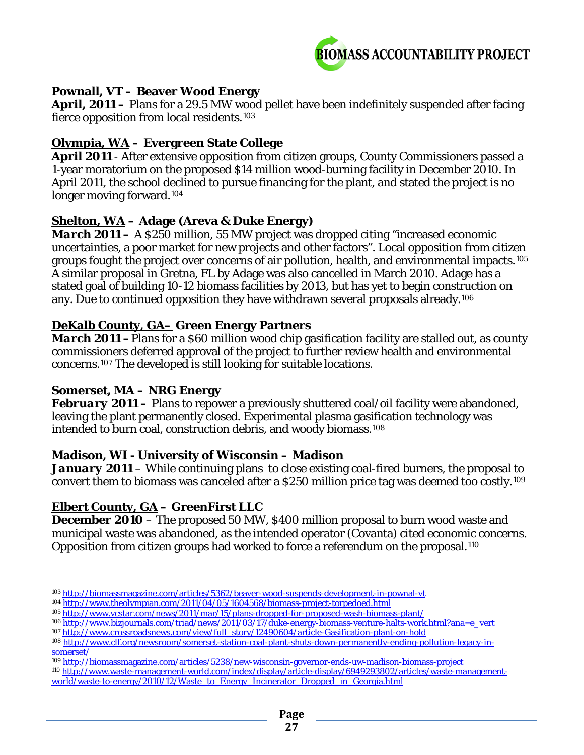**Pownall, VT – Beaver Wood Energy**
**April, 2011 –** Plans for a 29.5 MW wood pellet have been indefinitely suspended after facing fierce opposition from local residents.[103]

**Olympia, WA – Evergreen State College**
**April 2011** - After extensive opposition from citizen groups, County Commissioners passed a 1-year moratorium on the proposed $14 million wood-burning facility in December 2010. In April 2011, the school declined to pursue financing for the plant, and stated the project is no longer moving forward.[104]

**Shelton, WA – Adage (Areva & Duke Energy)**
***March 2011 –*** A $250 million, 55 MW project was dropped citing "increased economic uncertainties, a poor market for new projects and other factors". Local opposition from citizen groups fought the project over concerns of air pollution, health, and environmental impacts.[105] A similar proposal in Gretna, FL by Adage was also cancelled in March 2010. Adage has a stated goal of building 10-12 biomass facilities by 2013, but has yet to begin construction on any. Due to continued opposition they have withdrawn several proposals already.[106]

**DeKalb County, GA– Green Energy Partners**
***March 2011 –*** Plans for a $60 million wood chip gasification facility are stalled out, as county commissioners deferred approval of the project to further review health and environmental concerns.[107] The developed is still looking for suitable locations.

**Somerset, MA – NRG Energy**
***February 2011 –*** Plans to repower a previously shuttered coal/oil facility were abandoned, leaving the plant permanently closed. Experimental plasma gasification technology was intended to burn coal, construction debris, and woody biomass.[108]

**Madison, WI - University of Wisconsin – Madison**
***January 2011*** – While continuing plans to close existing coal-fired burners, the proposal to convert them to biomass was canceled after a $250 million price tag was deemed too costly.[109]

**Elbert County, GA – GreenFirst LLC**
**December 2010** – The proposed 50 MW, $400 million proposal to burn wood waste and municipal waste was abandoned, as the intended operator (Covanta) cited economic concerns. Opposition from citizen groups had worked to force a referendum on the proposal.[110]

---

[103] http://biomassmagazine.com/articles/5362/beaver-wood-suspends-development-in-pownal-vt
[104] http://www.theolympian.com/2011/04/05/1604568/biomass-project-torpedoed.html
[105] http://www.vcstar.com/news/2011/mar/15/plans-dropped-for-proposed-wash-biomass-plant/
[106] http://www.bizjournals.com/triad/news/2011/03/17/duke-energy-biomass-venture-halts-work.html?ana=e_vert
[107] http://www.crossroadsnews.com/view/full_story/12490604/article-Gasification-plant-on-hold
[108] http://www.clf.org/newsroom/somerset-station-coal-plant-shuts-down-permanently-ending-pollution-legacy-in-somerset/
[109] http://biomassmagazine.com/articles/5238/new-wisconsin-governor-ends-uw-madison-biomass-project
[110] http://www.waste-management-world.com/index/display/article-display/6949293802/articles/waste-management-world/waste-to-energy/2010/12/Waste_to_Energy_Incinerator_Dropped_in_Georgia.html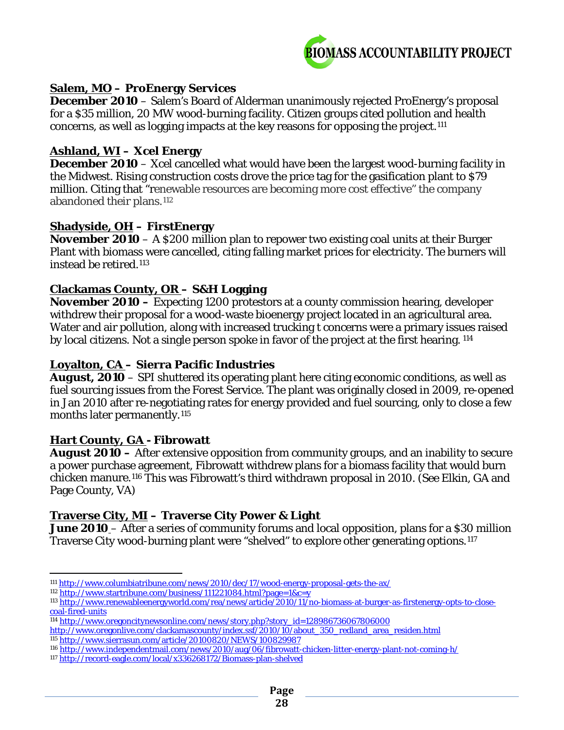**Salem, MO – ProEnergy Services**

**December 2010** – Salem's Board of Alderman unanimously rejected ProEnergy's proposal for a $35 million, 20 MW wood-burning facility. Citizen groups cited pollution and health concerns, as well as logging impacts at the key reasons for opposing the project.[111]

**Ashland, WI – Xcel Energy**

**December 2010** – Xcel cancelled what would have been the largest wood-burning facility in the Midwest. Rising construction costs drove the price tag for the gasification plant to $79 million. Citing that "renewable resources are becoming more cost effective" the company abandoned their plans.[112]

**Shadyside, OH – FirstEnergy**

**November 2010** – A $200 million plan to repower two existing coal units at their Burger Plant with biomass were cancelled, citing falling market prices for electricity. The burners will instead be retired.[113]

**Clackamas County, OR – S&H Logging**

**November 2010 –** Expecting 1200 protestors at a county commission hearing, developer withdrew their proposal for a wood-waste bioenergy project located in an agricultural area. Water and air pollution, along with increased trucking t concerns were a primary issues raised by local citizens. Not a single person spoke in favor of the project at the first hearing. [114]

**Loyalton, CA – Sierra Pacific Industries**

**August, 2010** – SPI shuttered its operating plant here citing economic conditions, as well as fuel sourcing issues from the Forest Service. The plant was originally closed in 2009, re-opened in Jan 2010 after re-negotiating rates for energy provided and fuel sourcing, only to close a few months later permanently.[115]

**Hart County, GA - Fibrowatt**

**August 2010 –** After extensive opposition from community groups, and an inability to secure a power purchase agreement, Fibrowatt withdrew plans for a biomass facility that would burn chicken manure.[116] This was Fibrowatt's third withdrawn proposal in 2010. (See Elkin, GA and Page County, VA)

**Traverse City, MI – Traverse City Power & Light**

**June 2010** – After a series of community forums and local opposition, plans for a $30 million Traverse City wood-burning plant were "shelved" to explore other generating options.[117]

---

[111] http://www.columbiatribune.com/news/2010/dec/17/wood-energy-proposal-gets-the-ax/

[112] http://www.startribune.com/business/111221084.html?page=1&c=y

[113] http://www.renewableenergyworld.com/rea/news/article/2010/11/no-biomass-at-burger-as-firstenergy-opts-to-close-coal-fired-units

[114] http://www.oregoncitynewsonline.com/news/story.php?story_id=128986736067806000
http://www.oregonlive.com/clackamascounty/index.ssf/2010/10/about_350_redland_area_residen.html

[115] http://www.sierrasun.com/article/20100820/NEWS/100829987

[116] http://www.independentmail.com/news/2010/aug/06/fibrowatt-chicken-litter-energy-plant-not-coming-h/

[117] http://record-eagle.com/local/x336268172/Biomass-plan-shelved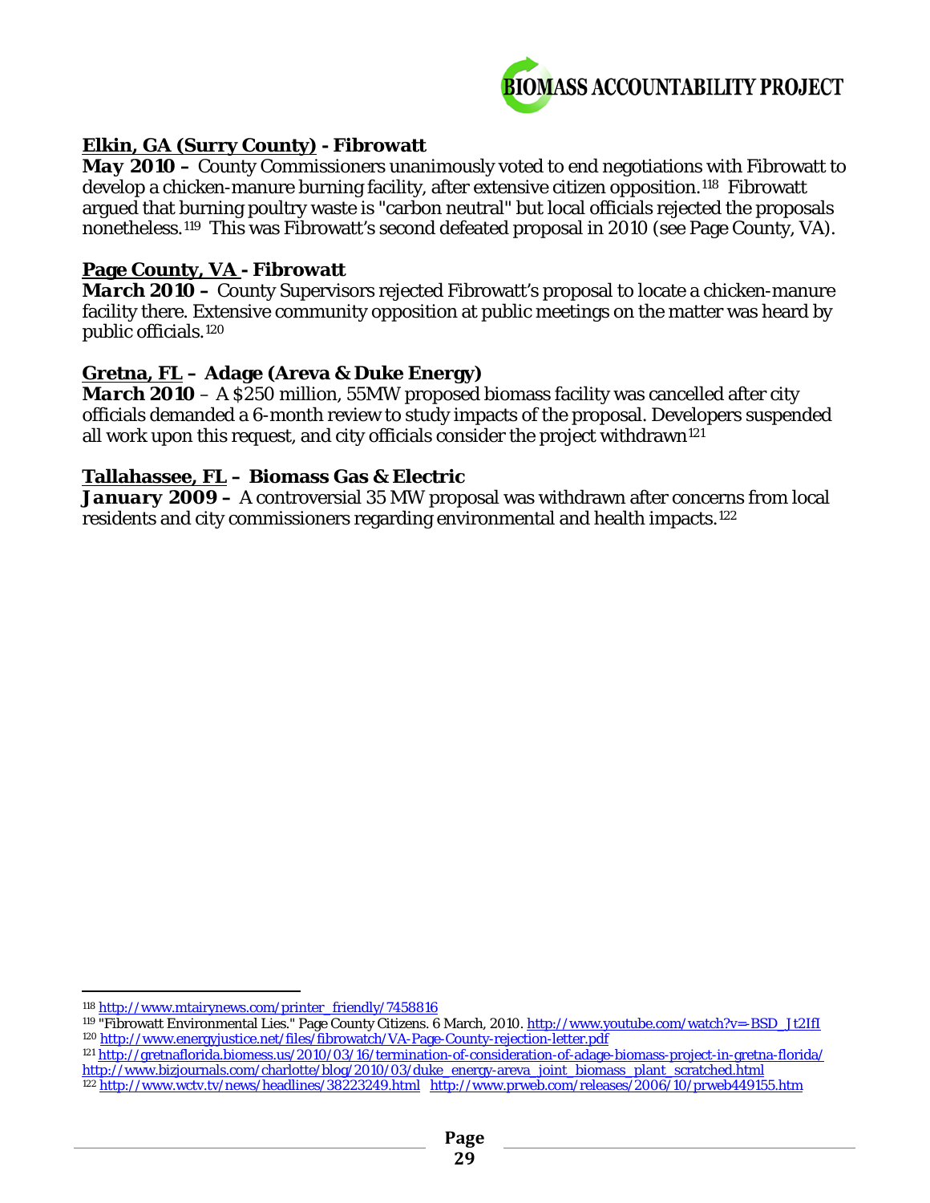**Elkin, GA (Surry County) - Fibrowatt**

***May 2010 –*** County Commissioners unanimously voted to end negotiations with Fibrowatt to develop a chicken-manure burning facility, after extensive citizen opposition.[118] Fibrowatt argued that burning poultry waste is "carbon neutral" but local officials rejected the proposals nonetheless.[119] This was Fibrowatt's second defeated proposal in 2010 (see Page County, VA).

**Page County, VA - Fibrowatt**

***March 2010 –*** County Supervisors rejected Fibrowatt's proposal to locate a chicken-manure facility there. Extensive community opposition at public meetings on the matter was heard by public officials.[120]

**Gretna, FL – Adage (Areva & Duke Energy)**

***March 2010*** – A $250 million, 55MW proposed biomass facility was cancelled after city officials demanded a 6-month review to study impacts of the proposal. Developers suspended all work upon this request, and city officials consider the project withdrawn[121]

**Tallahassee, FL – Biomass Gas & Electric**

***January 2009 –*** A controversial 35 MW proposal was withdrawn after concerns from local residents and city commissioners regarding environmental and health impacts.[122]

---

[118] http://www.mtairynews.com/printer_friendly/7458816

[119] "Fibrowatt Environmental Lies." Page County Citizens. 6 March, 2010. http://www.youtube.com/watch?v=-BSD_Jt2IfI

[120] http://www.energyjustice.net/files/fibrowatch/VA-Page-County-rejection-letter.pdf

[121] http://gretnaflorida.biomess.us/2010/03/16/termination-of-consideration-of-adage-biomass-project-in-gretna-florida/ http://www.bizjournals.com/charlotte/blog/2010/03/duke_energy-areva_joint_biomass_plant_scratched.html

[122] http://www.wctv.tv/news/headlines/38223249.html http://www.prweb.com/releases/2006/10/prweb449155.htm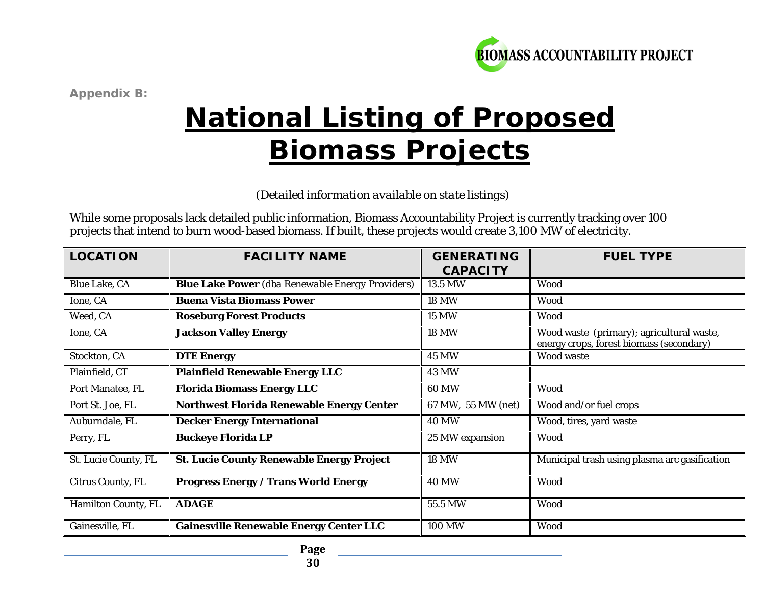Appendix B:

# National Listing of Proposed Biomass Projects

*(Detailed information available on state listings)*

While some proposals lack detailed public information, Biomass Accountability Project is currently tracking over 100 projects that intend to burn wood-based biomass. If built, these projects would create 3,100 MW of electricity.

| LOCATION | FACILITY NAME | GENERATING CAPACITY | FUEL TYPE |
|---|---|---|---|
| Blue Lake, CA | **Blue Lake Power** (dba Renewable Energy Providers) | 13.5 MW | Wood |
| Ione, CA | **Buena Vista Biomass Power** | 18 MW | Wood |
| Weed, CA | **Roseburg Forest Products** | 15 MW | Wood |
| Ione, CA | **Jackson Valley Energy** | 18 MW | Wood waste (primary); agricultural waste, energy crops, forest biomass (secondary) |
| Stockton, CA | **DTE Energy** | 45 MW | Wood waste |
| Plainfield, CT | **Plainfield Renewable Energy LLC** | 43 MW | |
| Port Manatee, FL | **Florida Biomass Energy LLC** | 60 MW | Wood |
| Port St. Joe, FL | **Northwest Florida Renewable Energy Center** | 67 MW, 55 MW (net) | Wood and/or fuel crops |
| Auburndale, FL | **Decker Energy International** | 40 MW | Wood, tires, yard waste |
| Perry, FL | **Buckeye Florida LP** | 25 MW expansion | Wood |
| St. Lucie County, FL | **St. Lucie County Renewable Energy Project** | 18 MW | Municipal trash using plasma arc gasification |
| Citrus County, FL | **Progress Energy / Trans World Energy** | 40 MW | Wood |
| Hamilton County, FL | **ADAGE** | 55.5 MW | Wood |
| Gainesville, FL | **Gainesville Renewable Energy Center LLC** | 100 MW | Wood |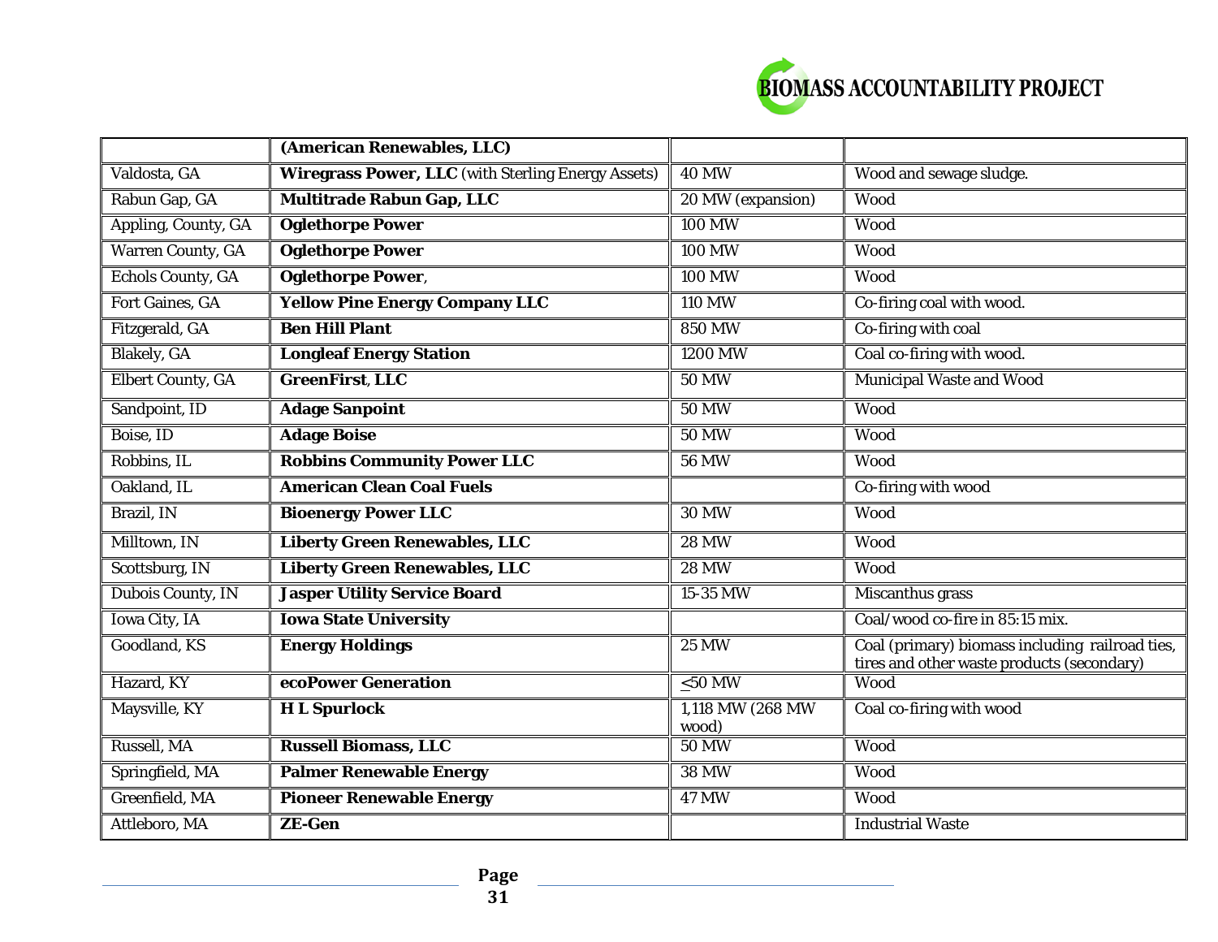| | | | |
|---|---|---|---|
| | **(American Renewables, LLC)** | | |
| Valdosta, GA | **Wiregrass Power, LLC** (with Sterling Energy Assets) | 40 MW | Wood and sewage sludge. |
| Rabun Gap, GA | **Multitrade Rabun Gap, LLC** | 20 MW (expansion) | Wood |
| Appling, County, GA | **Oglethorpe Power** | 100 MW | Wood |
| Warren County, GA | **Oglethorpe Power** | 100 MW | Wood |
| Echols County, GA | **Oglethorpe Power**, | 100 MW | Wood |
| Fort Gaines, GA | **Yellow Pine Energy Company LLC** | 110 MW | Co-firing coal with wood. |
| Fitzgerald, GA | **Ben Hill Plant** | 850 MW | Co-firing with coal |
| Blakely, GA | **Longleaf Energy Station** | 1200 MW | Coal co-firing with wood. |
| Elbert County, GA | **GreenFirst**, **LLC** | 50 MW | Municipal Waste and Wood |
| Sandpoint, ID | **Adage Sanpoint** | 50 MW | Wood |
| Boise, ID | **Adage Boise** | 50 MW | Wood |
| Robbins, IL | **Robbins Community Power LLC** | 56 MW | Wood |
| Oakland, IL | **American Clean Coal Fuels** | | Co-firing with wood |
| Brazil, IN | **Bioenergy Power LLC** | 30 MW | Wood |
| Milltown, IN | **Liberty Green Renewables, LLC** | 28 MW | Wood |
| Scottsburg, IN | **Liberty Green Renewables, LLC** | 28 MW | Wood |
| Dubois County, IN | **Jasper Utility Service Board** | 15-35 MW | Miscanthus grass |
| Iowa City, IA | **Iowa State University** | | Coal/wood co-fire in 85:15 mix. |
| Goodland, KS | **Energy Holdings** | 25 MW | Coal (primary) biomass including railroad ties, tires and other waste products (secondary) |
| Hazard, KY | **ecoPower Generation** | ≤50 MW | Wood |
| Maysville, KY | **H L Spurlock** | 1,118 MW (268 MW wood) | Coal co-firing with wood |
| Russell, MA | **Russell Biomass, LLC** | 50 MW | Wood |
| Springfield, MA | **Palmer Renewable Energy** | 38 MW | Wood |
| Greenfield, MA | **Pioneer Renewable Energy** | 47 MW | Wood |
| Attleboro, MA | **ZE-Gen** | | Industrial Waste |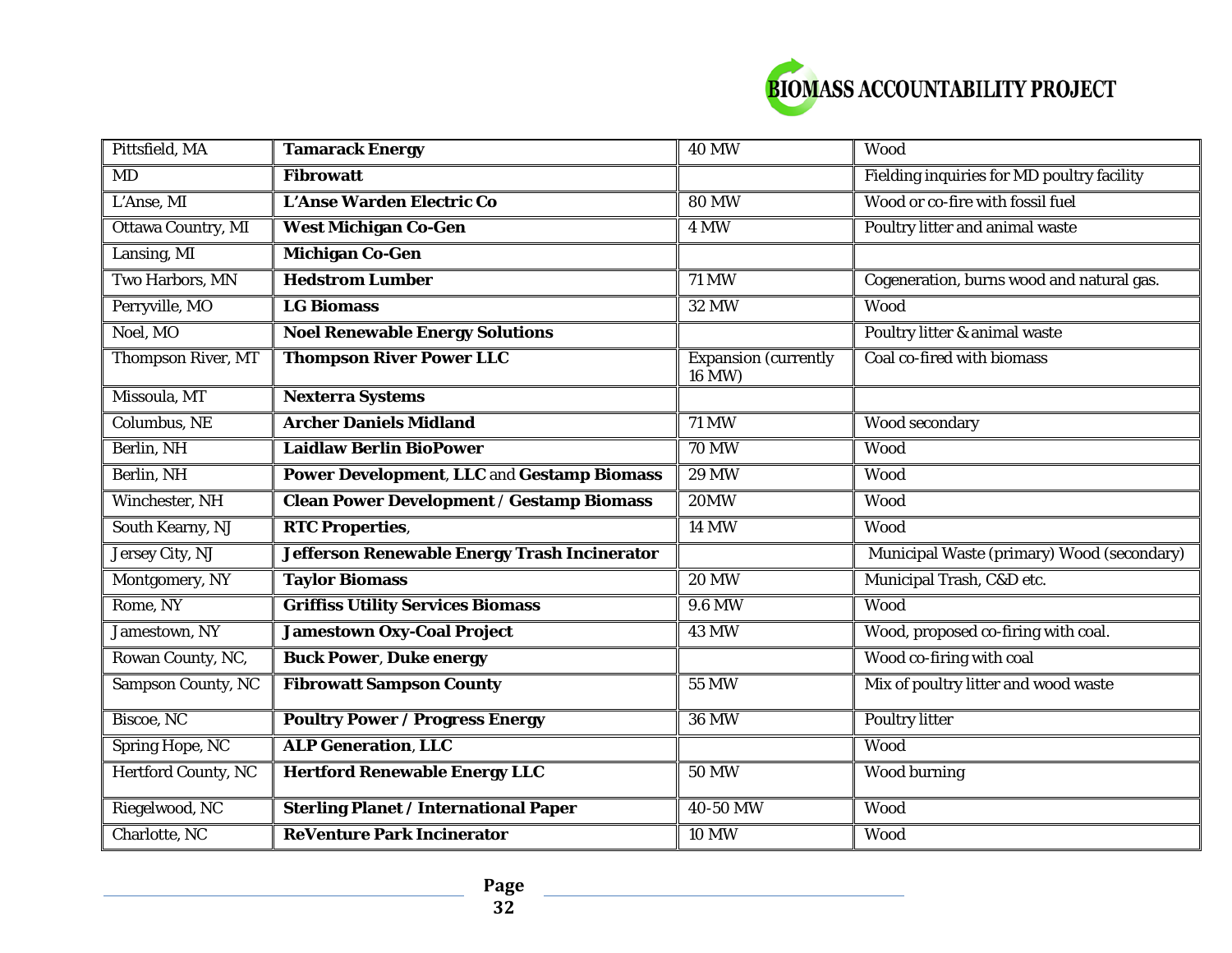| Pittsfield, MA | **Tamarack Energy** | 40 MW | Wood |
|---|---|---|---|
| MD | **Fibrowatt** | | Fielding inquiries for MD poultry facility |
| L'Anse, MI | **L'Anse Warden Electric Co** | 80 MW | Wood or co-fire with fossil fuel |
| Ottawa Country, MI | **West Michigan Co-Gen** | 4 MW | Poultry litter and animal waste |
| Lansing, MI | **Michigan Co-Gen** | | |
| Two Harbors, MN | **Hedstrom Lumber** | 71 MW | Cogeneration, burns wood and natural gas. |
| Perryville, MO | **LG Biomass** | 32 MW | Wood |
| Noel, MO | **Noel Renewable Energy Solutions** | | Poultry litter & animal waste |
| Thompson River, MT | **Thompson River Power LLC** | Expansion (currently 16 MW) | Coal co-fired with biomass |
| Missoula, MT | **Nexterra Systems** | | |
| Columbus, NE | **Archer Daniels Midland** | 71 MW | Wood secondary |
| Berlin, NH | **Laidlaw Berlin BioPower** | 70 MW | Wood |
| Berlin, NH | **Power Development, LLC** and **Gestamp Biomass** | 29 MW | Wood |
| Winchester, NH | **Clean Power Development / Gestamp Biomass** | 20MW | Wood |
| South Kearny, NJ | **RTC Properties**, | 14 MW | Wood |
| Jersey City, NJ | **Jefferson Renewable Energy Trash Incinerator** | | Municipal Waste (primary) Wood (secondary) |
| Montgomery, NY | **Taylor Biomass** | 20 MW | Municipal Trash, C&D etc. |
| Rome, NY | **Griffiss Utility Services Biomass** | 9.6 MW | Wood |
| Jamestown, NY | **Jamestown Oxy-Coal Project** | 43 MW | Wood, proposed co-firing with coal. |
| Rowan County, NC, | **Buck Power**, **Duke energy** | | Wood co-firing with coal |
| Sampson County, NC | **Fibrowatt Sampson County** | 55 MW | Mix of poultry litter and wood waste |
| Biscoe, NC | **Poultry Power / Progress Energy** | 36 MW | Poultry litter |
| Spring Hope, NC | **ALP Generation, LLC** | | Wood |
| Hertford County, NC | **Hertford Renewable Energy LLC** | 50 MW | Wood burning |
| Riegelwood, NC | **Sterling Planet / International Paper** | 40-50 MW | Wood |
| Charlotte, NC | **ReVenture Park Incinerator** | 10 MW | Wood |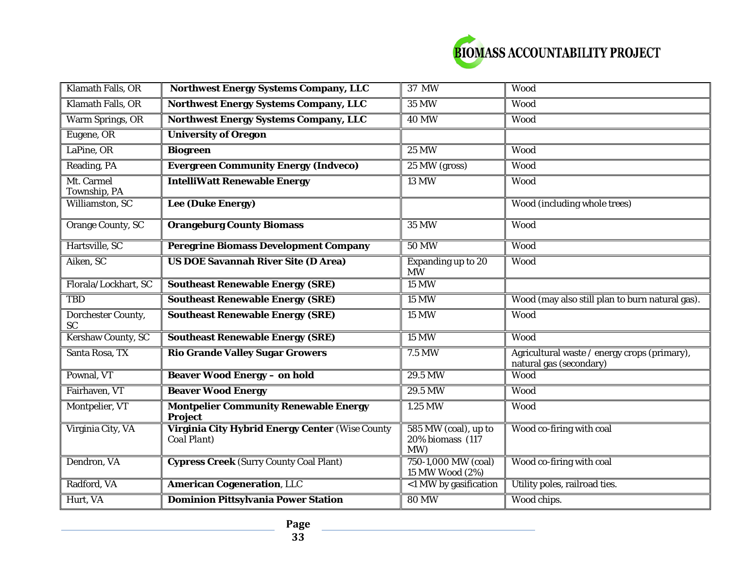| | | | |
|---|---|---|---|
| Klamath Falls, OR | **Northwest Energy Systems Company, LLC** | 37 MW | Wood |
| Klamath Falls, OR | **Northwest Energy Systems Company, LLC** | 35 MW | Wood |
| Warm Springs, OR | **Northwest Energy Systems Company, LLC** | 40 MW | Wood |
| Eugene, OR | **University of Oregon** | | |
| LaPine, OR | **Biogreen** | 25 MW | Wood |
| Reading, PA | **Evergreen Community Energy (Indveco)** | 25 MW (gross) | Wood |
| Mt. Carmel Township, PA | **IntelliWatt Renewable Energy** | 13 MW | Wood |
| Williamston, SC | **Lee (Duke Energy)** | | Wood (including whole trees) |
| Orange County, SC | **Orangeburg County Biomass** | 35 MW | Wood |
| Hartsville, SC | **Peregrine Biomass Development Company** | 50 MW | Wood |
| Aiken, SC | **US DOE Savannah River Site (D Area)** | Expanding up to 20 MW | Wood |
| Florala/Lockhart, SC | **Southeast Renewable Energy (SRE)** | 15 MW | |
| TBD | **Southeast Renewable Energy (SRE)** | 15 MW | Wood (may also still plan to burn natural gas). |
| Dorchester County, SC | **Southeast Renewable Energy (SRE)** | 15 MW | Wood |
| Kershaw County, SC | **Southeast Renewable Energy (SRE)** | 15 MW | Wood |
| Santa Rosa, TX | **Rio Grande Valley Sugar Growers** | 7.5 MW | Agricultural waste / energy crops (primary), natural gas (secondary) |
| Pownal, VT | **Beaver Wood Energy – on hold** | 29.5 MW | Wood |
| Fairhaven, VT | **Beaver Wood Energy** | 29.5 MW | Wood |
| Montpelier, VT | **Montpelier Community Renewable Energy Project** | 1.25 MW | Wood |
| Virginia City, VA | **Virginia City Hybrid Energy Center** (Wise County Coal Plant) | 585 MW (coal), up to 20% biomass (117 MW) | Wood co-firing with coal |
| Dendron, VA | **Cypress Creek** (Surry County Coal Plant) | 750-1,000 MW (coal) 15 MW Wood (2%) | Wood co-firing with coal |
| Radford, VA | **American Cogeneration**, LLC | <1 MW by gasification | Utility poles, railroad ties. |
| Hurt, VA | **Dominion Pittsylvania Power Station** | 80 MW | Wood chips. |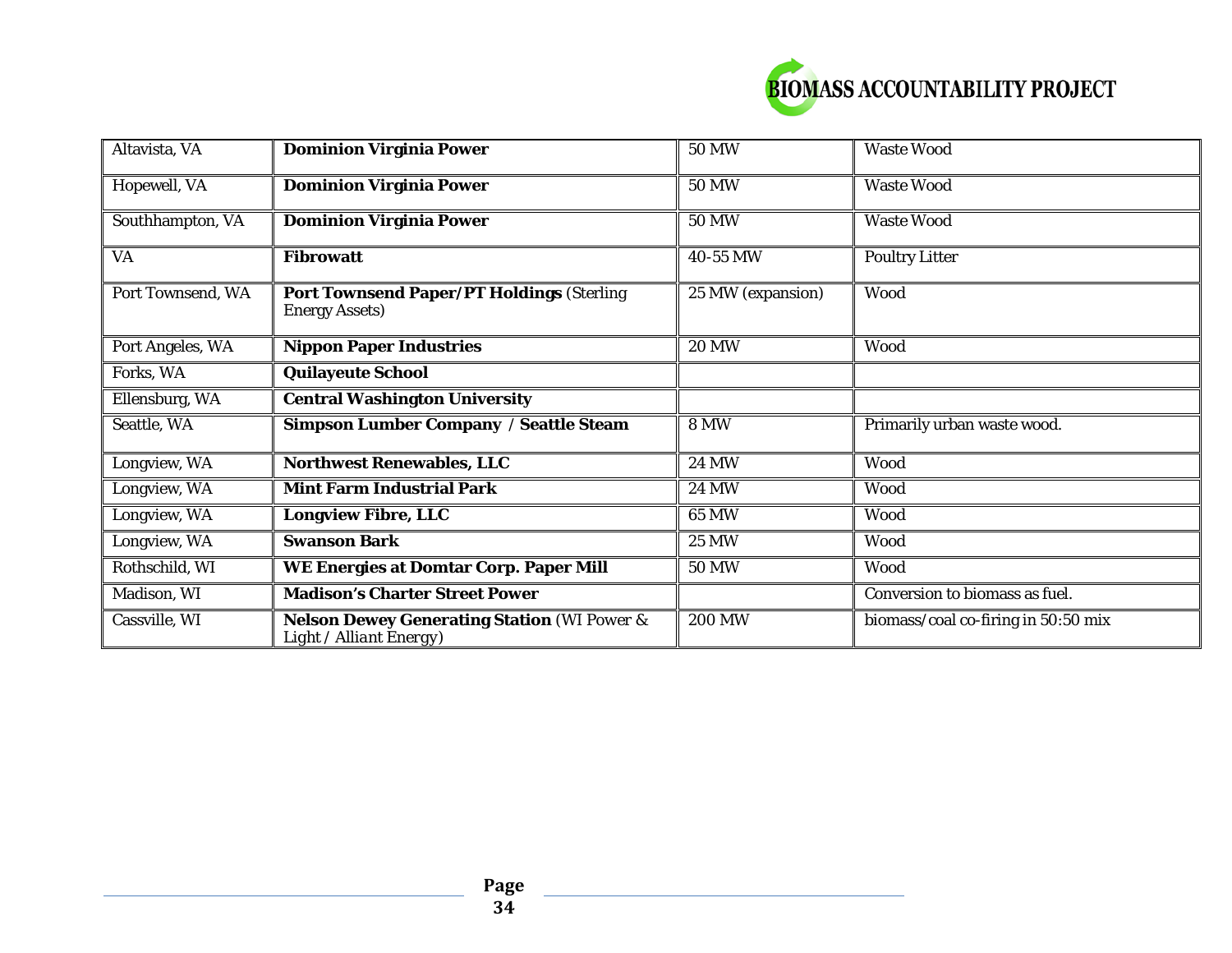| Altavista, VA | **Dominion Virginia Power** | 50 MW | Waste Wood |
|---|---|---|---|
| Hopewell, VA | **Dominion Virginia Power** | 50 MW | Waste Wood |
| Southhampton, VA | **Dominion Virginia Power** | 50 MW | Waste Wood |
| VA | **Fibrowatt** | 40-55 MW | Poultry Litter |
| Port Townsend, WA | **Port Townsend Paper/PT Holdings** (Sterling Energy Assets) | 25 MW (expansion) | Wood |
| Port Angeles, WA | **Nippon Paper Industries** | 20 MW | Wood |
| Forks, WA | **Quilayeute School** | | |
| Ellensburg, WA | **Central Washington University** | | |
| Seattle, WA | **Simpson Lumber Company / Seattle Steam** | 8 MW | Primarily urban waste wood. |
| Longview, WA | **Northwest Renewables, LLC** | 24 MW | Wood |
| Longview, WA | **Mint Farm Industrial Park** | 24 MW | Wood |
| Longview, WA | **Longview Fibre, LLC** | 65 MW | Wood |
| Longview, WA | **Swanson Bark** | 25 MW | Wood |
| Rothschild, WI | **WE Energies at Domtar Corp. Paper Mill** | 50 MW | Wood |
| Madison, WI | **Madison's Charter Street Power** | | Conversion to biomass as fuel. |
| Cassville, WI | **Nelson Dewey Generating Station** (WI Power & Light / Alliant Energy) | 200 MW | biomass/coal co-firing in 50:50 mix |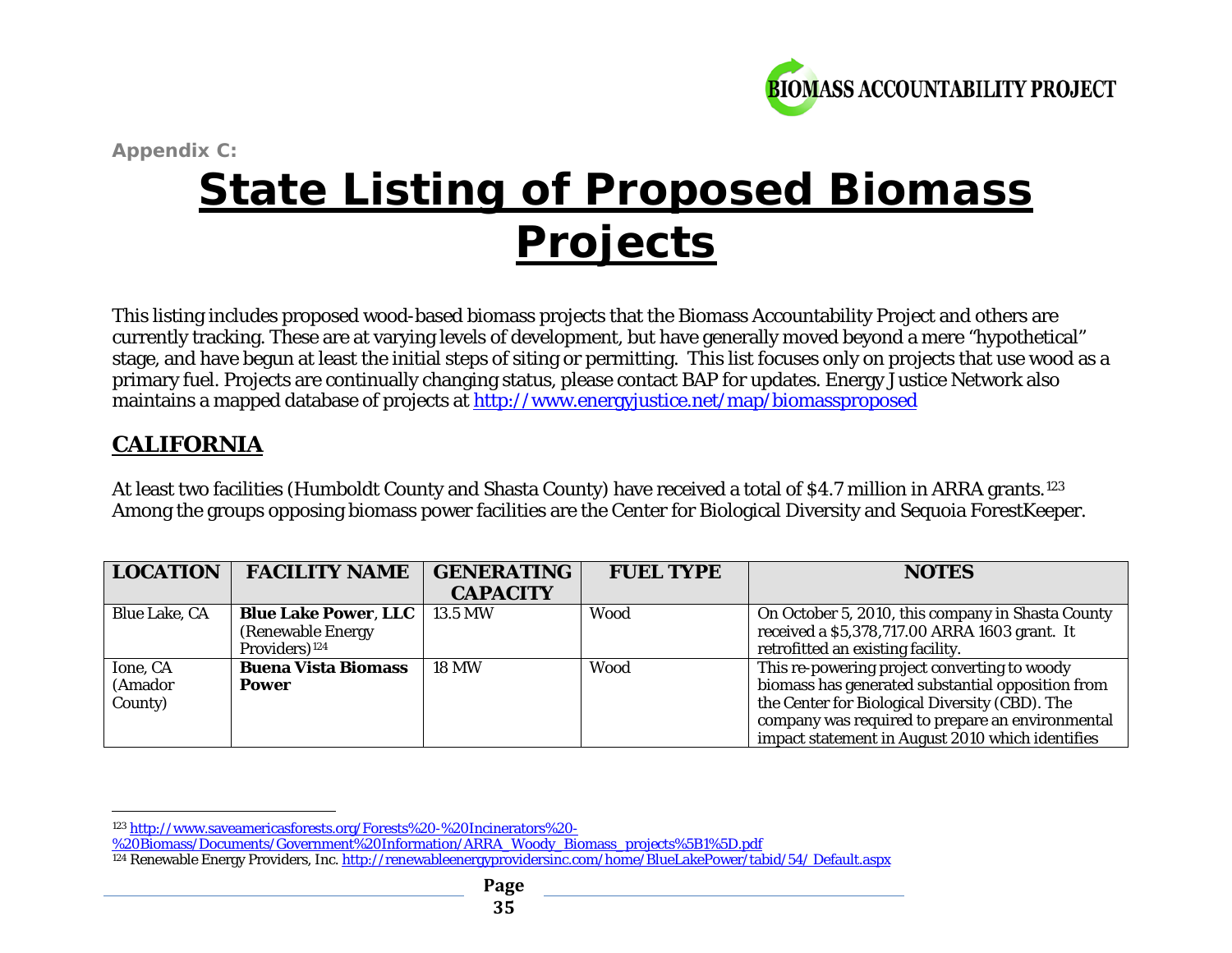Appendix C:

# State Listing of Proposed Biomass Projects

This listing includes proposed wood-based biomass projects that the Biomass Accountability Project and others are currently tracking. These are at varying levels of development, but have generally moved beyond a mere "hypothetical" stage, and have begun at least the initial steps of siting or permitting. This list focuses only on projects that use wood as a primary fuel. Projects are continually changing status, please contact BAP for updates. Energy Justice Network also maintains a mapped database of projects at http://www.energyjustice.net/map/biomassproposed

## CALIFORNIA

At least two facilities (Humboldt County and Shasta County) have received a total of $4.7 million in ARRA grants.[123] Among the groups opposing biomass power facilities are the Center for Biological Diversity and Sequoia ForestKeeper.

| LOCATION | FACILITY NAME | GENERATING CAPACITY | FUEL TYPE | NOTES |
|---|---|---|---|---|
| Blue Lake, CA | **Blue Lake Power, LLC** (Renewable Energy Providers)[124] | 13.5 MW | Wood | On October 5, 2010, this company in Shasta County received a $5,378,717.00 ARRA 1603 grant. It retrofitted an existing facility. |
| Ione, CA (Amador County) | **Buena Vista Biomass Power** | 18 MW | Wood | This re-powering project converting to woody biomass has generated substantial opposition from the Center for Biological Diversity (CBD). The company was required to prepare an environmental impact statement in August 2010 which identifies |

[123] http://www.saveamericasforests.org/Forests%20-%20Incinerators%20-%20Biomass/Documents/Government%20Information/ARRA_Woody_Biomass_projects%5B1%5D.pdf

[124] Renewable Energy Providers, Inc. http://renewableenergyprovidersinc.com/home/BlueLakePower/tabid/54/ Default.aspx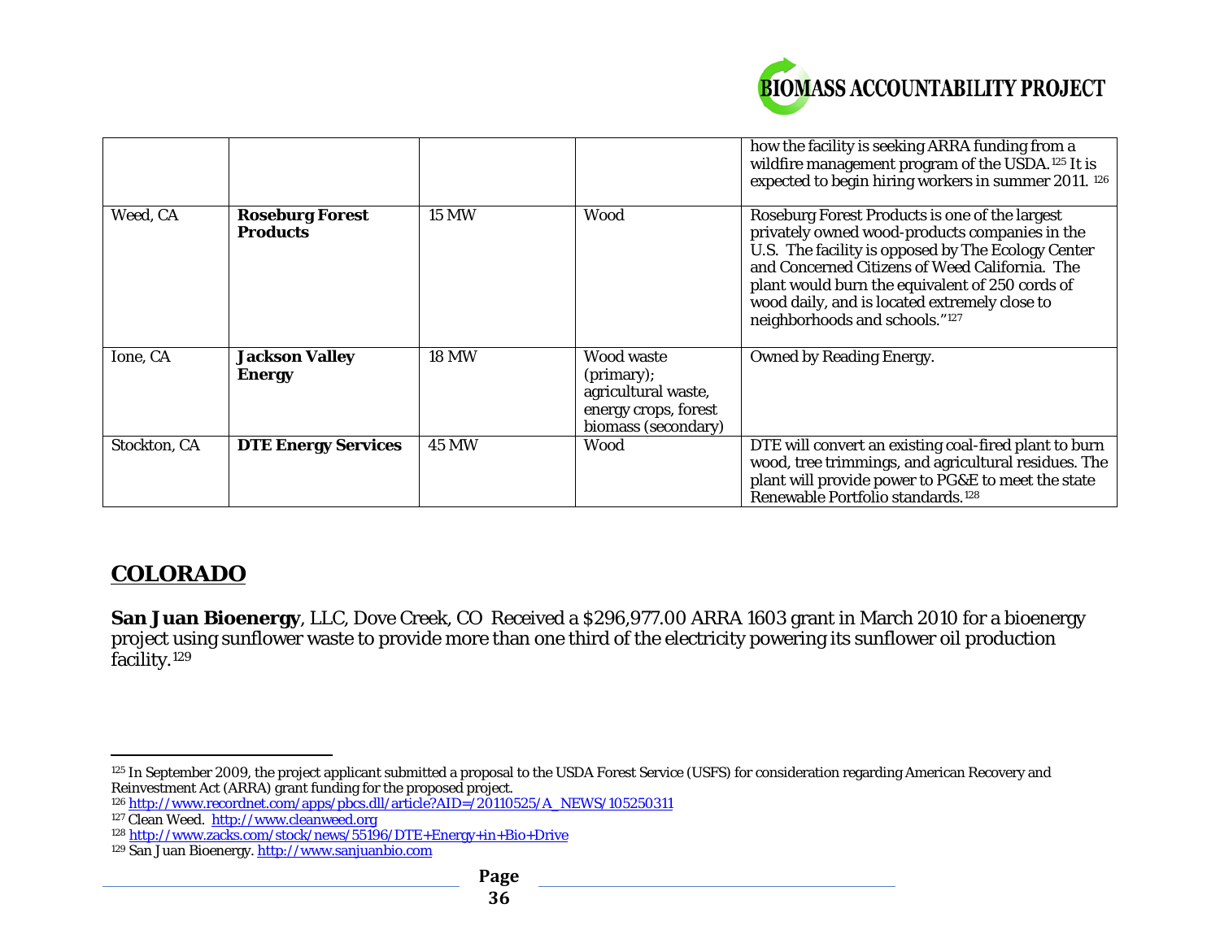| | | | | |
|---|---|---|---|---|
| | | | | how the facility is seeking ARRA funding from a wildfire management program of the USDA.[125] It is expected to begin hiring workers in summer 2011. [126] |
| Weed, CA | **Roseburg Forest Products** | 15 MW | Wood | Roseburg Forest Products is one of the largest privately owned wood-products companies in the U.S. The facility is opposed by The Ecology Center and Concerned Citizens of Weed California. The plant would burn the equivalent of 250 cords of wood daily, and is located extremely close to neighborhoods and schools."[127] |
| Ione, CA | **Jackson Valley Energy** | 18 MW | Wood waste (primary); agricultural waste, energy crops, forest biomass (secondary) | Owned by Reading Energy. |
| Stockton, CA | **DTE Energy Services** | 45 MW | Wood | DTE will convert an existing coal-fired plant to burn wood, tree trimmings, and agricultural residues. The plant will provide power to PG&E to meet the state Renewable Portfolio standards.[128] |

## COLORADO

**San Juan Bioenergy**, LLC, Dove Creek, CO Received a $296,977.00 ARRA 1603 grant in March 2010 for a bioenergy project using sunflower waste to provide more than one third of the electricity powering its sunflower oil production facility.[129]

---

[125] In September 2009, the project applicant submitted a proposal to the USDA Forest Service (USFS) for consideration regarding American Recovery and Reinvestment Act (ARRA) grant funding for the proposed project.

[126] http://www.recordnet.com/apps/pbcs.dll/article?AID=/20110525/A_NEWS/105250311

[127] Clean Weed. http://www.cleanweed.org

[128] http://www.zacks.com/stock/news/55196/DTE+Energy+in+Bio+Drive

[129] San Juan Bioenergy. http://www.sanjuanbio.com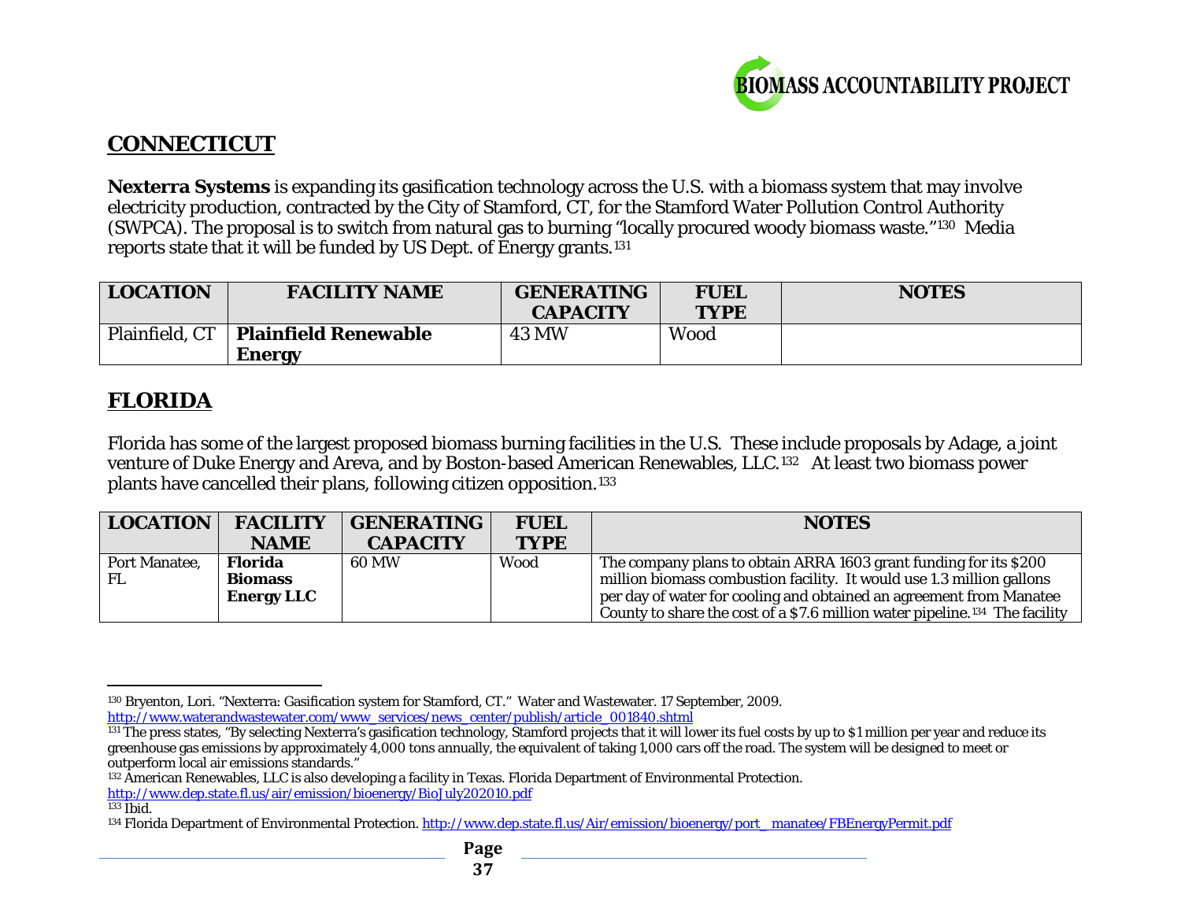## CONNECTICUT

**Nexterra Systems** is expanding its gasification technology across the U.S. with a biomass system that may involve electricity production, contracted by the City of Stamford, CT, for the Stamford Water Pollution Control Authority (SWPCA). The proposal is to switch from natural gas to burning "locally procured woody biomass waste."[130] Media reports state that it will be funded by US Dept. of Energy grants.[131]

| LOCATION | FACILITY NAME | GENERATING CAPACITY | FUEL TYPE | NOTES |
|---|---|---|---|---|
| Plainfield, CT | **Plainfield Renewable Energy** | 43 MW | Wood | |

## FLORIDA

Florida has some of the largest proposed biomass burning facilities in the U.S. These include proposals by Adage, a joint venture of Duke Energy and Areva, and by Boston-based American Renewables, LLC.[132] At least two biomass power plants have cancelled their plans, following citizen opposition.[133]

| LOCATION | FACILITY NAME | GENERATING CAPACITY | FUEL TYPE | NOTES |
|---|---|---|---|---|
| Port Manatee, FL | **Florida Biomass Energy LLC** | 60 MW | Wood | The company plans to obtain ARRA 1603 grant funding for its $200 million biomass combustion facility. It would use 1.3 million gallons per day of water for cooling and obtained an agreement from Manatee County to share the cost of a $7.6 million water pipeline.[134] The facility |

---

[130] Bryenton, Lori. "Nexterra: Gasification system for Stamford, CT." Water and Wastewater. 17 September, 2009. http://www.waterandwastewater.com/www_services/news_center/publish/article_001840.shtml

[131] The press states, "By selecting Nexterra's gasification technology, Stamford projects that it will lower its fuel costs by up to $1 million per year and reduce its greenhouse gas emissions by approximately 4,000 tons annually, the equivalent of taking 1,000 cars off the road. The system will be designed to meet or outperform local air emissions standards."

[132] American Renewables, LLC is also developing a facility in Texas. Florida Department of Environmental Protection. http://www.dep.state.fl.us/air/emission/bioenergy/BioJuly202010.pdf

[133] Ibid.

[134] Florida Department of Environmental Protection. http://www.dep.state.fl.us/Air/emission/bioenergy/port_ manatee/FBEnergyPermit.pdf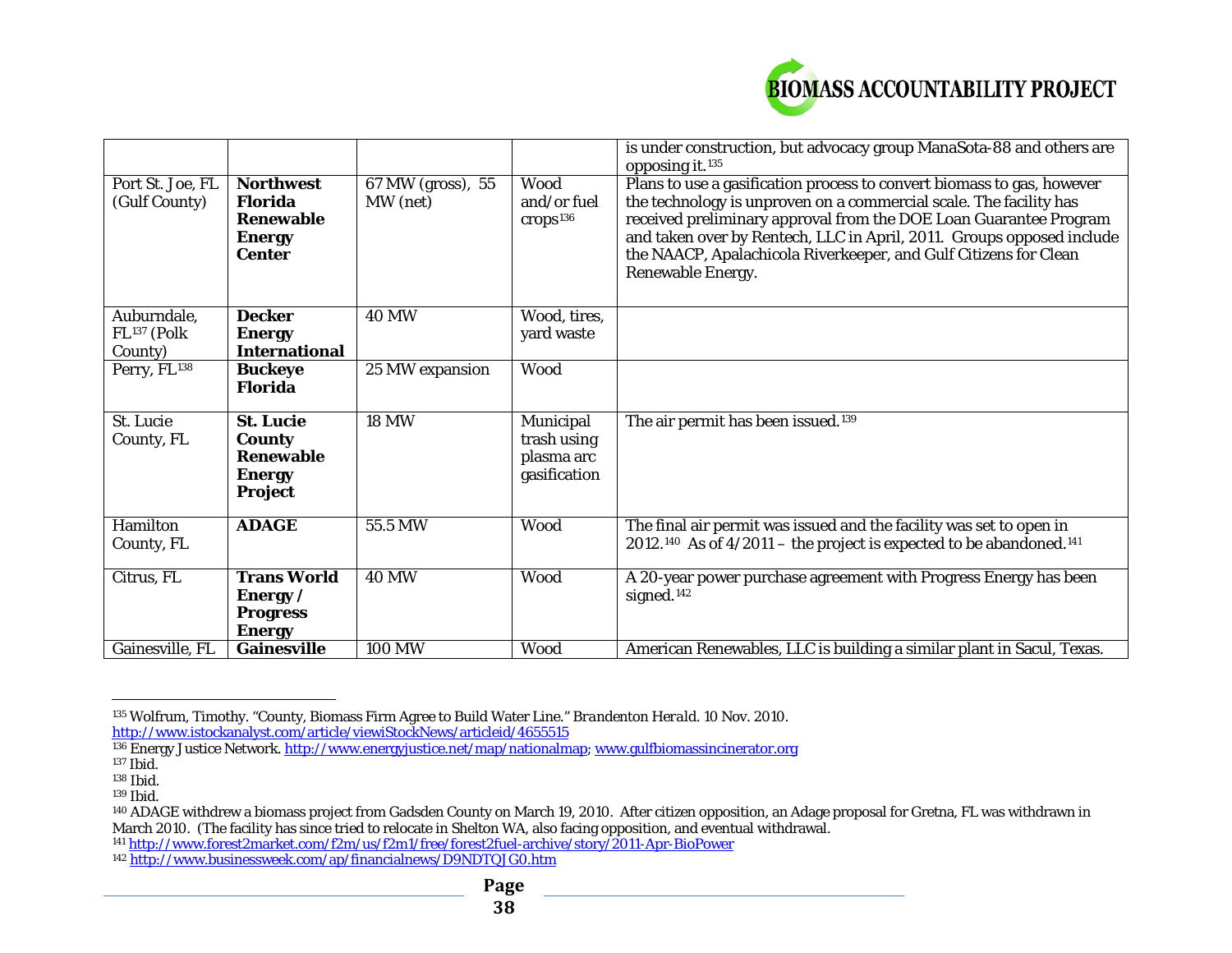| | | | | |
|---|---|---|---|---|
| | | | | is under construction, but advocacy group ManaSota-88 and others are opposing it.[135] |
| Port St. Joe, FL (Gulf County) | **Northwest Florida Renewable Energy Center** | 67 MW (gross), 55 MW (net) | Wood and/or fuel crops[136] | Plans to use a gasification process to convert biomass to gas, however the technology is unproven on a commercial scale. The facility has received preliminary approval from the DOE Loan Guarantee Program and taken over by Rentech, LLC in April, 2011. Groups opposed include the NAACP, Apalachicola Riverkeeper, and Gulf Citizens for Clean Renewable Energy. |
| Auburndale, FL[137] (Polk County) | **Decker Energy International** | 40 MW | Wood, tires, yard waste | |
| Perry, FL[138] | **Buckeye Florida** | 25 MW expansion | Wood | |
| St. Lucie County, FL | **St. Lucie County Renewable Energy Project** | 18 MW | Municipal trash using plasma arc gasification | The air permit has been issued.[139] |
| Hamilton County, FL | **ADAGE** | 55.5 MW | Wood | The final air permit was issued and the facility was set to open in 2012.[140] As of 4/2011 – the project is expected to be abandoned.[141] |
| Citrus, FL | **Trans World Energy / Progress Energy** | 40 MW | Wood | A 20-year power purchase agreement with Progress Energy has been signed.[142] |
| Gainesville, FL | **Gainesville** | 100 MW | Wood | American Renewables, LLC is building a similar plant in Sacul, Texas. |

[135] Wolfrum, Timothy. "County, Biomass Firm Agree to Build Water Line." *Brandenton Herald*. 10 Nov. 2010. http://www.istockanalyst.com/article/viewiStockNews/articleid/4655515

[136] Energy Justice Network. http://www.energyjustice.net/map/nationalmap; www.gulfbiomassincinerator.org

[137] Ibid.

[138] Ibid.

[139] Ibid.

[140] ADAGE withdrew a biomass project from Gadsden County on March 19, 2010. After citizen opposition, an Adage proposal for Gretna, FL was withdrawn in March 2010. (The facility has since tried to relocate in Shelton WA, also facing opposition, and eventual withdrawal.

[141] http://www.forest2market.com/f2m/us/f2m1/free/forest2fuel-archive/story/2011-Apr-BioPower

[142] http://www.businessweek.com/ap/financialnews/D9NDTQJG0.htm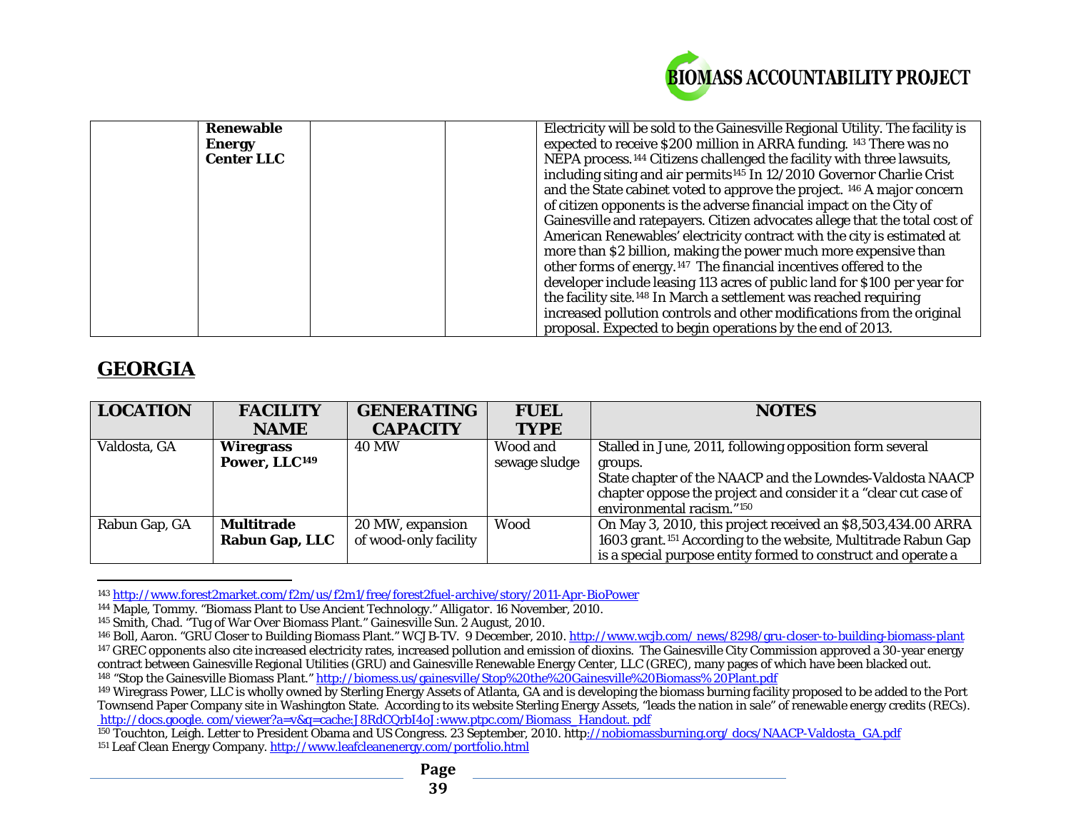| | | | | |
|---|---|---|---|---|
| | **Renewable Energy Center LLC** | | | Electricity will be sold to the Gainesville Regional Utility. The facility is expected to receive $200 million in ARRA funding. [143] There was no NEPA process.[144] Citizens challenged the facility with three lawsuits, including siting and air permits[145] In 12/2010 Governor Charlie Crist and the State cabinet voted to approve the project. [146] A major concern of citizen opponents is the adverse financial impact on the City of Gainesville and ratepayers. Citizen advocates allege that the total cost of American Renewables' electricity contract with the city is estimated at more than $2 billion, making the power much more expensive than other forms of energy.[147] The financial incentives offered to the developer include leasing 113 acres of public land for $100 per year for the facility site.[148] In March a settlement was reached requiring increased pollution controls and other modifications from the original proposal. Expected to begin operations by the end of 2013. |

## GEORGIA

| LOCATION | FACILITY NAME | GENERATING CAPACITY | FUEL TYPE | NOTES |
|---|---|---|---|---|
| Valdosta, GA | **Wiregrass Power, LLC**[149] | 40 MW | Wood and sewage sludge | Stalled in June, 2011, following opposition form several groups. State chapter of the NAACP and the Lowndes-Valdosta NAACP chapter oppose the project and consider it a "clear cut case of environmental racism."[150] |
| Rabun Gap, GA | **Multitrade Rabun Gap, LLC** | 20 MW, expansion of wood-only facility | Wood | On May 3, 2010, this project received an $8,503,434.00 ARRA 1603 grant.[151] According to the website, Multitrade Rabun Gap is a special purpose entity formed to construct and operate a |

[143] http://www.forest2market.com/f2m/us/f2m1/free/forest2fuel-archive/story/2011-Apr-BioPower

[144] Maple, Tommy. "Biomass Plant to Use Ancient Technology." *Alligator*. 16 November, 2010.

[145] Smith, Chad. "Tug of War Over Biomass Plant." *Gainesville Sun*. 2 August, 2010.

[146] Boll, Aaron. "GRU Closer to Building Biomass Plant." WCJB-TV. 9 December, 2010. http://www.wcjb.com/ news/8298/gru-closer-to-building-biomass-plant

[147] GREC opponents also cite increased electricity rates, increased pollution and emission of dioxins. The Gainesville City Commission approved a 30-year energy contract between Gainesville Regional Utilities (GRU) and Gainesville Renewable Energy Center, LLC (GREC), many pages of which have been blacked out.

[148] "Stop the Gainesville Biomass Plant." http://biomess.us/gainesville/Stop%20the%20Gainesville%20Biomass%20Plant.pdf

[149] Wiregrass Power, LLC is wholly owned by Sterling Energy Assets of Atlanta, GA and is developing the biomass burning facility proposed to be added to the Port Townsend Paper Company site in Washington State. According to its website Sterling Energy Assets, "leads the nation in sale" of renewable energy credits (RECs). http://docs.google. com/viewer?a=v&q=cache:J8RdCQrbI4oJ:www.ptpc.com/Biomass_Handout. pdf

[150] Touchton, Leigh. Letter to President Obama and US Congress. 23 September, 2010. http://nobiomassburning.org/ docs/NAACP-Valdosta_GA.pdf

[151] Leaf Clean Energy Company. http://www.leafcleanenergy.com/portfolio.html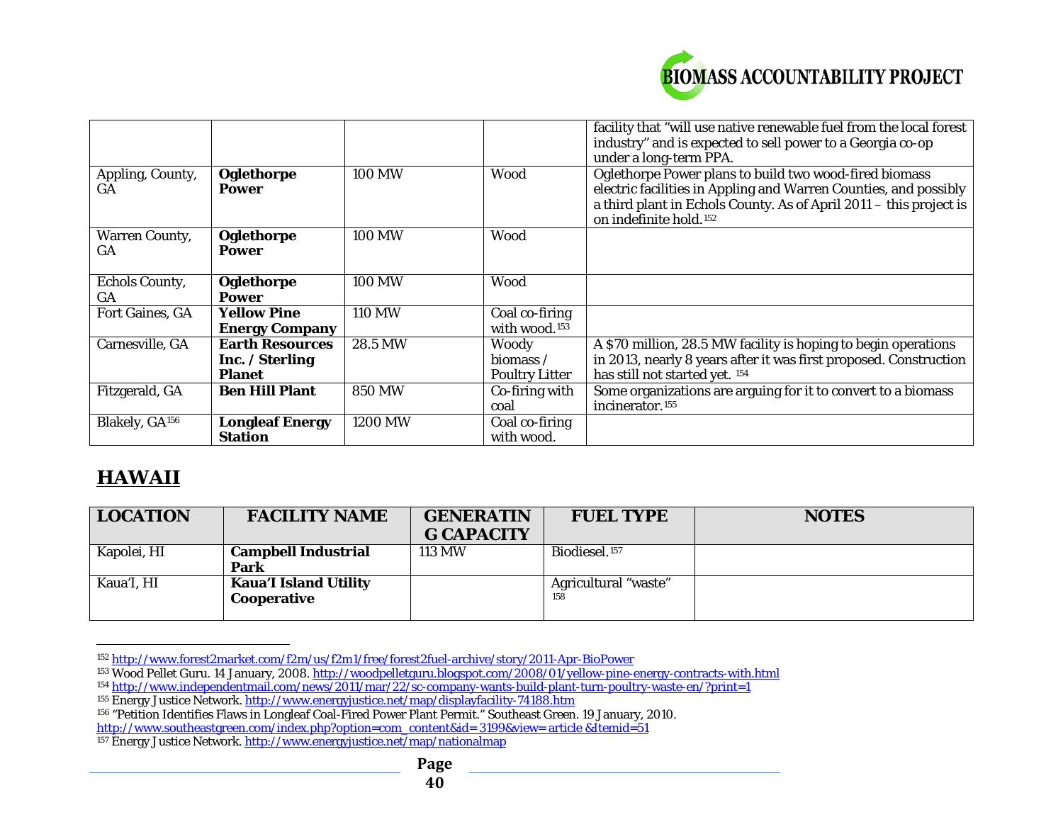| | | | | |
|---|---|---|---|---|
| | | | | facility that "will use native renewable fuel from the local forest industry" and is expected to sell power to a Georgia co-op under a long-term PPA. |
| Appling, County, GA | **Oglethorpe Power** | 100 MW | Wood | Oglethorpe Power plans to build two wood-fired biomass electric facilities in Appling and Warren Counties, and possibly a third plant in Echols County. As of April 2011 – this project is on indefinite hold.[152] |
| Warren County, GA | **Oglethorpe Power** | 100 MW | Wood | |
| Echols County, GA | **Oglethorpe Power** | 100 MW | Wood | |
| Fort Gaines, GA | **Yellow Pine Energy Company** | 110 MW | Coal co-firing with wood.[153] | |
| Carnesville, GA | **Earth Resources Inc. / Sterling Planet** | 28.5 MW | Woody biomass / Poultry Litter | A $70 million, 28.5 MW facility is hoping to begin operations in 2013, nearly 8 years after it was first proposed. Construction has still not started yet. [154] |
| Fitzgerald, GA | **Ben Hill Plant** | 850 MW | Co-firing with coal | Some organizations are arguing for it to convert to a biomass incinerator.[155] |
| Blakely, GA[156] | **Longleaf Energy Station** | 1200 MW | Coal co-firing with wood. | |

## HAWAII

| LOCATION | FACILITY NAME | GENERATING CAPACITY | FUEL TYPE | NOTES |
|---|---|---|---|---|
| Kapolei, HI | **Campbell Industrial Park** | 113 MW | Biodiesel.[157] | |
| Kaua'I, HI | **Kaua'I Island Utility Cooperative** | | Agricultural "waste" [158] | |

[152] http://www.forest2market.com/f2m/us/f2m1/free/forest2fuel-archive/story/2011-Apr-BioPower

[153] Wood Pellet Guru. 14 January, 2008. http://woodpelletguru.blogspot.com/2008/01/yellow-pine-energy-contracts-with.html

[154] http://www.independentmail.com/news/2011/mar/22/sc-company-wants-build-plant-turn-poultry-waste-en/?print=1

[155] Energy Justice Network. http://www.energyjustice.net/map/displayfacility-74188.htm

[156] "Petition Identifies Flaws in Longleaf Coal-Fired Power Plant Permit." Southeast Green. 19 January, 2010. http://www.southeastgreen.com/index.php?option=com_content&id=3199&view=article &Itemid=51

[157] Energy Justice Network. http://www.energyjustice.net/map/nationalmap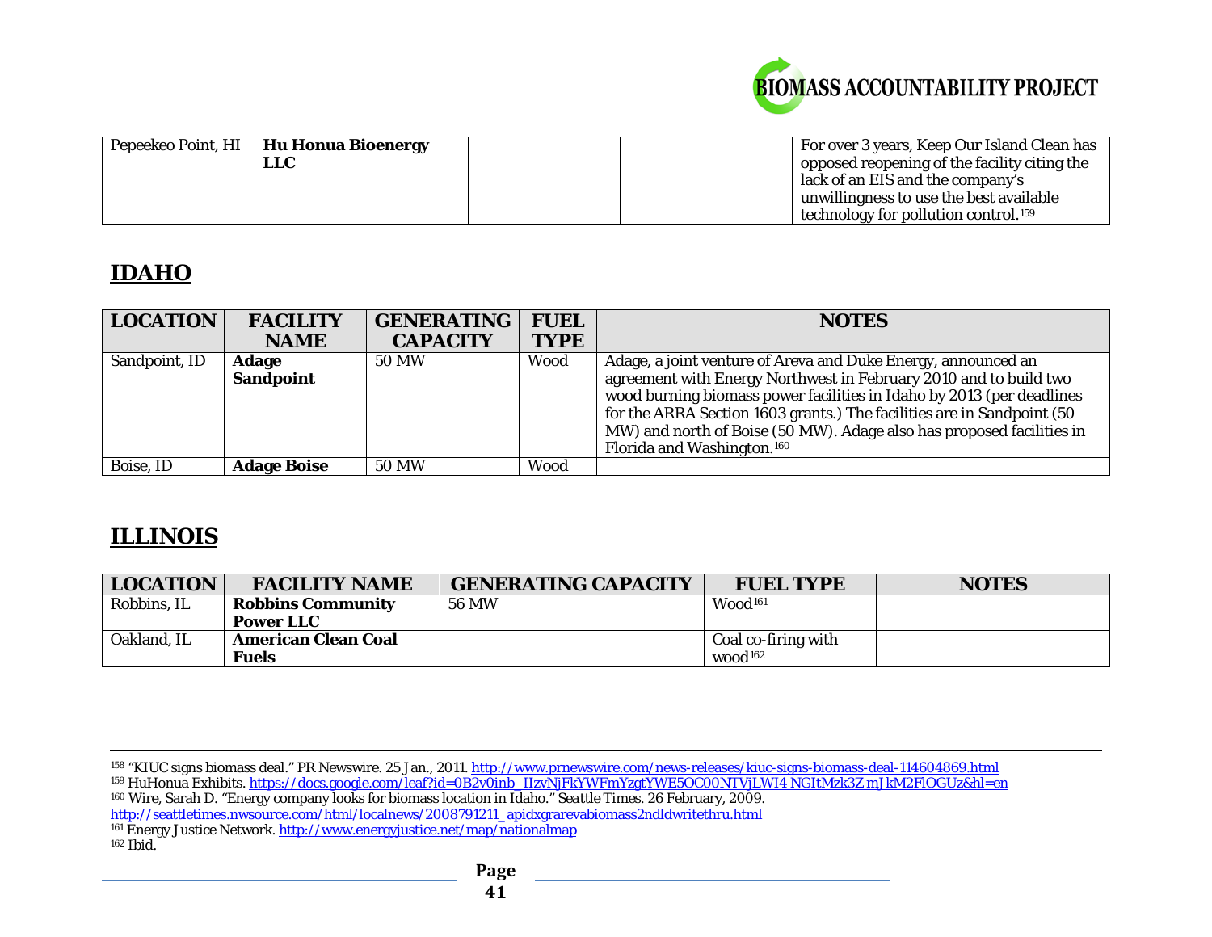| Pepeekeo Point, HI | **Hu Honua Bioenergy LLC** | | | For over 3 years, Keep Our Island Clean has opposed reopening of the facility citing the lack of an EIS and the company's unwillingness to use the best available technology for pollution control.[159] |
|---|---|---|---|---|

## IDAHO

| LOCATION | FACILITY NAME | GENERATING CAPACITY | FUEL TYPE | NOTES |
|---|---|---|---|---|
| Sandpoint, ID | **Adage Sandpoint** | 50 MW | Wood | Adage, a joint venture of Areva and Duke Energy, announced an agreement with Energy Northwest in February 2010 and to build two wood burning biomass power facilities in Idaho by 2013 (per deadlines for the ARRA Section 1603 grants.) The facilities are in Sandpoint (50 MW) and north of Boise (50 MW). Adage also has proposed facilities in Florida and Washington.[160] |
| Boise, ID | **Adage Boise** | 50 MW | Wood | |

## ILLINOIS

| LOCATION | FACILITY NAME | GENERATING CAPACITY | FUEL TYPE | NOTES |
|---|---|---|---|---|
| Robbins, IL | **Robbins Community Power LLC** | 56 MW | Wood[161] | |
| Oakland, IL | **American Clean Coal Fuels** | | Coal co-firing with wood[162] | |

---

[158] "KIUC signs biomass deal." PR Newswire. 25 Jan., 2011. http://www.prnewswire.com/news-releases/kiuc-signs-biomass-deal-114604869.html

[159] HuHonua Exhibits. https://docs.google.com/leaf?id=0B2v0inb_IIzvNjFkYWFmYzgtYWE5OC00NTVjLWI4 NGItMzk3ZmJkM2FlOGUz&hl=en

[160] Wire, Sarah D. "Energy company looks for biomass location in Idaho." Seattle Times. 26 February, 2009. http://seattletimes.nwsource.com/html/localnews/2008791211_apidxgrarevabiomass2ndldwritethru.html

[161] Energy Justice Network. http://www.energyjustice.net/map/nationalmap

[162] Ibid.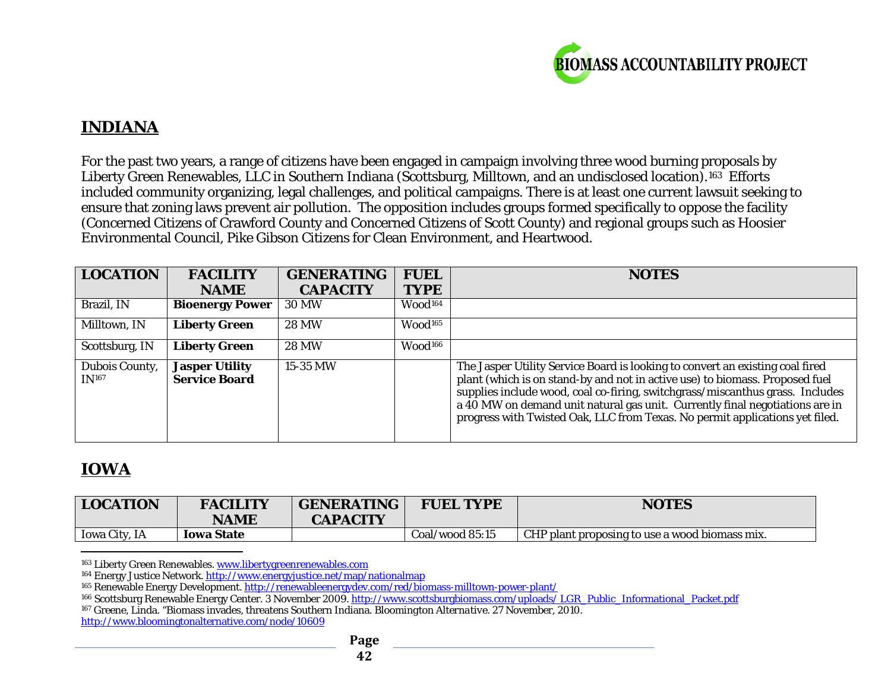## INDIANA

For the past two years, a range of citizens have been engaged in campaign involving three wood burning proposals by Liberty Green Renewables, LLC in Southern Indiana (Scottsburg, Milltown, and an undisclosed location).[163] Efforts included community organizing, legal challenges, and political campaigns. There is at least one current lawsuit seeking to ensure that zoning laws prevent air pollution. The opposition includes groups formed specifically to oppose the facility (Concerned Citizens of Crawford County and Concerned Citizens of Scott County) and regional groups such as Hoosier Environmental Council, Pike Gibson Citizens for Clean Environment, and Heartwood.

| LOCATION | FACILITY NAME | GENERATING CAPACITY | FUEL TYPE | NOTES |
|---|---|---|---|---|
| Brazil, IN | **Bioenergy Power** | 30 MW | Wood[164] | |
| Milltown, IN | **Liberty Green** | 28 MW | Wood[165] | |
| Scottsburg, IN | **Liberty Green** | 28 MW | Wood[166] | |
| Dubois County, IN[167] | **Jasper Utility Service Board** | 15-35 MW | | The Jasper Utility Service Board is looking to convert an existing coal fired plant (which is on stand-by and not in active use) to biomass. Proposed fuel supplies include wood, coal co-firing, switchgrass/miscanthus grass. Includes a 40 MW on demand unit natural gas unit. Currently final negotiations are in progress with Twisted Oak, LLC from Texas. No permit applications yet filed. |

## IOWA

| LOCATION | FACILITY NAME | GENERATING CAPACITY | FUEL TYPE | NOTES |
|---|---|---|---|---|
| Iowa City, IA | **Iowa State** | | Coal/wood 85:15 | CHP plant proposing to use a wood biomass mix. |

---

[163] Liberty Green Renewables. www.libertygreenrenewables.com

[164] Energy Justice Network. http://www.energyjustice.net/map/nationalmap

[165] Renewable Energy Development. http://renewableenergydev.com/red/biomass-milltown-power-plant/

[166] Scottsburg Renewable Energy Center. 3 November 2009. http://www.scottsburgbiomass.com/uploads/_LGR_Public_Informational_Packet.pdf

[167] Greene, Linda. "Biomass invades, threatens Southern Indiana. Bloomington Alternative. 27 November, 2010. http://www.bloomingtonalternative.com/node/10609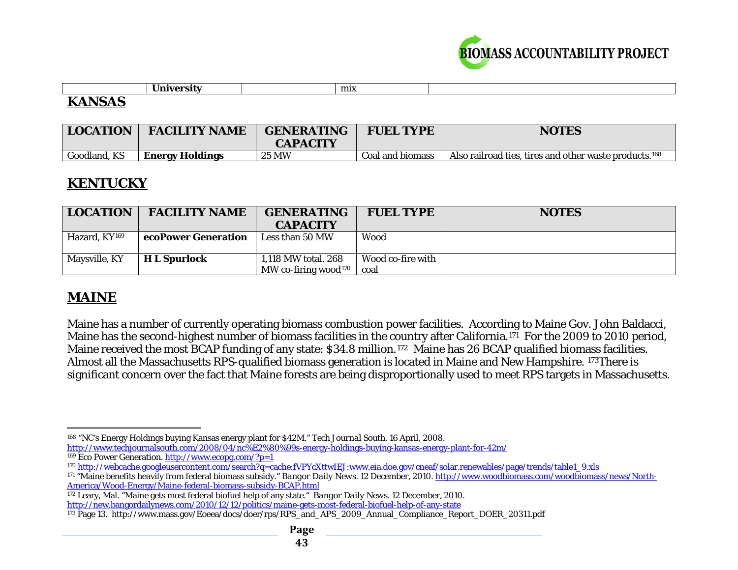| | **University** | | mix | |
|---|---|---|---|---|

## KANSAS

| LOCATION | FACILITY NAME | GENERATING CAPACITY | FUEL TYPE | NOTES |
|---|---|---|---|---|
| Goodland, KS | **Energy Holdings** | 25 MW | Coal and biomass | Also railroad ties, tires and other waste products.[168] |

## KENTUCKY

| LOCATION | FACILITY NAME | GENERATING CAPACITY | FUEL TYPE | NOTES |
|---|---|---|---|---|
| Hazard, KY[169] | **ecoPower Generation** | Less than 50 MW | Wood | |
| Maysville, KY | **H L Spurlock** | 1,118 MW total. 268 MW co-firing wood[170] | Wood co-fire with coal | |

## MAINE

Maine has a number of currently operating biomass combustion power facilities. According to Maine Gov. John Baldacci, Maine has the second-highest number of biomass facilities in the country after California.[171] For the 2009 to 2010 period, Maine received the most BCAP funding of any state: $34.8 million.[172] Maine has 26 BCAP qualified biomass facilities. Almost all the Massachusetts RPS-qualified biomass generation is located in Maine and New Hampshire. [173]There is significant concern over the fact that Maine forests are being disproportionally used to meet RPS targets in Massachusetts.

---

[168] "NC's Energy Holdings buying Kansas energy plant for $42M." *Tech Journal South*. 16 April, 2008. http://www.techjournalsouth.com/2008/04/nc%E2%80%99s-energy-holdings-buying-kansas-energy-plant-for-42m/

[169] Eco Power Generation. http://www.ecopg.com/?p=1

[170] http://webcache.googleusercontent.com/search?q=cache:fVPYcXttwIEJ:www.eia.doe.gov/cneaf/solar.renewables/page/trends/table1_9.xls

[171] "Maine benefits heavily from federal biomass subsidy." *Bangor Daily News*. 12 December, 2010. http://www.woodbiomass.com/woodbiomass/news/North-America/Wood-Energy/Maine-federal-biomass-subsidy-BCAP.html

[172] Leary, Mal. "Maine gets most federal biofuel help of any state." *Bangor Daily News*. 12 December, 2010. http://new.bangordailynews.com/2010/12/12/politics/maine-gets-most-federal-biofuel-help-of-any-state

[173] Page 13. http://www.mass.gov/Eoeea/docs/doer/rps/RPS_and_APS_2009_Annual_Compliance_Report_DOER_20311.pdf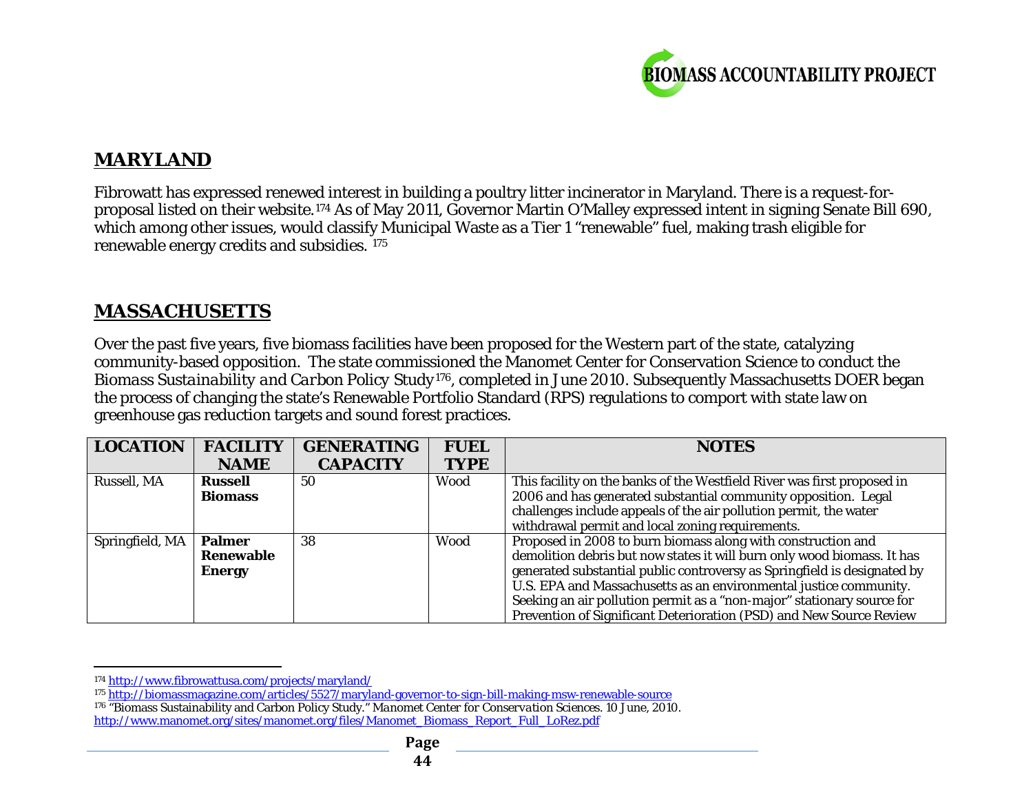## MARYLAND

Fibrowatt has expressed renewed interest in building a poultry litter incinerator in Maryland. There is a request-for-proposal listed on their website.[174] As of May 2011, Governor Martin O'Malley expressed intent in signing Senate Bill 690, which among other issues, would classify Municipal Waste as a Tier 1 "renewable" fuel, making trash eligible for renewable energy credits and subsidies. [175]

## MASSACHUSETTS

Over the past five years, five biomass facilities have been proposed for the Western part of the state, catalyzing community-based opposition. The state commissioned the Manomet Center for Conservation Science to conduct the *Biomass Sustainability and Carbon Policy Study*[176], completed in June 2010. Subsequently Massachusetts DOER began the process of changing the state's Renewable Portfolio Standard (RPS) regulations to comport with state law on greenhouse gas reduction targets and sound forest practices.

| LOCATION | FACILITY NAME | GENERATING CAPACITY | FUEL TYPE | NOTES |
|---|---|---|---|---|
| Russell, MA | **Russell Biomass** | 50 | Wood | This facility on the banks of the Westfield River was first proposed in 2006 and has generated substantial community opposition. Legal challenges include appeals of the air pollution permit, the water withdrawal permit and local zoning requirements. |
| Springfield, MA | **Palmer Renewable Energy** | 38 | Wood | Proposed in 2008 to burn biomass along with construction and demolition debris but now states it will burn only wood biomass. It has generated substantial public controversy as Springfield is designated by U.S. EPA and Massachusetts as an environmental justice community. Seeking an air pollution permit as a "non-major" stationary source for Prevention of Significant Deterioration (PSD) and New Source Review |

[174] http://www.fibrowattusa.com/projects/maryland/

[175] http://biomassmagazine.com/articles/5527/maryland-governor-to-sign-bill-making-msw-renewable-source

[176] "Biomass Sustainability and Carbon Policy Study." *Manomet Center for Conservation Sciences*. 10 June, 2010. http://www.manomet.org/sites/manomet.org/files/Manomet_Biomass_Report_Full_LoRez.pdf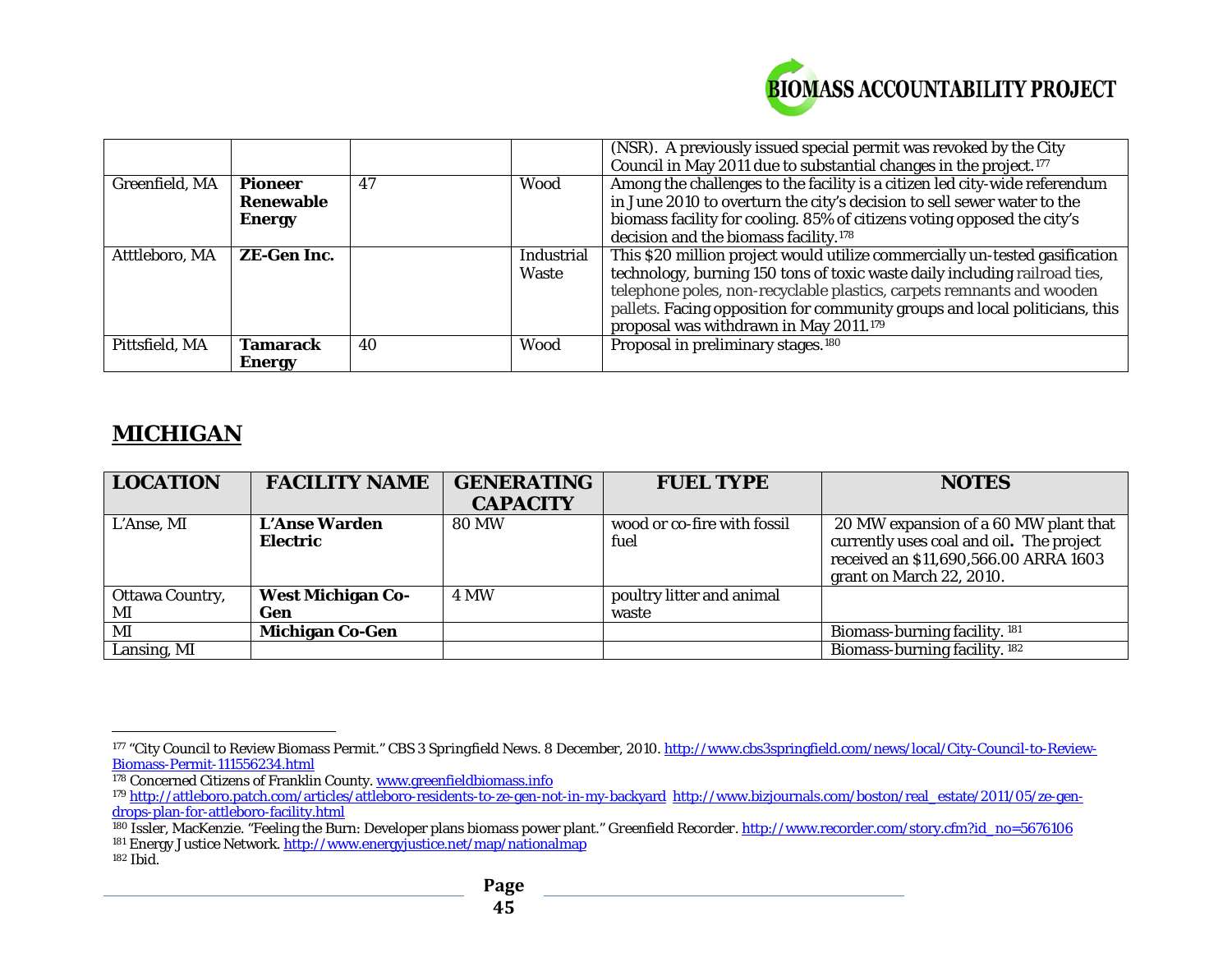| | | | | (NSR). A previously issued special permit was revoked by the City Council in May 2011 due to substantial changes in the project.[177] |
|---|---|---|---|---|
| Greenfield, MA | **Pioneer Renewable Energy** | 47 | Wood | Among the challenges to the facility is a citizen led city-wide referendum in June 2010 to overturn the city's decision to sell sewer water to the biomass facility for cooling. 85% of citizens voting opposed the city's decision and the biomass facility.[178] |
| Atttleboro, MA | **ZE-Gen Inc.** | | Industrial Waste | This $20 million project would utilize commercially un-tested gasification technology, burning 150 tons of toxic waste daily including railroad ties, telephone poles, non-recyclable plastics, carpets remnants and wooden pallets. Facing opposition for community groups and local politicians, this proposal was withdrawn in May 2011.[179] |
| Pittsfield, MA | **Tamarack Energy** | 40 | Wood | Proposal in preliminary stages.[180] |

## MICHIGAN

| LOCATION | FACILITY NAME | GENERATING CAPACITY | FUEL TYPE | NOTES |
|---|---|---|---|---|
| L'Anse, MI | **L'Anse Warden Electric** | 80 MW | wood or co-fire with fossil fuel | 20 MW expansion of a 60 MW plant that currently uses coal and oil. The project received an $11,690,566.00 ARRA 1603 grant on March 22, 2010. |
| Ottawa Country, MI | **West Michigan Co-Gen** | 4 MW | poultry litter and animal waste | |
| MI | **Michigan Co-Gen** | | | Biomass-burning facility.[181] |
| Lansing, MI | | | | Biomass-burning facility.[182] |

---

[177] "City Council to Review Biomass Permit." CBS 3 Springfield News. 8 December, 2010. http://www.cbs3springfield.com/news/local/City-Council-to-Review-Biomass-Permit-111556234.html

[178] Concerned Citizens of Franklin County. www.greenfieldbiomass.info

[179] http://attleboro.patch.com/articles/attleboro-residents-to-ze-gen-not-in-my-backyard http://www.bizjournals.com/boston/real_estate/2011/05/ze-gen-drops-plan-for-attleboro-facility.html

[180] Issler, MacKenzie. "Feeling the Burn: Developer plans biomass power plant." Greenfield Recorder. http://www.recorder.com/story.cfm?id_no=5676106

[181] Energy Justice Network. http://www.energyjustice.net/map/nationalmap

[182] Ibid.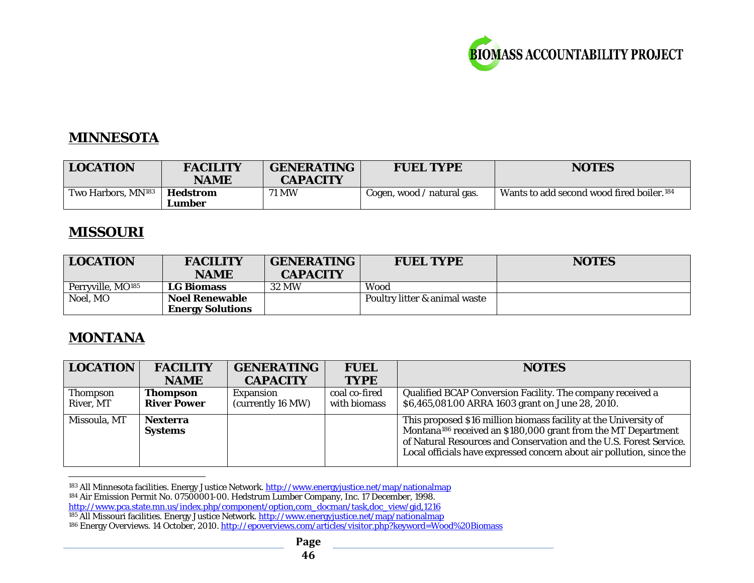## MINNESOTA

| LOCATION | FACILITY NAME | GENERATING CAPACITY | FUEL TYPE | NOTES |
|---|---|---|---|---|
| Two Harbors, MN[183] | **Hedstrom Lumber** | 71 MW | Cogen, wood / natural gas. | Wants to add second wood fired boiler.[184] |

## MISSOURI

| LOCATION | FACILITY NAME | GENERATING CAPACITY | FUEL TYPE | NOTES |
|---|---|---|---|---|
| Perryville, MO[185] | **LG Biomass** | 32 MW | Wood | |
| Noel, MO | **Noel Renewable Energy Solutions** | | Poultry litter & animal waste | |

## MONTANA

| LOCATION | FACILITY NAME | GENERATING CAPACITY | FUEL TYPE | NOTES |
|---|---|---|---|---|
| Thompson River, MT | **Thompson River Power** | Expansion (currently 16 MW) | coal co-fired with biomass | Qualified BCAP Conversion Facility. The company received a $6,465,081.00 ARRA 1603 grant on June 28, 2010. |
| Missoula, MT | **Nexterra Systems** | | | This proposed $16 million biomass facility at the University of Montana[186] received an $180,000 grant from the MT Department of Natural Resources and Conservation and the U.S. Forest Service. Local officials have expressed concern about air pollution, since the |

---

183 All Minnesota facilities. Energy Justice Network. http://www.energyjustice.net/map/nationalmap

184 Air Emission Permit No. 07500001-00. Hedstrum Lumber Company, Inc. 17 December, 1998. http://www.pca.state.mn.us/index.php/component/option,com_docman/task,doc_view/gid,1216

185 All Missouri facilities. Energy Justice Network. http://www.energyjustice.net/map/nationalmap

186 Energy Overviews. 14 October, 2010. http://epoverviews.com/articles/visitor.php?keyword=Wood%20Biomass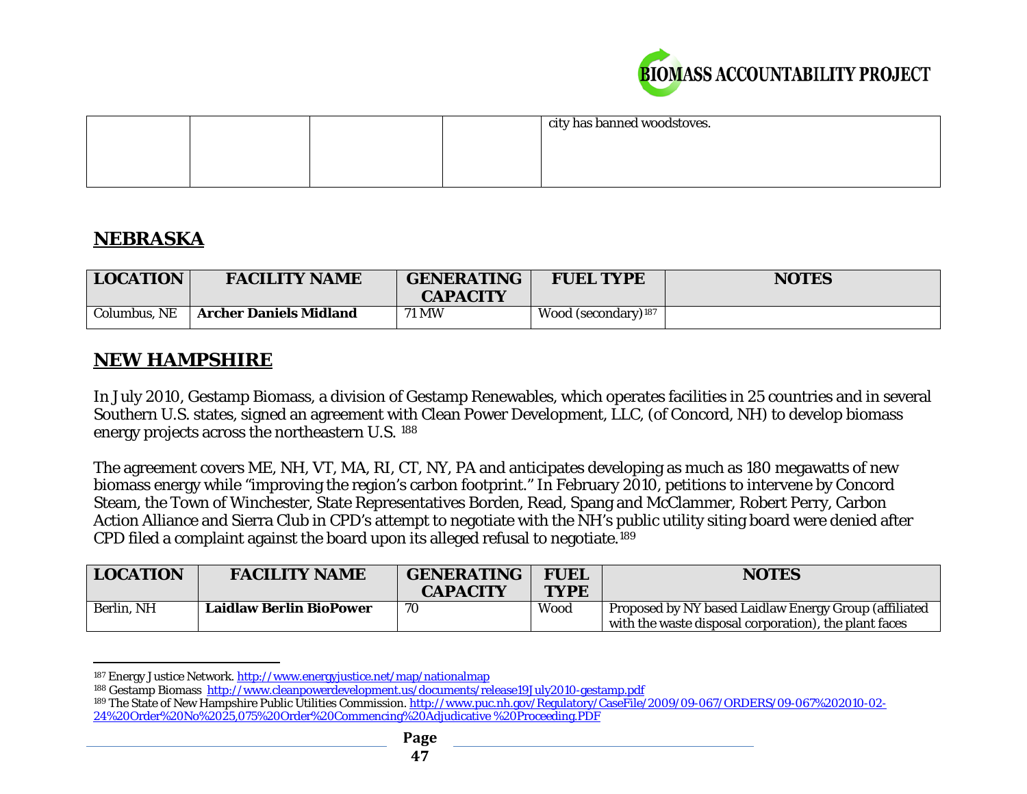| | | | | city has banned woodstoves. |
|---|---|---|---|---|

## NEBRASKA

| LOCATION | FACILITY NAME | GENERATING CAPACITY | FUEL TYPE | NOTES |
|---|---|---|---|---|
| Columbus, NE | **Archer Daniels Midland** | 71 MW | Wood (secondary)[187] | |

## NEW HAMPSHIRE

In July 2010, Gestamp Biomass, a division of Gestamp Renewables, which operates facilities in 25 countries and in several Southern U.S. states, signed an agreement with Clean Power Development, LLC, (of Concord, NH) to develop biomass energy projects across the northeastern U.S. [188]

The agreement covers ME, NH, VT, MA, RI, CT, NY, PA and anticipates developing as much as 180 megawatts of new biomass energy while "improving the region's carbon footprint." In February 2010, petitions to intervene by Concord Steam, the Town of Winchester, State Representatives Borden, Read, Spang and McClammer, Robert Perry, Carbon Action Alliance and Sierra Club in CPD's attempt to negotiate with the NH's public utility siting board were denied after CPD filed a complaint against the board upon its alleged refusal to negotiate.[189]

| LOCATION | FACILITY NAME | GENERATING CAPACITY | FUEL TYPE | NOTES |
|---|---|---|---|---|
| Berlin, NH | **Laidlaw Berlin BioPower** | 70 | Wood | Proposed by NY based Laidlaw Energy Group (affiliated with the waste disposal corporation), the plant faces |

[187] Energy Justice Network. http://www.energyjustice.net/map/nationalmap

[188] Gestamp Biomass http://www.cleanpowerdevelopment.us/documents/release19July2010-gestamp.pdf

[189] The State of New Hampshire Public Utilities Commission. http://www.puc.nh.gov/Regulatory/CaseFile/2009/09-067/ORDERS/09-067%202010-02-24%20Order%20No%2025,075%20Order%20Commencing%20Adjudicative%20Proceeding.PDF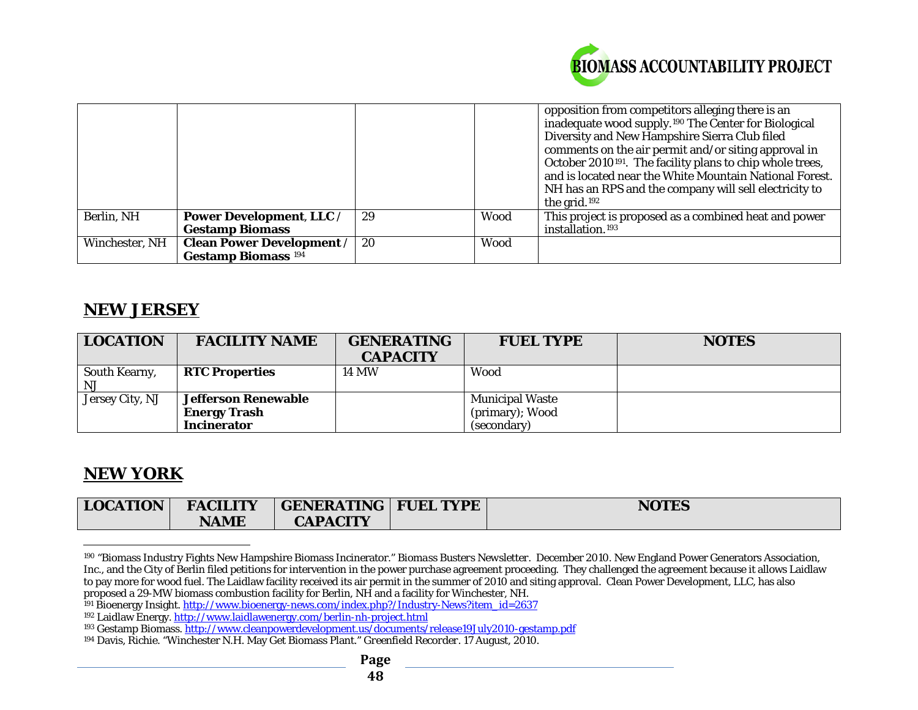| | | | | |
|---|---|---|---|---|
| | | | | opposition from competitors alleging there is an inadequate wood supply.[190] The Center for Biological Diversity and New Hampshire Sierra Club filed comments on the air permit and/or siting approval in October 2010[191]. The facility plans to chip whole trees, and is located near the White Mountain National Forest. NH has an RPS and the company will sell electricity to the grid.[192] |
| Berlin, NH | **Power Development, LLC / Gestamp Biomass** | 29 | Wood | This project is proposed as a combined heat and power installation.[193] |
| Winchester, NH | **Clean Power Development / Gestamp Biomass** [194] | 20 | Wood | |

## NEW JERSEY

| LOCATION | FACILITY NAME | GENERATING CAPACITY | FUEL TYPE | NOTES |
|---|---|---|---|---|
| South Kearny, NJ | **RTC Properties** | 14 MW | Wood | |
| Jersey City, NJ | **Jefferson Renewable Energy Trash Incinerator** | | Municipal Waste (primary); Wood (secondary) | |

## NEW YORK

| LOCATION | FACILITY NAME | GENERATING CAPACITY | FUEL TYPE | NOTES |
|---|---|---|---|---|

---

[190] "Biomass Industry Fights New Hampshire Biomass Incinerator." *Biomass Busters Newsletter*. December 2010. New England Power Generators Association, Inc., and the City of Berlin filed petitions for intervention in the power purchase agreement proceeding. They challenged the agreement because it allows Laidlaw to pay more for wood fuel. The Laidlaw facility received its air permit in the summer of 2010 and siting approval. Clean Power Development, LLC, has also proposed a 29-MW biomass combustion facility for Berlin, NH and a facility for Winchester, NH.

[191] Bioenergy Insight. http://www.bioenergy-news.com/index.php?/Industry-News?item_id=2637

[192] Laidlaw Energy. http://www.laidlawenergy.com/berlin-nh-project.html

[193] Gestamp Biomass. http://www.cleanpowerdevelopment.us/documents/release19July2010-gestamp.pdf

[194] Davis, Richie. "Winchester N.H. May Get Biomass Plant." *Greenfield Recorder*. 17 August, 2010.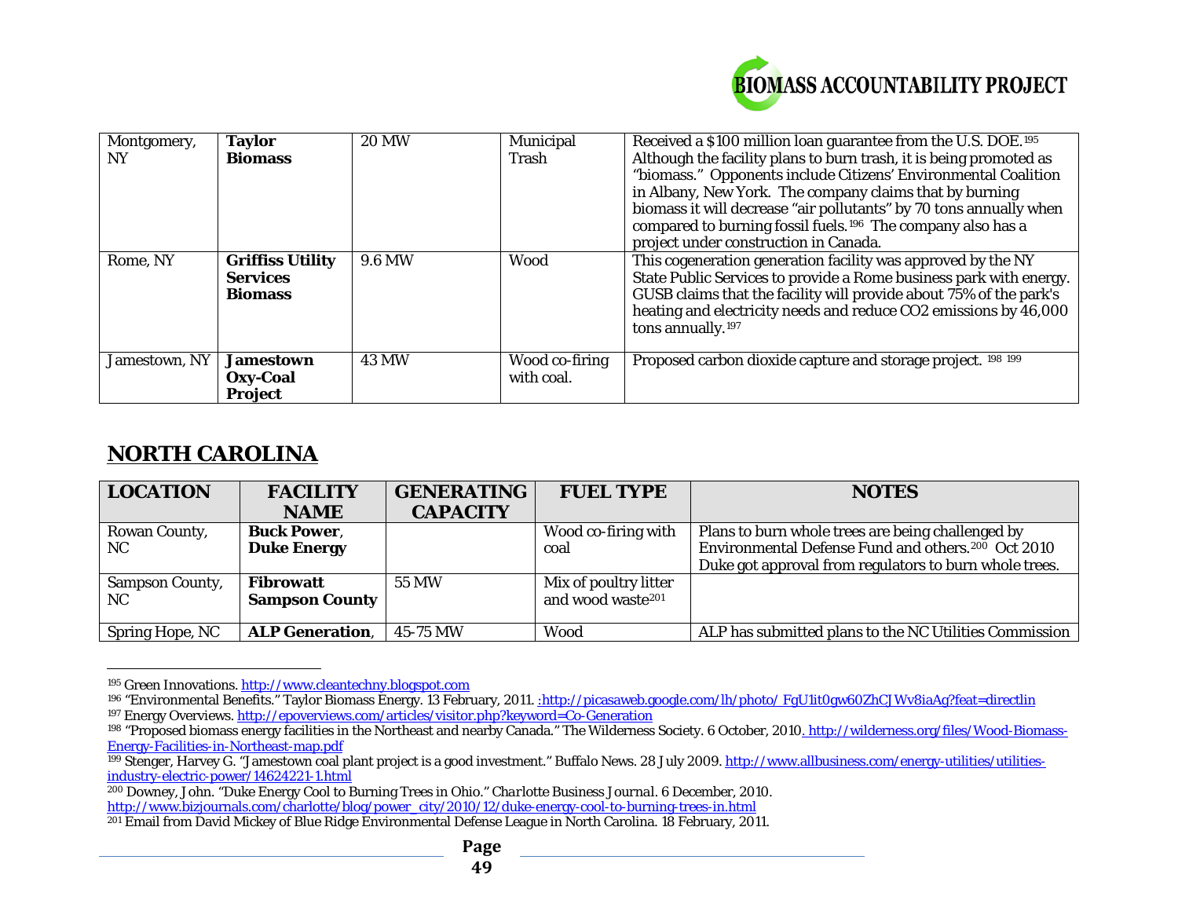| Montgomery, NY | **Taylor Biomass** | 20 MW | Municipal Trash | Received a $100 million loan guarantee from the U.S. DOE.[195] Although the facility plans to burn trash, it is being promoted as "biomass." Opponents include Citizens' Environmental Coalition in Albany, New York. The company claims that by burning biomass it will decrease "air pollutants" by 70 tons annually when compared to burning fossil fuels.[196] The company also has a project under construction in Canada. |
|---|---|---|---|---|
| Rome, NY | **Griffiss Utility Services Biomass** | 9.6 MW | Wood | This cogeneration generation facility was approved by the NY State Public Services to provide a Rome business park with energy. GUSB claims that the facility will provide about 75% of the park's heating and electricity needs and reduce CO2 emissions by 46,000 tons annually.[197] |
| Jamestown, NY | **Jamestown Oxy-Coal Project** | 43 MW | Wood co-firing with coal. | Proposed carbon dioxide capture and storage project. [198] [199] |

## NORTH CAROLINA

| LOCATION | FACILITY NAME | GENERATING CAPACITY | FUEL TYPE | NOTES |
|---|---|---|---|---|
| Rowan County, NC | **Buck Power**, **Duke Energy** | | Wood co-firing with coal | Plans to burn whole trees are being challenged by Environmental Defense Fund and others.[200] Oct 2010 Duke got approval from regulators to burn whole trees. |
| Sampson County, NC | **Fibrowatt Sampson County** | 55 MW | Mix of poultry litter and wood waste[201] | |
| Spring Hope, NC | **ALP Generation**, | 45-75 MW | Wood | ALP has submitted plans to the NC Utilities Commission |

---

[195] Green Innovations. http://www.cleantechny.blogspot.com

[196] "Environmental Benefits." Taylor Biomass Energy. 13 February, 2011. :http://picasaweb.google.com/lh/photo/_FgU1it0gw60ZhCJWv8iaAg?feat=directlin

[197] Energy Overviews. http://epoverviews.com/articles/visitor.php?keyword=Co-Generation

[198] "Proposed biomass energy facilities in the Northeast and nearby Canada." The Wilderness Society. 6 October, 2010. http://wilderness.org/files/Wood-Biomass-Energy-Facilities-in-Northeast-map.pdf

[199] Stenger, Harvey G. "Jamestown coal plant project is a good investment." Buffalo News. 28 July 2009. http://www.allbusiness.com/energy-utilities/utilities-industry-electric-power/14624221-1.html

[200] Downey, John. "Duke Energy Cool to Burning Trees in Ohio." *Charlotte Business Journal*. 6 December, 2010. http://www.bizjournals.com/charlotte/blog/power_city/2010/12/duke-energy-cool-to-burning-trees-in.html

[201] Email from David Mickey of Blue Ridge Environmental Defense League in North Carolina. 18 February, 2011.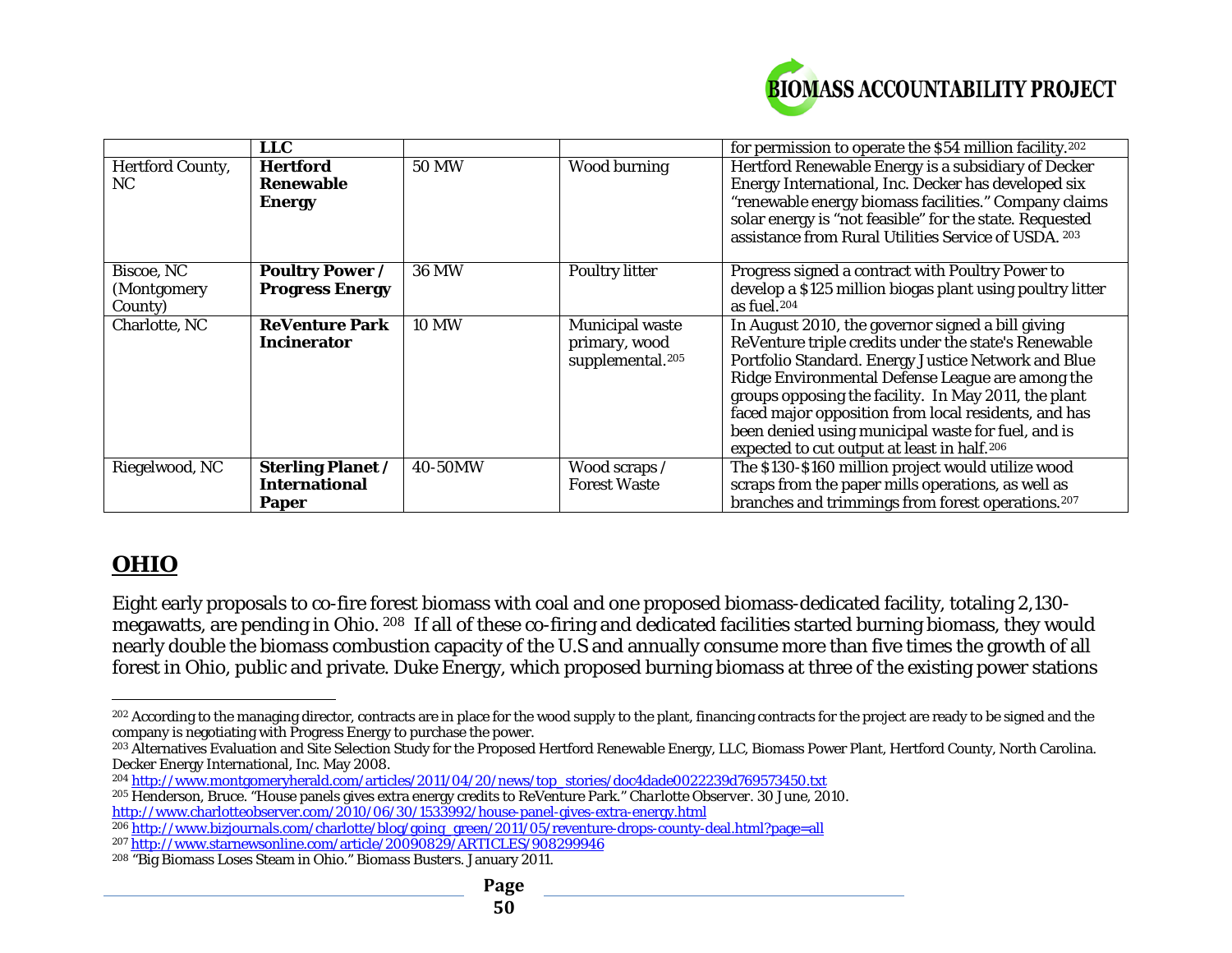| | **LLC** | | | for permission to operate the $54 million facility.[202] |
|---|---|---|---|---|
| Hertford County, NC | **Hertford Renewable Energy** | 50 MW | Wood burning | Hertford Renewable Energy is a subsidiary of Decker Energy International, Inc. Decker has developed six "renewable energy biomass facilities." Company claims solar energy is "not feasible" for the state. Requested assistance from Rural Utilities Service of USDA.[203] |
| Biscoe, NC (Montgomery County) | **Poultry Power / Progress Energy** | 36 MW | Poultry litter | Progress signed a contract with Poultry Power to develop a $125 million biogas plant using poultry litter as fuel.[204] |
| Charlotte, NC | **ReVenture Park Incinerator** | 10 MW | Municipal waste primary, wood supplemental.[205] | In August 2010, the governor signed a bill giving ReVenture triple credits under the state's Renewable Portfolio Standard. Energy Justice Network and Blue Ridge Environmental Defense League are among the groups opposing the facility. In May 2011, the plant faced major opposition from local residents, and has been denied using municipal waste for fuel, and is expected to cut output at least in half.[206] |
| Riegelwood, NC | **Sterling Planet / International Paper** | 40-50MW | Wood scraps / Forest Waste | The $130-$160 million project would utilize wood scraps from the paper mills operations, as well as branches and trimmings from forest operations.[207] |

## OHIO

Eight early proposals to co-fire forest biomass with coal and one proposed biomass-dedicated facility, totaling 2,130-megawatts, are pending in Ohio.[208] If all of these co-firing and dedicated facilities started burning biomass, they would nearly double the biomass combustion capacity of the U.S and annually consume more than five times the growth of all forest in Ohio, public and private. Duke Energy, which proposed burning biomass at three of the existing power stations

---

[202] According to the managing director, contracts are in place for the wood supply to the plant, financing contracts for the project are ready to be signed and the company is negotiating with Progress Energy to purchase the power.

[203] Alternatives Evaluation and Site Selection Study for the Proposed Hertford Renewable Energy, LLC, Biomass Power Plant, Hertford County, North Carolina. Decker Energy International, Inc. May 2008.

[204] http://www.montgomeryherald.com/articles/2011/04/20/news/top_stories/doc4dade0022239d769573450.txt

[205] Henderson, Bruce. "House panels gives extra energy credits to ReVenture Park." *Charlotte Observer*. 30 June, 2010. http://www.charlotteobserver.com/2010/06/30/1533992/house-panel-gives-extra-energy.html

[206] http://www.bizjournals.com/charlotte/blog/going_green/2011/05/reventure-drops-county-deal.html?page=all

[207] http://www.starnewsonline.com/article/20090829/ARTICLES/908299946

[208] "Big Biomass Loses Steam in Ohio." *Biomass Busters*. January 2011.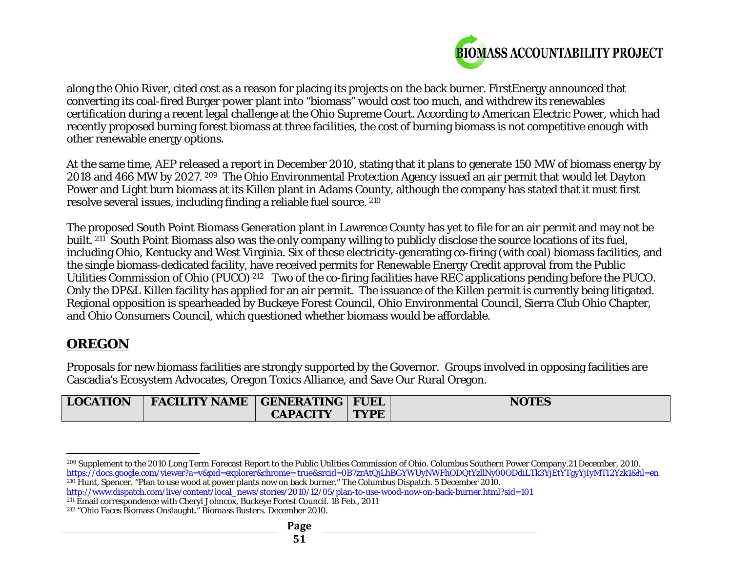along the Ohio River, cited cost as a reason for placing its projects on the back burner. FirstEnergy announced that converting its coal-fired Burger power plant into "biomass" would cost too much, and withdrew its renewables certification during a recent legal challenge at the Ohio Supreme Court. According to American Electric Power, which had recently proposed burning forest biomass at three facilities, the cost of burning biomass is not competitive enough with other renewable energy options.

At the same time, AEP released a report in December 2010, stating that it plans to generate 150 MW of biomass energy by 2018 and 466 MW by 2027. [209] The Ohio Environmental Protection Agency issued an air permit that would let Dayton Power and Light burn biomass at its Killen plant in Adams County, although the company has stated that it must first resolve several issues, including finding a reliable fuel source. [210]

The proposed South Point Biomass Generation plant in Lawrence County has yet to file for an air permit and may not be built. [211] South Point Biomass also was the only company willing to publicly disclose the source locations of its fuel, including Ohio, Kentucky and West Virginia. Six of these electricity-generating co-firing (with coal) biomass facilities, and the single biomass-dedicated facility, have received permits for Renewable Energy Credit approval from the Public Utilities Commission of Ohio (PUCO) [212] Two of the co-firing facilities have REC applications pending before the PUCO. Only the DP&L Killen facility has applied for an air permit. The issuance of the Killen permit is currently being litigated. Regional opposition is spearheaded by Buckeye Forest Council, Ohio Environmental Council, Sierra Club Ohio Chapter, and Ohio Consumers Council, which questioned whether biomass would be affordable.

## OREGON

Proposals for new biomass facilities are strongly supported by the Governor. Groups involved in opposing facilities are Cascadia's Ecosystem Advocates, Oregon Toxics Alliance, and Save Our Rural Oregon.

| LOCATION | FACILITY NAME | GENERATING CAPACITY | FUEL TYPE | NOTES |
|---|---|---|---|---|

---

[209] Supplement to the 2010 Long Term Forecast Report to the Public Utilities Commission of Ohio. Columbus Southern Power Company.21 December, 2010. https://docs.google.com/viewer?a=v&pid=explorer&chrome=true&srcid=0B7zrAtQjLhBGYWUyNWFhODQtYzllNy00ODdiLTk3YjEtYTgyYjIyMTI2Yzk1&hl=en

[210] Hunt, Spencer. "Plan to use wood at power plants now on back burner." The Columbus Dispatch. 5 December 2010. http://www.dispatch.com/live/content/local_news/stories/2010/12/05/plan-to-use-wood-now-on-back-burner.html?sid=101

[211] Email correspondence with Cheryl Johncox, Buckeye Forest Council. 18 Feb., 2011

[212] "Ohio Faces Biomass Onslaught." *Biomass Busters.* December 2010.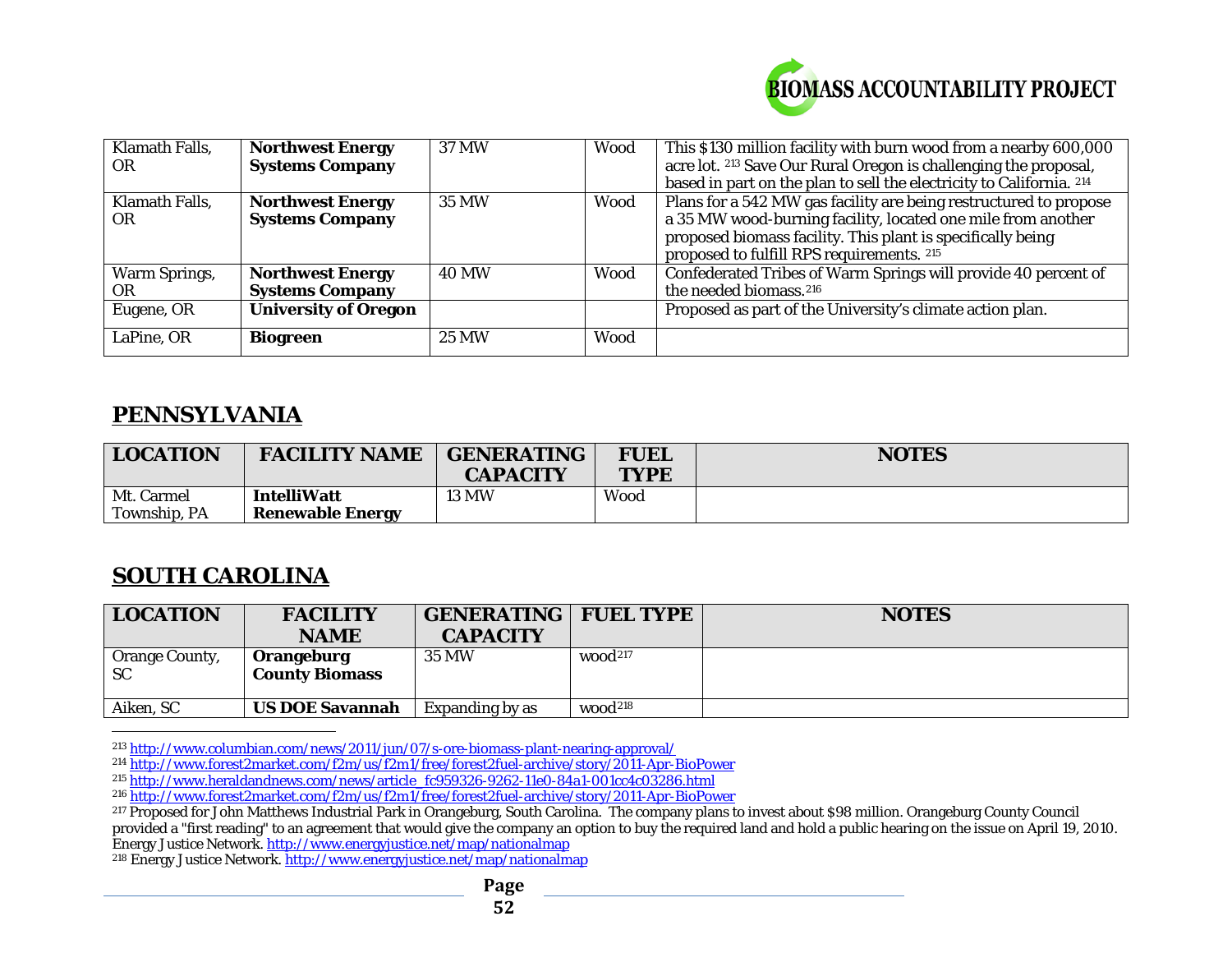| | | | | |
|---|---|---|---|---|
| Klamath Falls, OR | **Northwest Energy Systems Company** | 37 MW | Wood | This $130 million facility with burn wood from a nearby 600,000 acre lot. [213] Save Our Rural Oregon is challenging the proposal, based in part on the plan to sell the electricity to California. [214] |
| Klamath Falls, OR | **Northwest Energy Systems Company** | 35 MW | Wood | Plans for a 542 MW gas facility are being restructured to propose a 35 MW wood-burning facility, located one mile from another proposed biomass facility. This plant is specifically being proposed to fulfill RPS requirements. [215] |
| Warm Springs, OR | **Northwest Energy Systems Company** | 40 MW | Wood | Confederated Tribes of Warm Springs will provide 40 percent of the needed biomass.[216] |
| Eugene, OR | **University of Oregon** | | | Proposed as part of the University's climate action plan. |
| LaPine, OR | **Biogreen** | 25 MW | Wood | |

## PENNSYLVANIA

| LOCATION | FACILITY NAME | GENERATING CAPACITY | FUEL TYPE | NOTES |
|---|---|---|---|---|
| Mt. Carmel Township, PA | **IntelliWatt Renewable Energy** | 13 MW | Wood | |

## SOUTH CAROLINA

| LOCATION | FACILITY NAME | GENERATING CAPACITY | FUEL TYPE | NOTES |
|---|---|---|---|---|
| Orange County, SC | **Orangeburg County Biomass** | 35 MW | wood[217] | |
| Aiken, SC | **US DOE Savannah** | Expanding by as | wood[218] | |

---

[213] http://www.columbian.com/news/2011/jun/07/s-ore-biomass-plant-nearing-approval/

[214] http://www.forest2market.com/f2m/us/f2m1/free/forest2fuel-archive/story/2011-Apr-BioPower

[215] http://www.heraldandnews.com/news/article_fc959326-9262-11e0-84a1-001cc4c03286.html

[216] http://www.forest2market.com/f2m/us/f2m1/free/forest2fuel-archive/story/2011-Apr-BioPower

[217] Proposed for John Matthews Industrial Park in Orangeburg, South Carolina. The company plans to invest about $98 million. Orangeburg County Council provided a "first reading" to an agreement that would give the company an option to buy the required land and hold a public hearing on the issue on April 19, 2010. Energy Justice Network. http://www.energyjustice.net/map/nationalmap

[218] Energy Justice Network. http://www.energyjustice.net/map/nationalmap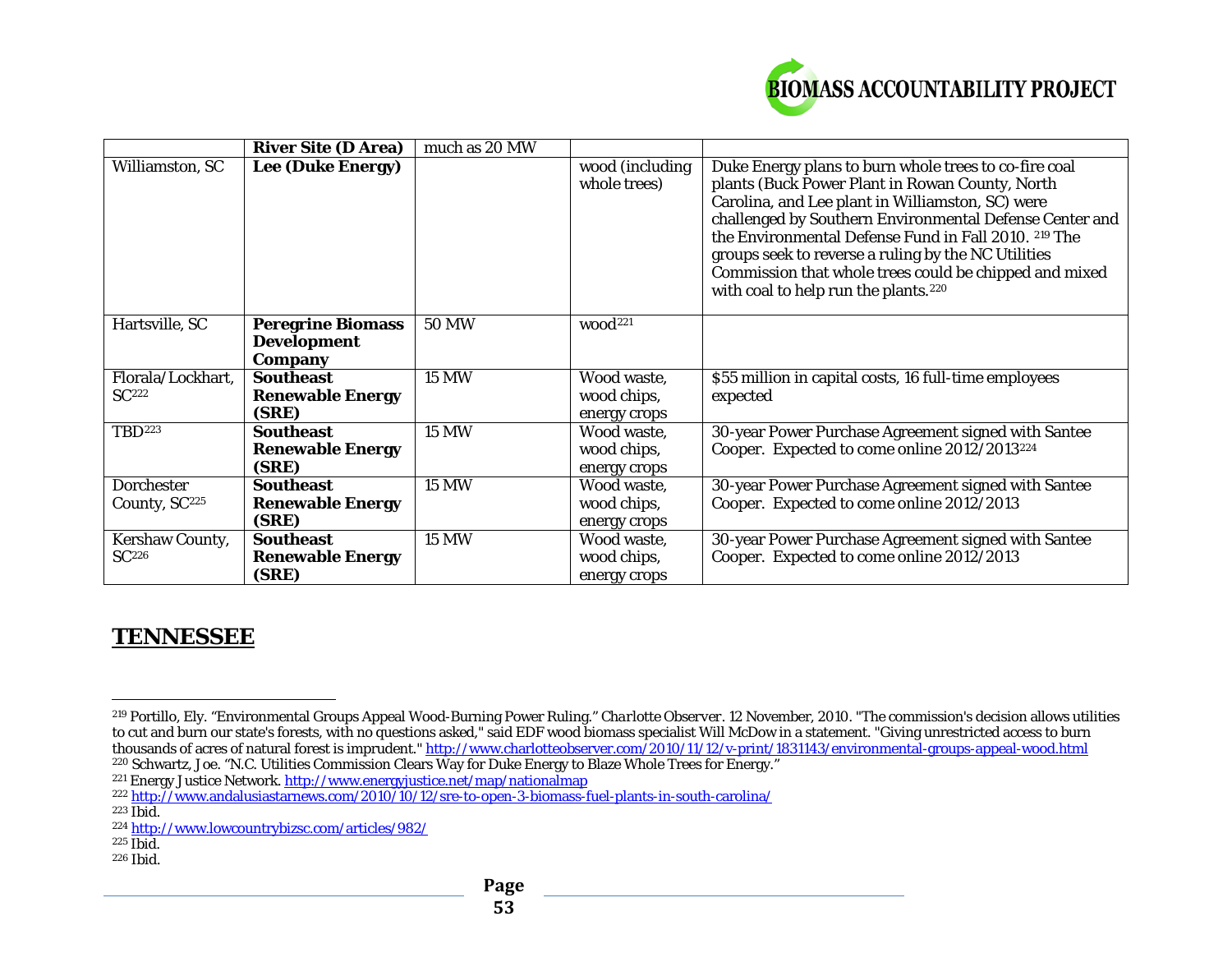| | **River Site (D Area)** | much as 20 MW | | |
|---|---|---|---|---|
| Williamston, SC | **Lee (Duke Energy)** | | wood (including whole trees) | Duke Energy plans to burn whole trees to co-fire coal plants (Buck Power Plant in Rowan County, North Carolina, and Lee plant in Williamston, SC) were challenged by Southern Environmental Defense Center and the Environmental Defense Fund in Fall 2010. [219] The groups seek to reverse a ruling by the NC Utilities Commission that whole trees could be chipped and mixed with coal to help run the plants.[220] |
| Hartsville, SC | **Peregrine Biomass Development Company** | 50 MW | wood[221] | |
| Florala/Lockhart, SC[222] | **Southeast Renewable Energy (SRE)** | 15 MW | Wood waste, wood chips, energy crops | $55 million in capital costs, 16 full-time employees expected |
| TBD[223] | **Southeast Renewable Energy (SRE)** | 15 MW | Wood waste, wood chips, energy crops | 30-year Power Purchase Agreement signed with Santee Cooper. Expected to come online 2012/2013[224] |
| Dorchester County, SC[225] | **Southeast Renewable Energy (SRE)** | 15 MW | Wood waste, wood chips, energy crops | 30-year Power Purchase Agreement signed with Santee Cooper. Expected to come online 2012/2013 |
| Kershaw County, SC[226] | **Southeast Renewable Energy (SRE)** | 15 MW | Wood waste, wood chips, energy crops | 30-year Power Purchase Agreement signed with Santee Cooper. Expected to come online 2012/2013 |

## TENNESSEE

---

[219] Portillo, Ely. "Environmental Groups Appeal Wood-Burning Power Ruling." *Charlotte Observer*. 12 November, 2010. "The commission's decision allows utilities to cut and burn our state's forests, with no questions asked," said EDF wood biomass specialist Will McDow in a statement. "Giving unrestricted access to burn thousands of acres of natural forest is imprudent." http://www.charlotteobserver.com/2010/11/12/v-print/1831143/environmental-groups-appeal-wood.html

[220] Schwartz, Joe. "N.C. Utilities Commission Clears Way for Duke Energy to Blaze Whole Trees for Energy."

[221] Energy Justice Network. http://www.energyjustice.net/map/nationalmap

[222] http://www.andalusiastarnews.com/2010/10/12/sre-to-open-3-biomass-fuel-plants-in-south-carolina/

[223] Ibid.

[224] http://www.lowcountrybizsc.com/articles/982/

[225] Ibid.

[226] Ibid.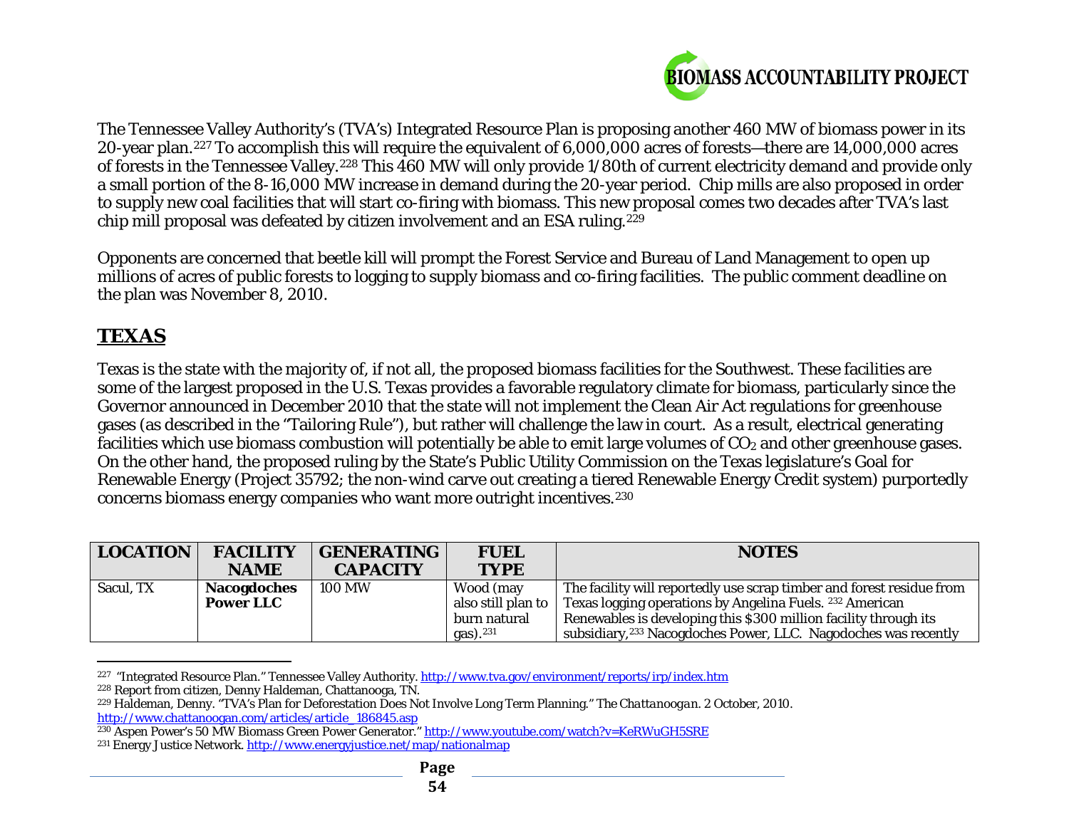The Tennessee Valley Authority's (TVA's) Integrated Resource Plan is proposing another 460 MW of biomass power in its 20-year plan.[227] To accomplish this will require the equivalent of 6,000,000 acres of forests—there are 14,000,000 acres of forests in the Tennessee Valley.[228] This 460 MW will only provide 1/80th of current electricity demand and provide only a small portion of the 8-16,000 MW increase in demand during the 20-year period. Chip mills are also proposed in order to supply new coal facilities that will start co-firing with biomass. This new proposal comes two decades after TVA's last chip mill proposal was defeated by citizen involvement and an ESA ruling.[229]

Opponents are concerned that beetle kill will prompt the Forest Service and Bureau of Land Management to open up millions of acres of public forests to logging to supply biomass and co-firing facilities. The public comment deadline on the plan was November 8, 2010.

## TEXAS

Texas is the state with the majority of, if not all, the proposed biomass facilities for the Southwest. These facilities are some of the largest proposed in the U.S. Texas provides a favorable regulatory climate for biomass, particularly since the Governor announced in December 2010 that the state will not implement the Clean Air Act regulations for greenhouse gases (as described in the "Tailoring Rule"), but rather will challenge the law in court. As a result, electrical generating facilities which use biomass combustion will potentially be able to emit large volumes of $CO_2$ and other greenhouse gases. On the other hand, the proposed ruling by the State's Public Utility Commission on the Texas legislature's Goal for Renewable Energy (Project 35792; the non-wind carve out creating a tiered Renewable Energy Credit system) purportedly concerns biomass energy companies who want more outright incentives.[230]

| LOCATION | FACILITY NAME | GENERATING CAPACITY | FUEL TYPE | NOTES |
|---|---|---|---|---|
| Sacul, TX | **Nacogdoches Power LLC** | 100 MW | Wood (may also still plan to burn natural gas).[231] | The facility will reportedly use scrap timber and forest residue from Texas logging operations by Angelina Fuels. [232] American Renewables is developing this $300 million facility through its subsidiary,[233] Nacogdoches Power, LLC. Nagodoches was recently |

[227] "Integrated Resource Plan." Tennessee Valley Authority. http://www.tva.gov/environment/reports/irp/index.htm

[228] Report from citizen, Denny Haldeman, Chattanooga, TN.

[229] Haldeman, Denny. "TVA's Plan for Deforestation Does Not Involve Long Term Planning." *The Chattanoogan*. 2 October, 2010. http://www.chattanoogan.com/articles/article_186845.asp

[230] Aspen Power's 50 MW Biomass Green Power Generator." http://www.youtube.com/watch?v=KeRWuGH5SRE

[231] Energy Justice Network. http://www.energyjustice.net/map/nationalmap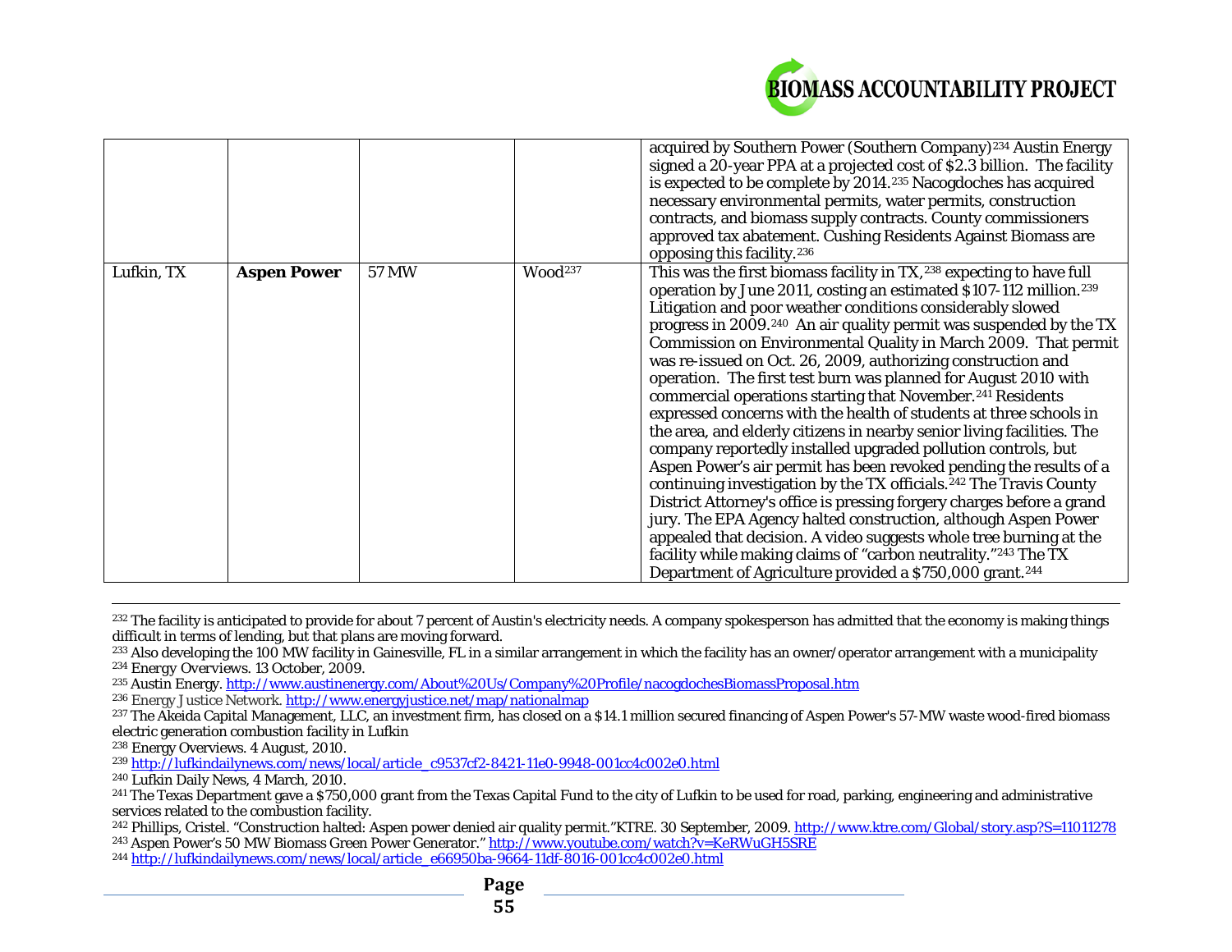| | | | | |
|---|---|---|---|---|
| | | | | acquired by Southern Power (Southern Company)[234] Austin Energy signed a 20-year PPA at a projected cost of $2.3 billion. The facility is expected to be complete by 2014.[235] Nacogdoches has acquired necessary environmental permits, water permits, construction contracts, and biomass supply contracts. County commissioners approved tax abatement. Cushing Residents Against Biomass are opposing this facility.[236] |
| Lufkin, TX | **Aspen Power** | 57 MW | Wood[237] | This was the first biomass facility in TX,[238] expecting to have full operation by June 2011, costing an estimated $107-112 million.[239] Litigation and poor weather conditions considerably slowed progress in 2009.[240] An air quality permit was suspended by the TX Commission on Environmental Quality in March 2009. That permit was re-issued on Oct. 26, 2009, authorizing construction and operation. The first test burn was planned for August 2010 with commercial operations starting that November.[241] Residents expressed concerns with the health of students at three schools in the area, and elderly citizens in nearby senior living facilities. The company reportedly installed upgraded pollution controls, but Aspen Power's air permit has been revoked pending the results of a continuing investigation by the TX officials.[242] The Travis County District Attorney's office is pressing forgery charges before a grand jury. The EPA Agency halted construction, although Aspen Power appealed that decision. A video suggests whole tree burning at the facility while making claims of "carbon neutrality."[243] The TX Department of Agriculture provided a $750,000 grant.[244] |

[232] The facility is anticipated to provide for about 7 percent of Austin's electricity needs. A company spokesperson has admitted that the economy is making things difficult in terms of lending, but that plans are moving forward.

[233] Also developing the 100 MW facility in Gainesville, FL in a similar arrangement in which the facility has an owner/operator arrangement with a municipality

[234] Energy Overviews. 13 October, 2009.

[235] Austin Energy. http://www.austinenergy.com/About%20Us/Company%20Profile/nacogdochesBiomassProposal.htm

[236] Energy Justice Network. http://www.energyjustice.net/map/nationalmap

[237] The Akeida Capital Management, LLC, an investment firm, has closed on a $14.1 million secured financing of Aspen Power's 57-MW waste wood-fired biomass electric generation combustion facility in Lufkin

[238] Energy Overviews. 4 August, 2010.

[239] http://lufkindailynews.com/news/local/article_c9537cf2-8421-11e0-9948-001cc4c002e0.html

[240] Lufkin Daily News, 4 March, 2010.

[241] The Texas Department gave a $750,000 grant from the Texas Capital Fund to the city of Lufkin to be used for road, parking, engineering and administrative services related to the combustion facility.

[242] Phillips, Cristel. "Construction halted: Aspen power denied air quality permit."KTRE. 30 September, 2009. http://www.ktre.com/Global/story.asp?S=11011278

[243] Aspen Power's 50 MW Biomass Green Power Generator." http://www.youtube.com/watch?v=KeRWuGH5SRE

[244] http://lufkindailynews.com/news/local/article_e66950ba-9664-11df-8016-001cc4c002e0.html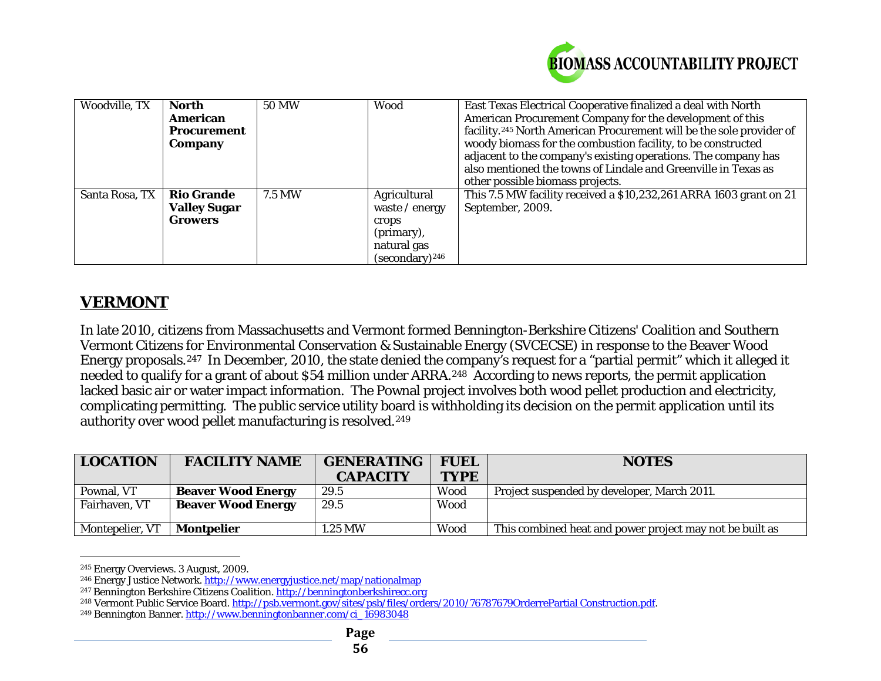| | | | | |
|---|---|---|---|---|
| Woodville, TX | **North American Procurement Company** | 50 MW | Wood | East Texas Electrical Cooperative finalized a deal with North American Procurement Company for the development of this facility.[245] North American Procurement will be the sole provider of woody biomass for the combustion facility, to be constructed adjacent to the company's existing operations. The company has also mentioned the towns of Lindale and Greenville in Texas as other possible biomass projects. |
| Santa Rosa, TX | **Rio Grande Valley Sugar Growers** | 7.5 MW | Agricultural waste / energy crops (primary), natural gas (secondary)[246] | This 7.5 MW facility received a $10,232,261 ARRA 1603 grant on 21 September, 2009. |

## VERMONT

In late 2010, citizens from Massachusetts and Vermont formed Bennington-Berkshire Citizens' Coalition and Southern Vermont Citizens for Environmental Conservation & Sustainable Energy (SVCECSE) in response to the Beaver Wood Energy proposals.[247] In December, 2010, the state denied the company's request for a "partial permit" which it alleged it needed to qualify for a grant of about $54 million under ARRA.[248] According to news reports, the permit application lacked basic air or water impact information. The Pownal project involves both wood pellet production and electricity, complicating permitting. The public service utility board is withholding its decision on the permit application until its authority over wood pellet manufacturing is resolved.[249]

| LOCATION | FACILITY NAME | GENERATING CAPACITY | FUEL TYPE | NOTES |
|---|---|---|---|---|
| Pownal, VT | **Beaver Wood Energy** | 29.5 | Wood | Project suspended by developer, March 2011. |
| Fairhaven, VT | **Beaver Wood Energy** | 29.5 | Wood | |
| Montepelier, VT | **Montpelier** | 1.25 MW | Wood | This combined heat and power project may not be built as |

[245] Energy Overviews. 3 August, 2009.
[246] Energy Justice Network. http://www.energyjustice.net/map/nationalmap
[247] Bennington Berkshire Citizens Coalition. http://benningtonberkshirecc.org
[248] Vermont Public Service Board. http://psb.vermont.gov/sites/psb/files/orders/2010/76787679OrderrePartial Construction.pdf.
[249] Bennington Banner. http://www.benningtonbanner.com/ci_16983048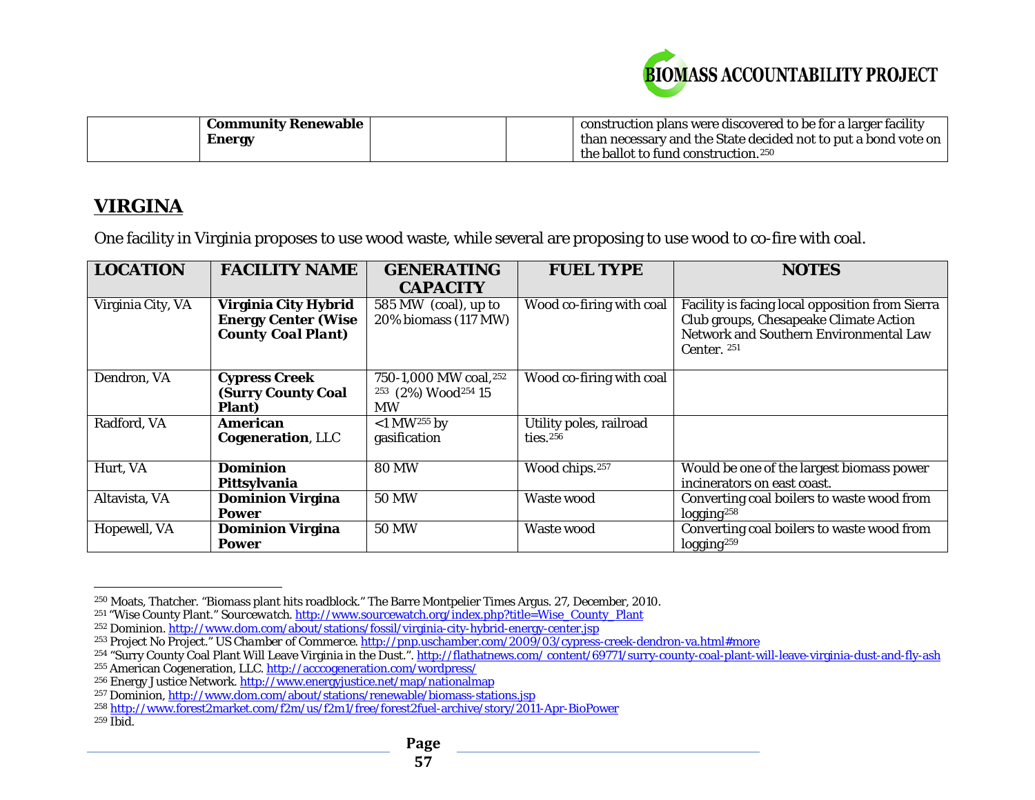| | **Community Renewable Energy** | | | construction plans were discovered to be for a larger facility than necessary and the State decided not to put a bond vote on the ballot to fund construction.[250] |
|---|---|---|---|---|

## VIRGINIA

One facility in Virginia proposes to use wood waste, while several are proposing to use wood to co-fire with coal.

| LOCATION | FACILITY NAME | GENERATING CAPACITY | FUEL TYPE | NOTES |
|---|---|---|---|---|
| Virginia City, VA | **Virginia City Hybrid Energy Center (Wise County Coal Plant)** | 585 MW (coal), up to 20% biomass (117 MW) | Wood co-firing with coal | Facility is facing local opposition from Sierra Club groups, Chesapeake Climate Action Network and Southern Environmental Law Center. [251] |
| Dendron, VA | **Cypress Creek (Surry County Coal Plant)** | 750-1,000 MW coal,[252] [253] (2%) Wood[254] 15 MW | Wood co-firing with coal | |
| Radford, VA | **American Cogeneration**, LLC | <1 MW[255] by gasification | Utility poles, railroad ties.[256] | |
| Hurt, VA | **Dominion Pittsylvania** | 80 MW | Wood chips.[257] | Would be one of the largest biomass power incinerators on east coast. |
| Altavista, VA | **Dominion Virgina Power** | 50 MW | Waste wood | Converting coal boilers to waste wood from logging[258] |
| Hopewell, VA | **Dominion Virgina Power** | 50 MW | Waste wood | Converting coal boilers to waste wood from logging[259] |

---

[250] Moats, Thatcher. "Biomass plant hits roadblock." The Barre Montpelier Times Argus. 27, December, 2010.
[251] "Wise County Plant." Sourcewatch. http://www.sourcewatch.org/index.php?title=Wise_County_Plant
[252] Dominion. http://www.dom.com/about/stations/fossil/virginia-city-hybrid-energy-center.jsp
[253] Project No Project." US Chamber of Commerce. http://pnp.uschamber.com/2009/03/cypress-creek-dendron-va.html#more
[254] "Surry County Coal Plant Will Leave Virginia in the Dust.". http://flathatnews.com/ content/69771/surry-county-coal-plant-will-leave-virginia-dust-and-fly-ash
[255] American Cogeneration, LLC. http://acccogeneration.com/wordpress/
[256] Energy Justice Network. http://www.energyjustice.net/map/nationalmap
[257] Dominion, http://www.dom.com/about/stations/renewable/biomass-stations.jsp
[258] http://www.forest2market.com/f2m/us/f2m1/free/forest2fuel-archive/story/2011-Apr-BioPower
[259] Ibid.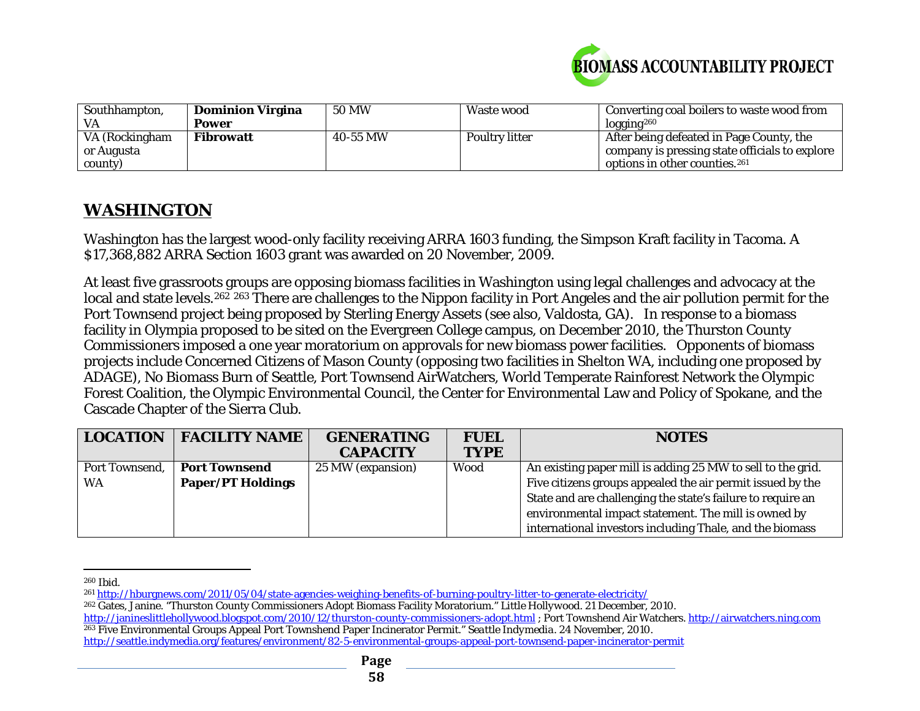| Southhampton, VA | **Dominion Virgina Power** | 50 MW | Waste wood | Converting coal boilers to waste wood from logging[260] |
|---|---|---|---|---|
| VA (Rockingham or Augusta county) | **Fibrowatt** | 40-55 MW | Poultry litter | After being defeated in Page County, the company is pressing state officials to explore options in other counties.[261] |

## WASHINGTON

Washington has the largest wood-only facility receiving ARRA 1603 funding, the Simpson Kraft facility in Tacoma. A $17,368,882 ARRA Section 1603 grant was awarded on 20 November, 2009.

At least five grassroots groups are opposing biomass facilities in Washington using legal challenges and advocacy at the local and state levels.[262] [263] There are challenges to the Nippon facility in Port Angeles and the air pollution permit for the Port Townsend project being proposed by Sterling Energy Assets (see also, Valdosta, GA). In response to a biomass facility in Olympia proposed to be sited on the Evergreen College campus, on December 2010, the Thurston County Commissioners imposed a one year moratorium on approvals for new biomass power facilities. Opponents of biomass projects include Concerned Citizens of Mason County (opposing two facilities in Shelton WA, including one proposed by ADAGE), No Biomass Burn of Seattle, Port Townsend AirWatchers, World Temperate Rainforest Network the Olympic Forest Coalition, the Olympic Environmental Council, the Center for Environmental Law and Policy of Spokane, and the Cascade Chapter of the Sierra Club.

| LOCATION | FACILITY NAME | GENERATING CAPACITY | FUEL TYPE | NOTES |
|---|---|---|---|---|
| Port Townsend, WA | **Port Townsend Paper/PT Holdings** | 25 MW (expansion) | Wood | An existing paper mill is adding 25 MW to sell to the grid. Five citizens groups appealed the air permit issued by the State and are challenging the state's failure to require an environmental impact statement. The mill is owned by international investors including Thale, and the biomass |

---

[260] Ibid.

[261] http://hburgnews.com/2011/05/04/state-agencies-weighing-benefits-of-burning-poultry-litter-to-generate-electricity/

[262] Gates, Janine. "Thurston County Commissioners Adopt Biomass Facility Moratorium." *Little Hollywood*. 21 December, 2010. http://janineslittlehollywood.blogspot.com/2010/12/thurston-county-commissioners-adopt.html ; Port Townshend Air Watchers. http://airwatchers.ning.com

[263] Five Environmental Groups Appeal Port Townshend Paper Incinerator Permit." *Seattle Indymedia*. 24 November, 2010. http://seattle.indymedia.org/features/environment/82-5-environmental-groups-appeal-port-townsend-paper-incinerator-permit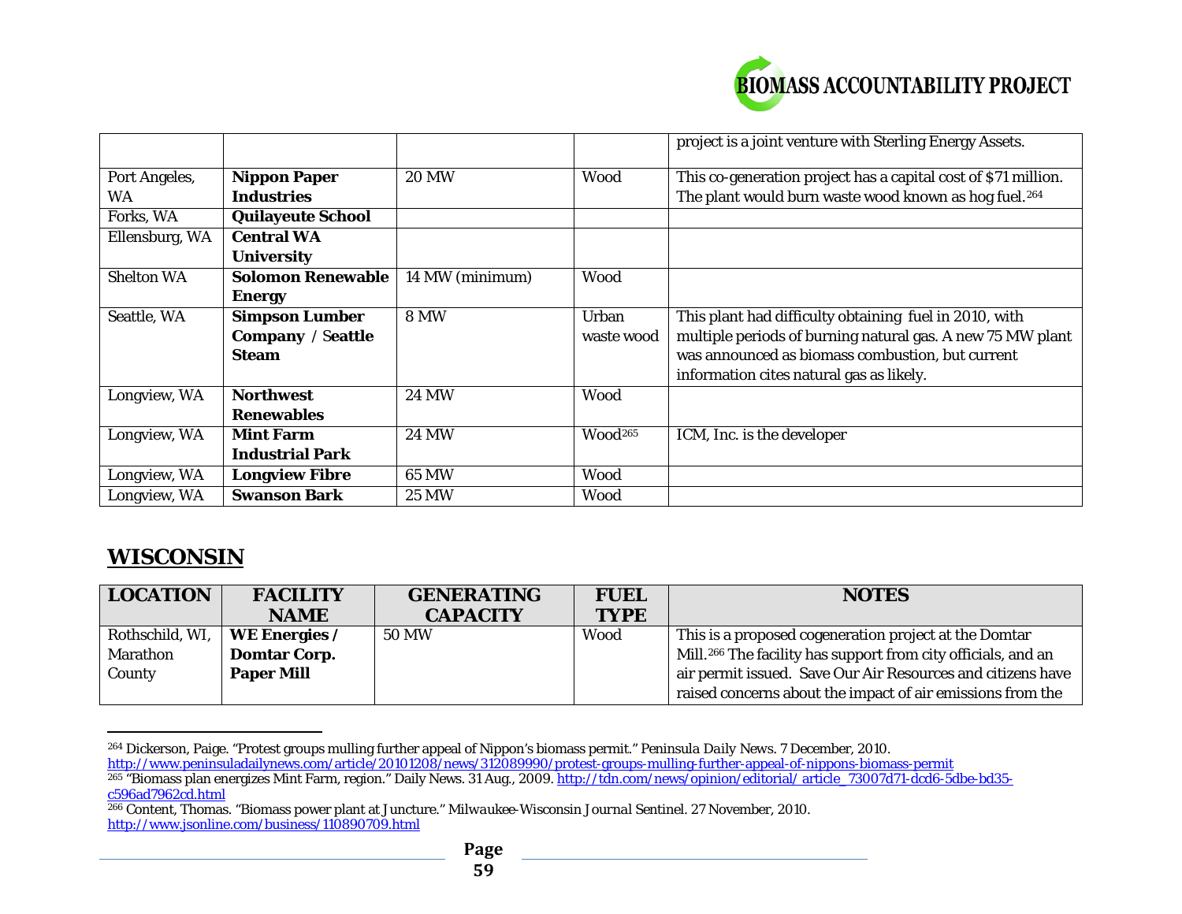| | | | | project is a joint venture with Sterling Energy Assets. |
|---|---|---|---|---|
| Port Angeles, WA | **Nippon Paper Industries** | 20 MW | Wood | This co-generation project has a capital cost of $71 million. The plant would burn waste wood known as hog fuel.[264] |
| Forks, WA | **Quilayeute School** | | | |
| Ellensburg, WA | **Central WA University** | | | |
| Shelton WA | **Solomon Renewable Energy** | 14 MW (minimum) | Wood | |
| Seattle, WA | **Simpson Lumber Company / Seattle Steam** | 8 MW | Urban waste wood | This plant had difficulty obtaining fuel in 2010, with multiple periods of burning natural gas. A new 75 MW plant was announced as biomass combustion, but current information cites natural gas as likely. |
| Longview, WA | **Northwest Renewables** | 24 MW | Wood | |
| Longview, WA | **Mint Farm Industrial Park** | 24 MW | Wood[265] | ICM, Inc. is the developer |
| Longview, WA | **Longview Fibre** | 65 MW | Wood | |
| Longview, WA | **Swanson Bark** | 25 MW | Wood | |

## WISCONSIN

| LOCATION | FACILITY NAME | GENERATING CAPACITY | FUEL TYPE | NOTES |
|---|---|---|---|---|
| Rothschild, WI, Marathon County | **WE Energies / Domtar Corp. Paper Mill** | 50 MW | Wood | This is a proposed cogeneration project at the Domtar Mill.[266] The facility has support from city officials, and an air permit issued. Save Our Air Resources and citizens have raised concerns about the impact of air emissions from the |

[264] Dickerson, Paige. "Protest groups mulling further appeal of Nippon's biomass permit." *Peninsula Daily News*. 7 December, 2010. http://www.peninsuladailynews.com/article/20101208/news/312089990/protest-groups-mulling-further-appeal-of-nippons-biomass-permit

[265] "Biomass plan energizes Mint Farm, region." Daily News. 31 Aug., 2009. http://tdn.com/news/opinion/editorial/ article_73007d71-dcd6-5dbe-bd35-c596ad7962cd.html

[266] Content, Thomas. "Biomass power plant at Juncture." *Milwaukee-Wisconsin Journal Sentinel*. 27 November, 2010. http://www.jsonline.com/business/110890709.html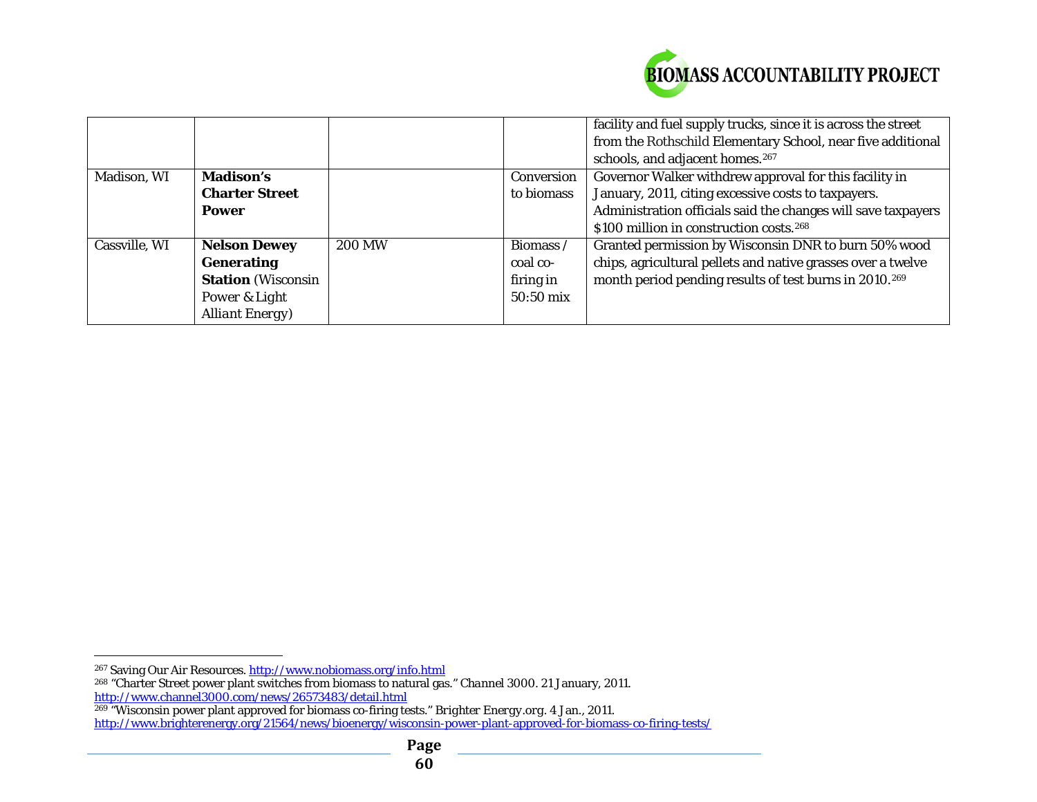| | | | | |
|---|---|---|---|---|
| | | | | facility and fuel supply trucks, since it is across the street from the Rothschild Elementary School, near five additional schools, and adjacent homes.[267] |
| Madison, WI | **Madison's Charter Street Power** | | Conversion to biomass | Governor Walker withdrew approval for this facility in January, 2011, citing excessive costs to taxpayers. Administration officials said the changes will save taxpayers $100 million in construction costs.[268] |
| Cassville, WI | **Nelson Dewey Generating Station** (Wisconsin Power & Light Alliant Energy) | 200 MW | Biomass / coal co-firing in 50:50 mix | Granted permission by Wisconsin DNR to burn 50% wood chips, agricultural pellets and native grasses over a twelve month period pending results of test burns in 2010.[269] |

---

[267] Saving Our Air Resources. http://www.nobiomass.org/info.html

[268] "Charter Street power plant switches from biomass to natural gas." Channel 3000. 21 January, 2011. http://www.channel3000.com/news/26573483/detail.html

[269] "Wisconsin power plant approved for biomass co-firing tests." Brighter Energy.org. 4 Jan., 2011. http://www.brighterenergy.org/21564/news/bioenergy/wisconsin-power-plant-approved-for-biomass-co-firing-tests/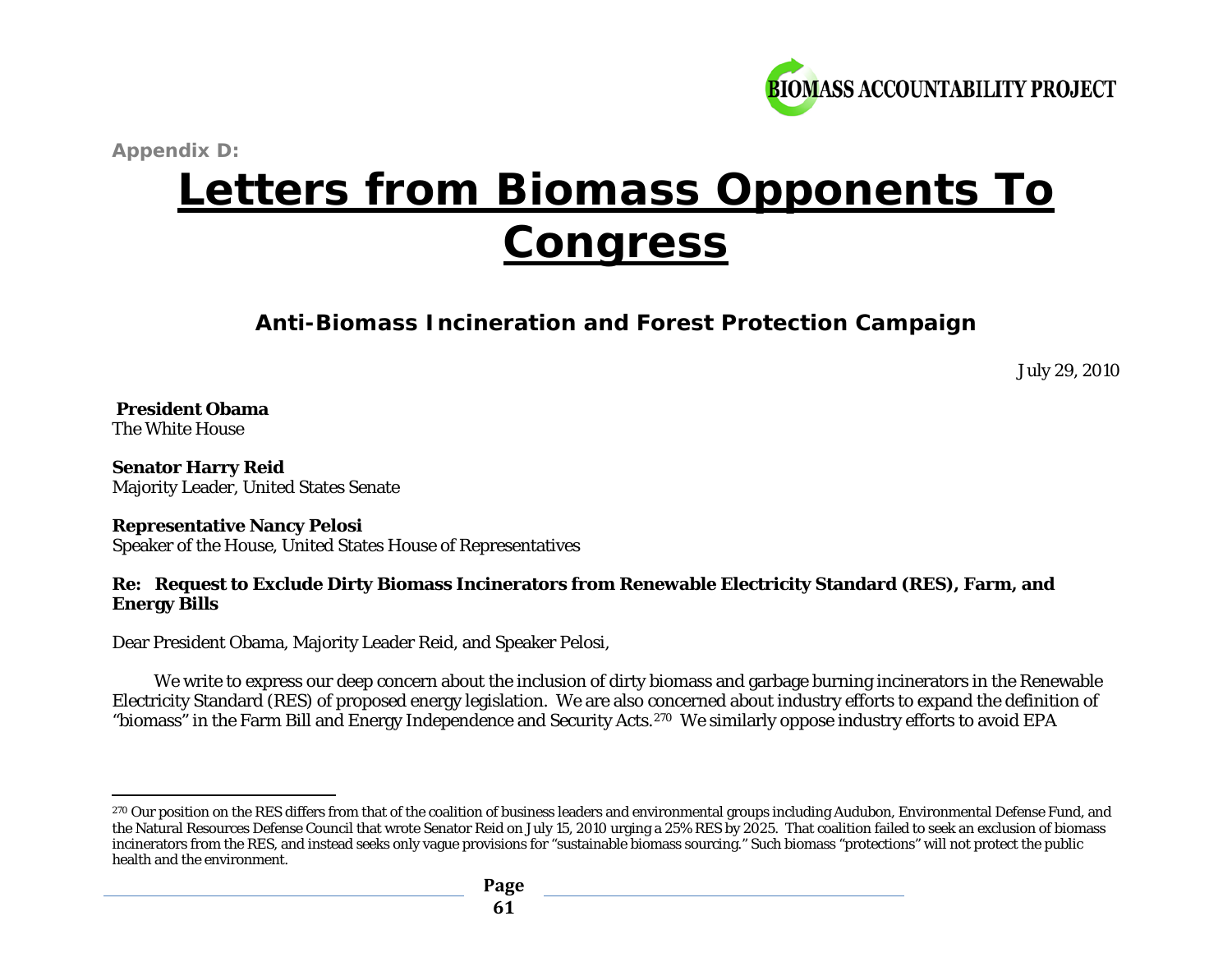Appendix D:

# Letters from Biomass Opponents To Congress

### Anti-Biomass Incineration and Forest Protection Campaign

July 29, 2010

**President Obama**
The White House

**Senator Harry Reid**
Majority Leader, United States Senate

**Representative Nancy Pelosi**
Speaker of the House, United States House of Representatives

**Re: Request to Exclude Dirty Biomass Incinerators from Renewable Electricity Standard (RES), Farm, and Energy Bills**

Dear President Obama, Majority Leader Reid, and Speaker Pelosi,

We write to express our deep concern about the inclusion of dirty biomass and garbage burning incinerators in the Renewable Electricity Standard (RES) of proposed energy legislation. We are also concerned about industry efforts to expand the definition of "biomass" in the Farm Bill and Energy Independence and Security Acts.[270] We similarly oppose industry efforts to avoid EPA

---

[270] Our position on the RES differs from that of the coalition of business leaders and environmental groups including Audubon, Environmental Defense Fund, and the Natural Resources Defense Council that wrote Senator Reid on July 15, 2010 urging a 25% RES by 2025. That coalition failed to seek an exclusion of biomass incinerators from the RES, and instead seeks only vague provisions for "sustainable biomass sourcing." Such biomass "protections" will not protect the public health and the environment.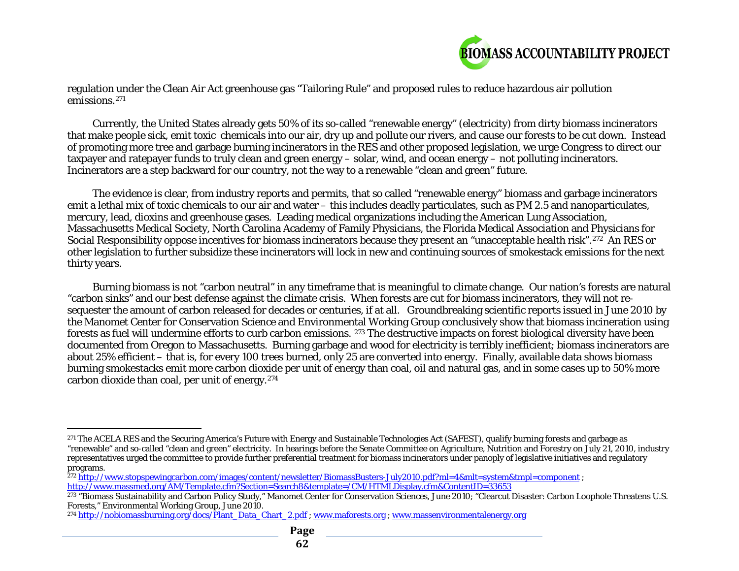regulation under the Clean Air Act greenhouse gas "Tailoring Rule" and proposed rules to reduce hazardous air pollution emissions.[271]

Currently, the United States already gets 50% of its so-called "renewable energy" (electricity) from dirty biomass incinerators that make people sick, emit toxic chemicals into our air, dry up and pollute our rivers, and cause our forests to be cut down. Instead of promoting more tree and garbage burning incinerators in the RES and other proposed legislation, we urge Congress to direct our taxpayer and ratepayer funds to truly clean and green energy – solar, wind, and ocean energy – not polluting incinerators. Incinerators are a step backward for our country, not the way to a renewable "clean and green" future.

The evidence is clear, from industry reports and permits, that so called "renewable energy" biomass and garbage incinerators emit a lethal mix of toxic chemicals to our air and water – this includes deadly particulates, such as PM 2.5 and nanoparticulates, mercury, lead, dioxins and greenhouse gases. Leading medical organizations including the American Lung Association, Massachusetts Medical Society, North Carolina Academy of Family Physicians, the Florida Medical Association and Physicians for Social Responsibility oppose incentives for biomass incinerators because they present an "unacceptable health risk".[272] An RES or other legislation to further subsidize these incinerators will lock in new and continuing sources of smokestack emissions for the next thirty years.

Burning biomass is not "carbon neutral" in any timeframe that is meaningful to climate change. Our nation's forests are natural "carbon sinks" and our best defense against the climate crisis. When forests are cut for biomass incinerators, they will not re-sequester the amount of carbon released for decades or centuries, if at all. Groundbreaking scientific reports issued in June 2010 by the Manomet Center for Conservation Science and Environmental Working Group conclusively show that biomass incineration using forests as fuel will undermine efforts to curb carbon emissions. [273] The destructive impacts on forest biological diversity have been documented from Oregon to Massachusetts. Burning garbage and wood for electricity is terribly inefficient; biomass incinerators are about 25% efficient – that is, for every 100 trees burned, only 25 are converted into energy. Finally, available data shows biomass burning smokestacks emit more carbon dioxide per unit of energy than coal, oil and natural gas, and in some cases up to 50% more carbon dioxide than coal, per unit of energy.[274]

---

[271] The ACELA RES and the Securing America's Future with Energy and Sustainable Technologies Act (SAFEST), qualify burning forests and garbage as "renewable" and so-called "clean and green" electricity. In hearings before the Senate Committee on Agriculture, Nutrition and Forestry on July 21, 2010, industry representatives urged the committee to provide further preferential treatment for biomass incinerators under panoply of legislative initiatives and regulatory programs.

[272] http://www.stopspewingcarbon.com/images/content/newsletter/BiomassBusters-July2010.pdf?ml=4&mlt=system&tmpl=component ; http://www.massmed.org/AM/Template.cfm?Section=Search8&template=/CM/HTMLDisplay.cfm&ContentID=33653

[273] "Biomass Sustainability and Carbon Policy Study," Manomet Center for Conservation Sciences, June 2010; "Clearcut Disaster: Carbon Loophole Threatens U.S. Forests," Environmental Working Group, June 2010.

[274] http://nobiomassburning.org/docs/Plant_Data_Chart_2.pdf ; www.maforests.org ; www.massenvironmentalenergy.org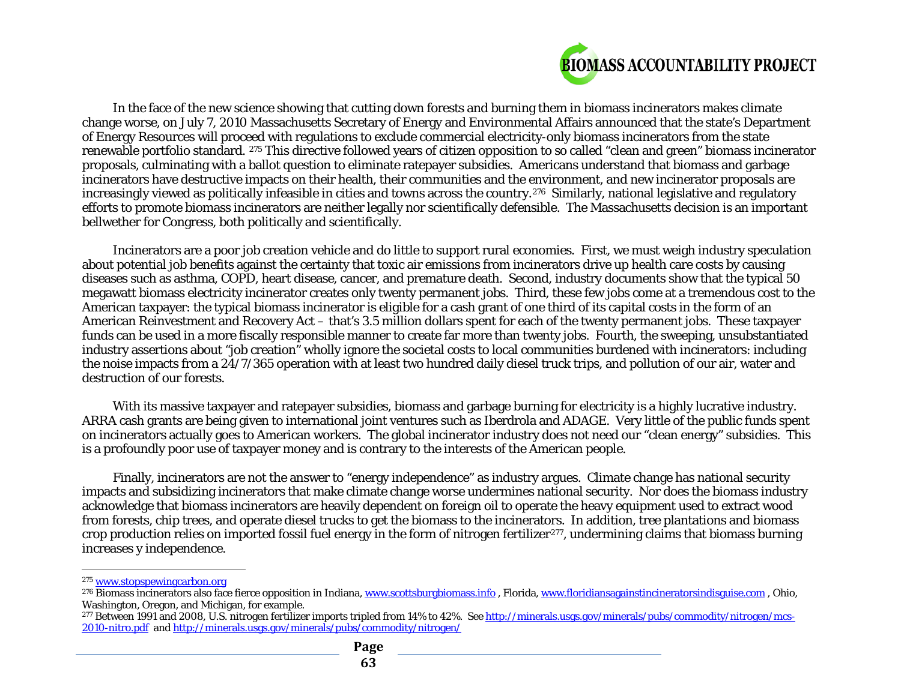In the face of the new science showing that cutting down forests and burning them in biomass incinerators makes climate change worse, on July 7, 2010 Massachusetts Secretary of Energy and Environmental Affairs announced that the state's Department of Energy Resources will proceed with regulations to exclude commercial electricity-only biomass incinerators from the state renewable portfolio standard. [275] This directive followed years of citizen opposition to so called "clean and green" biomass incinerator proposals, culminating with a ballot question to eliminate ratepayer subsidies. Americans understand that biomass and garbage incinerators have destructive impacts on their health, their communities and the environment, and new incinerator proposals are increasingly viewed as politically infeasible in cities and towns across the country.[276] Similarly, national legislative and regulatory efforts to promote biomass incinerators are neither legally nor scientifically defensible. The Massachusetts decision is an important bellwether for Congress, both politically and scientifically.

Incinerators are a poor job creation vehicle and do little to support rural economies. First, we must weigh industry speculation about potential job benefits against the certainty that toxic air emissions from incinerators drive up health care costs by causing diseases such as asthma, COPD, heart disease, cancer, and premature death. Second, industry documents show that the typical 50 megawatt biomass electricity incinerator creates only twenty permanent jobs. Third, these few jobs come at a tremendous cost to the American taxpayer: the typical biomass incinerator is eligible for a cash grant of one third of its capital costs in the form of an American Reinvestment and Recovery Act – that's 3.5 million dollars spent for each of the twenty permanent jobs. These taxpayer funds can be used in a more fiscally responsible manner to create far more than twenty jobs. Fourth, the sweeping, unsubstantiated industry assertions about "job creation" wholly ignore the societal costs to local communities burdened with incinerators: including the noise impacts from a 24/7/365 operation with at least two hundred daily diesel truck trips, and pollution of our air, water and destruction of our forests.

With its massive taxpayer and ratepayer subsidies, biomass and garbage burning for electricity is a highly lucrative industry. ARRA cash grants are being given to international joint ventures such as Iberdrola and ADAGE. Very little of the public funds spent on incinerators actually goes to American workers. The global incinerator industry does not need our "clean energy" subsidies. This is a profoundly poor use of taxpayer money and is contrary to the interests of the American people.

Finally, incinerators are not the answer to "energy independence" as industry argues. Climate change has national security impacts and subsidizing incinerators that make climate change worse undermines national security. Nor does the biomass industry acknowledge that biomass incinerators are heavily dependent on foreign oil to operate the heavy equipment used to extract wood from forests, chip trees, and operate diesel trucks to get the biomass to the incinerators. In addition, tree plantations and biomass crop production relies on imported fossil fuel energy in the form of nitrogen fertilizer[277], undermining claims that biomass burning increases y independence.

---

[275] www.stopspewingcarbon.org

[276] Biomass incinerators also face fierce opposition in Indiana, www.scottsburgbiomass.info , Florida, www.floridiansagainstincineratorsindisguise.com , Ohio, Washington, Oregon, and Michigan, for example.

[277] Between 1991 and 2008, U.S. nitrogen fertilizer imports tripled from 14% to 42%. See http://minerals.usgs.gov/minerals/pubs/commodity/nitrogen/mcs-2010-nitro.pdf and http://minerals.usgs.gov/minerals/pubs/commodity/nitrogen/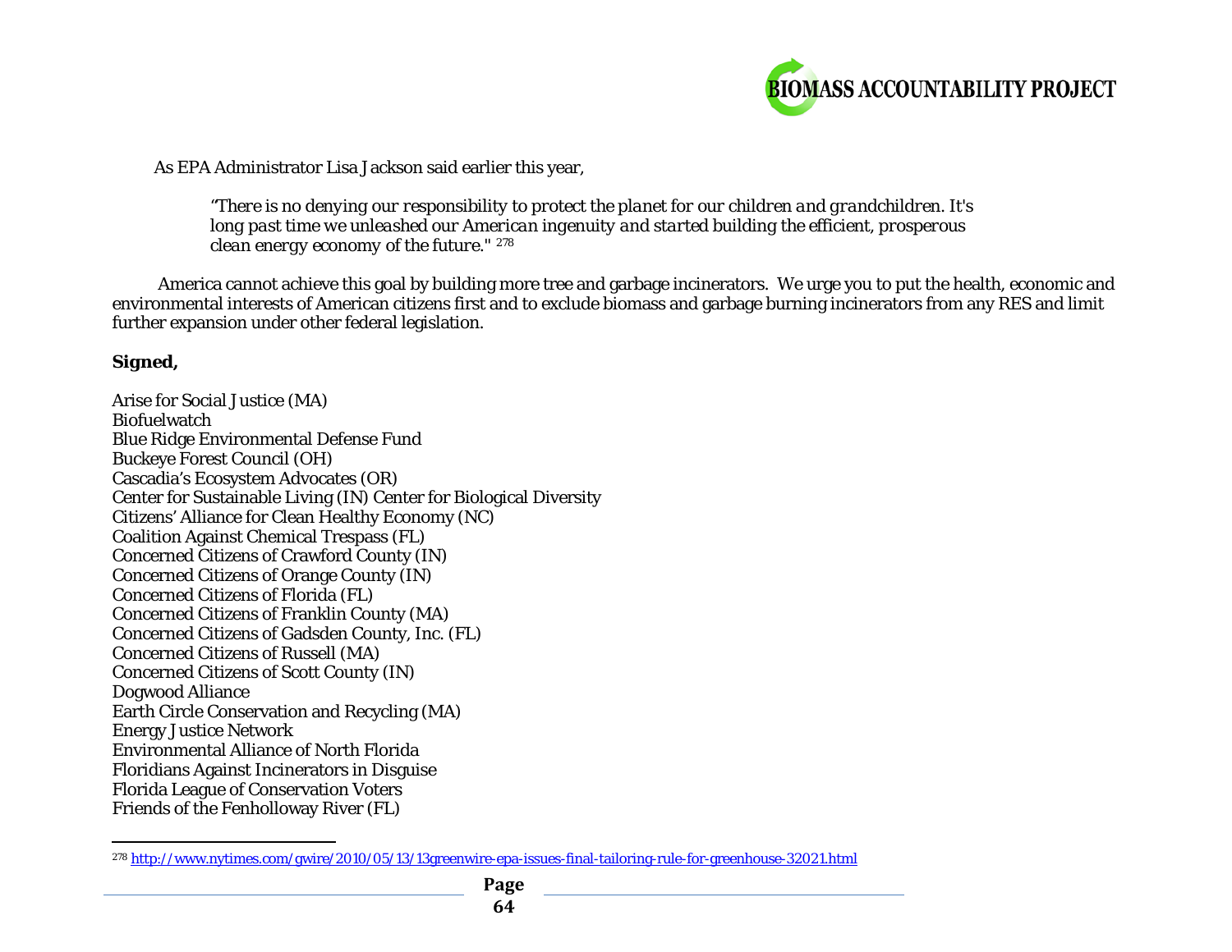As EPA Administrator Lisa Jackson said earlier this year,

> *"There is no denying our responsibility to protect the planet for our children and grandchildren. It's long past time we unleashed our American ingenuity and started building the efficient, prosperous clean energy economy of the future."* [278]

America cannot achieve this goal by building more tree and garbage incinerators. We urge you to put the health, economic and environmental interests of American citizens first and to exclude biomass and garbage burning incinerators from any RES and limit further expansion under other federal legislation.

**Signed,**

Arise for Social Justice (MA)
Biofuelwatch
Blue Ridge Environmental Defense Fund
Buckeye Forest Council (OH)
Cascadia's Ecosystem Advocates (OR)
Center for Sustainable Living (IN) Center for Biological Diversity
Citizens' Alliance for Clean Healthy Economy (NC)
Coalition Against Chemical Trespass (FL)
Concerned Citizens of Crawford County (IN)
Concerned Citizens of Orange County (IN)
Concerned Citizens of Florida (FL)
Concerned Citizens of Franklin County (MA)
Concerned Citizens of Gadsden County, Inc. (FL)
Concerned Citizens of Russell (MA)
Concerned Citizens of Scott County (IN)
Dogwood Alliance
Earth Circle Conservation and Recycling (MA)
Energy Justice Network
Environmental Alliance of North Florida
Floridians Against Incinerators in Disguise
Florida League of Conservation Voters
Friends of the Fenholloway River (FL)

---

[278] http://www.nytimes.com/gwire/2010/05/13/13greenwire-epa-issues-final-tailoring-rule-for-greenhouse-32021.html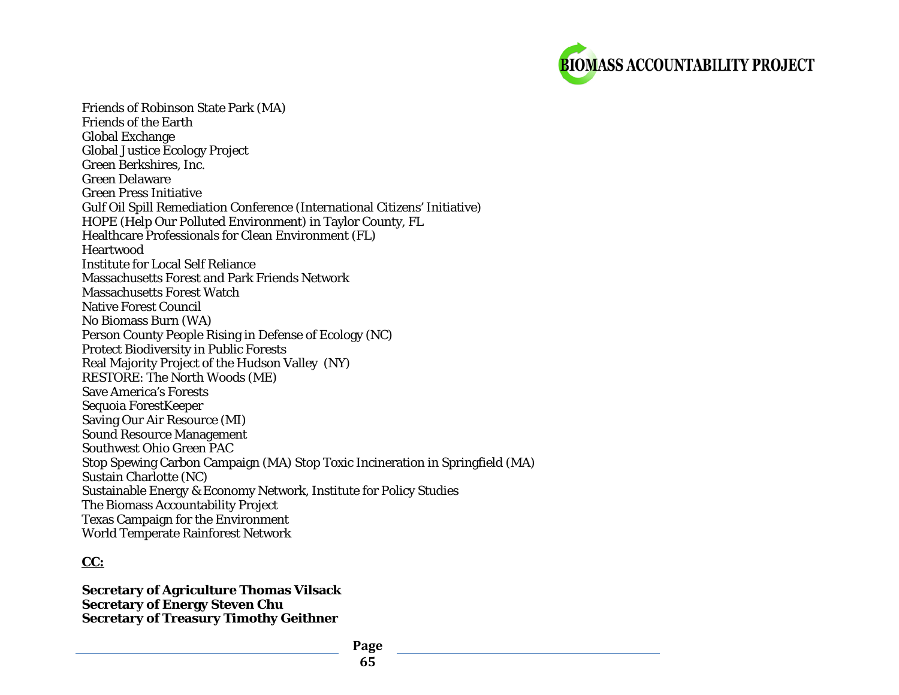Friends of Robinson State Park (MA)
Friends of the Earth
Global Exchange
Global Justice Ecology Project
Green Berkshires, Inc.
Green Delaware
Green Press Initiative
Gulf Oil Spill Remediation Conference (International Citizens' Initiative)
HOPE (Help Our Polluted Environment) in Taylor County, FL
Healthcare Professionals for Clean Environment (FL)
Heartwood
Institute for Local Self Reliance
Massachusetts Forest and Park Friends Network
Massachusetts Forest Watch
Native Forest Council
No Biomass Burn (WA)
Person County People Rising in Defense of Ecology (NC)
Protect Biodiversity in Public Forests
Real Majority Project of the Hudson Valley (NY)
RESTORE: The North Woods (ME)
Save America's Forests
Sequoia ForestKeeper
Saving Our Air Resource (MI)
Sound Resource Management
Southwest Ohio Green PAC
Stop Spewing Carbon Campaign (MA) Stop Toxic Incineration in Springfield (MA)
Sustain Charlotte (NC)
Sustainable Energy & Economy Network, Institute for Policy Studies
The Biomass Accountability Project
Texas Campaign for the Environment
World Temperate Rainforest Network

**CC:**

**Secretary of Agriculture Thomas Vilsack**
**Secretary of Energy Steven Chu**
**Secretary of Treasury Timothy Geithner**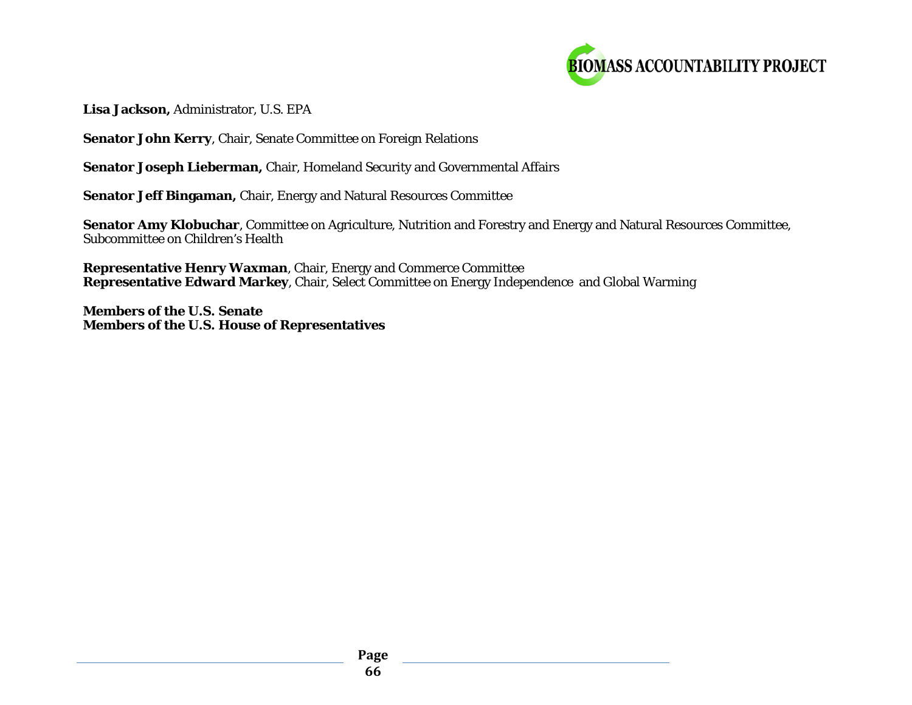**Lisa Jackson,** Administrator, U.S. EPA

**Senator John Kerry**, Chair, Senate Committee on Foreign Relations

**Senator Joseph Lieberman,** Chair, Homeland Security and Governmental Affairs

**Senator Jeff Bingaman,** Chair, Energy and Natural Resources Committee

**Senator Amy Klobuchar**, Committee on Agriculture, Nutrition and Forestry and Energy and Natural Resources Committee, Subcommittee on Children's Health

**Representative Henry Waxman**, Chair, Energy and Commerce Committee
**Representative Edward Markey**, Chair, Select Committee on Energy Independence and Global Warming

**Members of the U.S. Senate**
**Members of the U.S. House of Representatives**